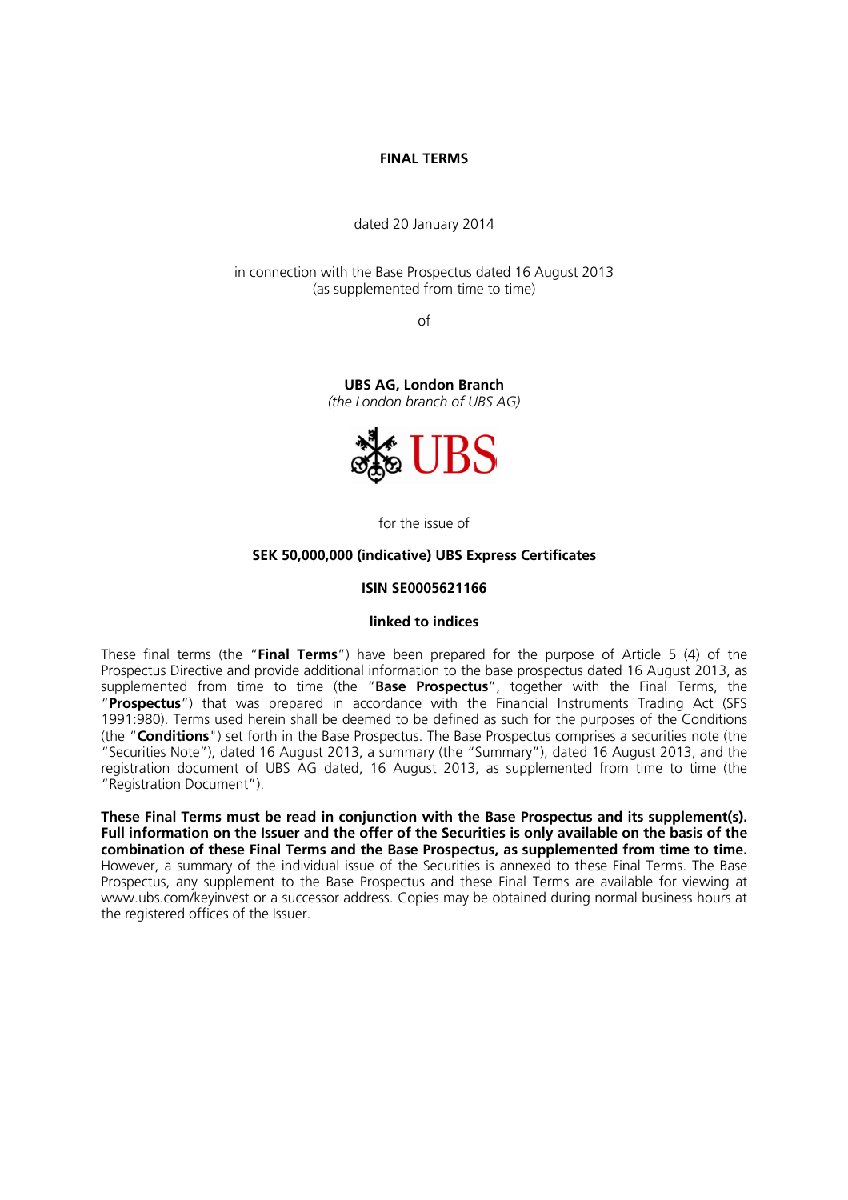# FINAL TERMS

dated 20 January 2014

in connection with the Base Prospectus dated 16 August 2013
(as supplemented from time to time)

of

**UBS AG, London Branch**
*(the London branch of UBS AG)*

UBS

for the issue of

**SEK 50,000,000 (indicative) UBS Express Certificates**

**ISIN SE0005621166**

**linked to indices**

These final terms (the "**Final Terms**") have been prepared for the purpose of Article 5 (4) of the Prospectus Directive and provide additional information to the base prospectus dated 16 August 2013, as supplemented from time to time (the "**Base Prospectus**", together with the Final Terms, the "**Prospectus**") that was prepared in accordance with the Financial Instruments Trading Act (SFS 1991:980). Terms used herein shall be deemed to be defined as such for the purposes of the Conditions (the "**Conditions**") set forth in the Base Prospectus. The Base Prospectus comprises a securities note (the "Securities Note"), dated 16 August 2013, a summary (the "Summary"), dated 16 August 2013, and the registration document of UBS AG dated, 16 August 2013, as supplemented from time to time (the "Registration Document").

**These Final Terms must be read in conjunction with the Base Prospectus and its supplement(s). Full information on the Issuer and the offer of the Securities is only available on the basis of the combination of these Final Terms and the Base Prospectus, as supplemented from time to time.** However, a summary of the individual issue of the Securities is annexed to these Final Terms. The Base Prospectus, any supplement to the Base Prospectus and these Final Terms are available for viewing at www.ubs.com/keyinvest or a successor address. Copies may be obtained during normal business hours at the registered offices of the Issuer.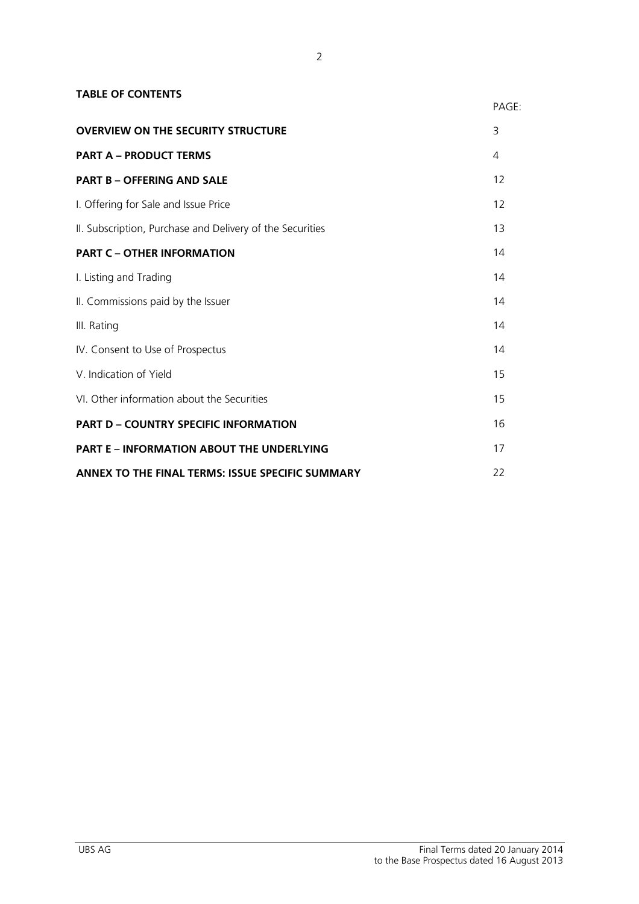**TABLE OF CONTENTS**

| | PAGE: |
|---|---|
| **OVERVIEW ON THE SECURITY STRUCTURE** | 3 |
| **PART A – PRODUCT TERMS** | 4 |
| **PART B – OFFERING AND SALE** | 12 |
| I. Offering for Sale and Issue Price | 12 |
| II. Subscription, Purchase and Delivery of the Securities | 13 |
| **PART C – OTHER INFORMATION** | 14 |
| I. Listing and Trading | 14 |
| II. Commissions paid by the Issuer | 14 |
| III. Rating | 14 |
| IV. Consent to Use of Prospectus | 14 |
| V. Indication of Yield | 15 |
| VI. Other information about the Securities | 15 |
| **PART D – COUNTRY SPECIFIC INFORMATION** | 16 |
| **PART E – INFORMATION ABOUT THE UNDERLYING** | 17 |
| **ANNEX TO THE FINAL TERMS: ISSUE SPECIFIC SUMMARY** | 22 |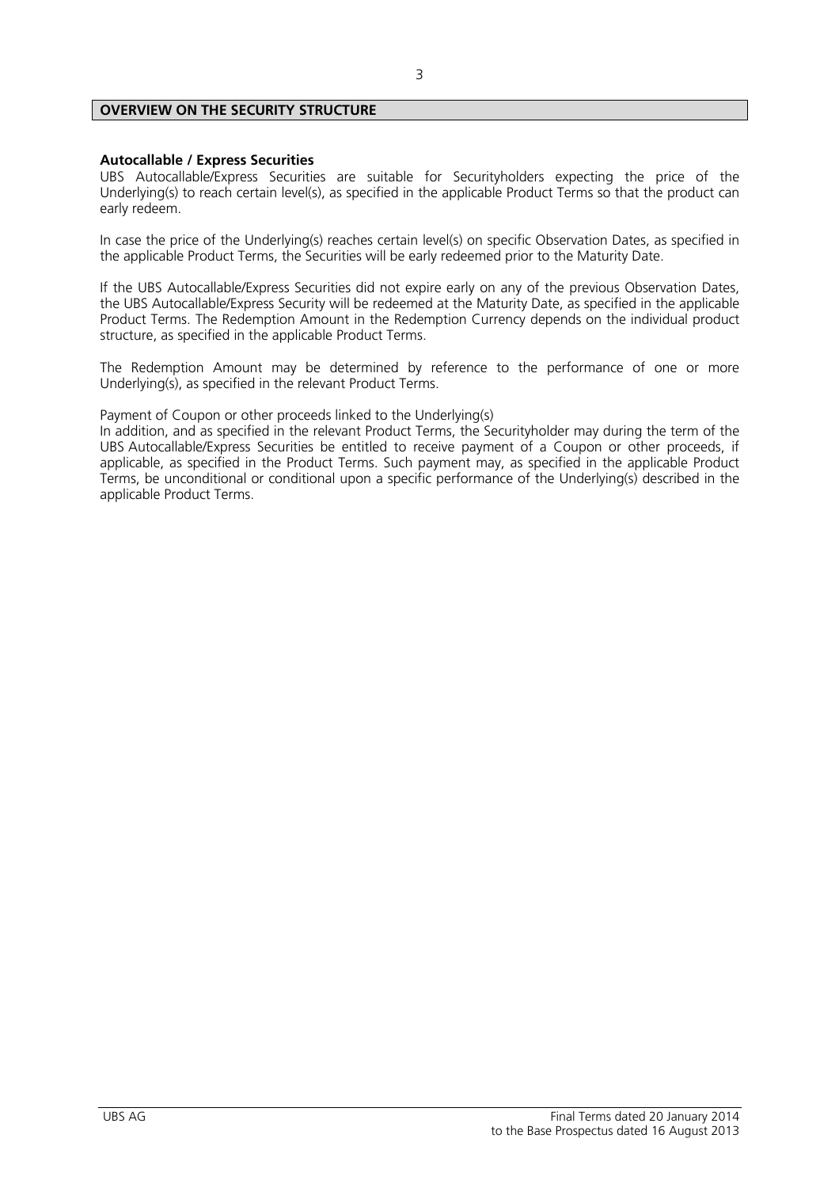## OVERVIEW ON THE SECURITY STRUCTURE

**Autocallable / Express Securities**

UBS Autocallable/Express Securities are suitable for Securityholders expecting the price of the Underlying(s) to reach certain level(s), as specified in the applicable Product Terms so that the product can early redeem.

In case the price of the Underlying(s) reaches certain level(s) on specific Observation Dates, as specified in the applicable Product Terms, the Securities will be early redeemed prior to the Maturity Date.

If the UBS Autocallable/Express Securities did not expire early on any of the previous Observation Dates, the UBS Autocallable/Express Security will be redeemed at the Maturity Date, as specified in the applicable Product Terms. The Redemption Amount in the Redemption Currency depends on the individual product structure, as specified in the applicable Product Terms.

The Redemption Amount may be determined by reference to the performance of one or more Underlying(s), as specified in the relevant Product Terms.

Payment of Coupon or other proceeds linked to the Underlying(s)

In addition, and as specified in the relevant Product Terms, the Securityholder may during the term of the UBS Autocallable/Express Securities be entitled to receive payment of a Coupon or other proceeds, if applicable, as specified in the Product Terms. Such payment may, as specified in the applicable Product Terms, be unconditional or conditional upon a specific performance of the Underlying(s) described in the applicable Product Terms.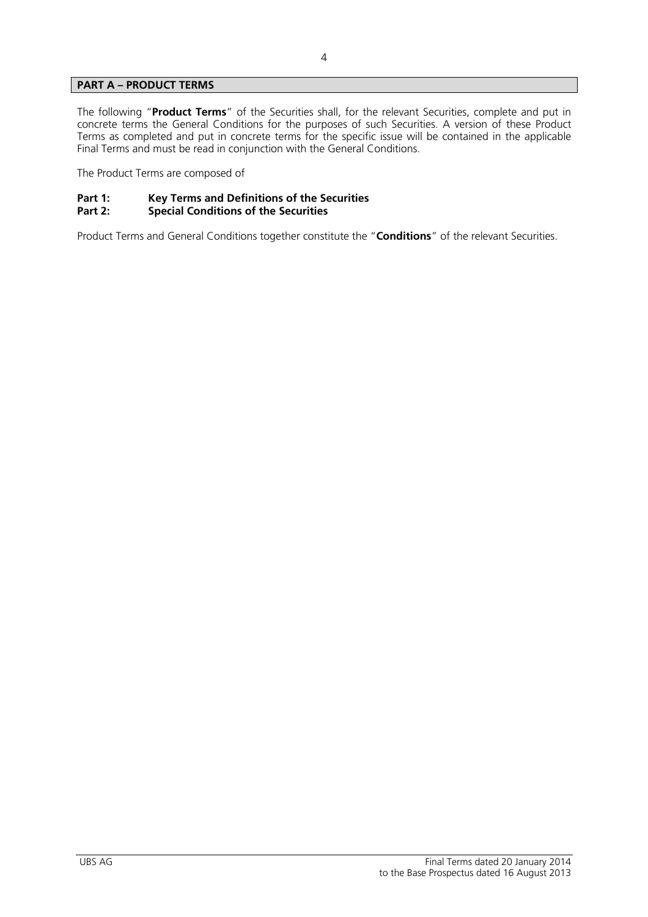## PART A – PRODUCT TERMS

The following "**Product Terms**" of the Securities shall, for the relevant Securities, complete and put in concrete terms the General Conditions for the purposes of such Securities. A version of these Product Terms as completed and put in concrete terms for the specific issue will be contained in the applicable Final Terms and must be read in conjunction with the General Conditions.

The Product Terms are composed of

**Part 1: Key Terms and Definitions of the Securities**
**Part 2: Special Conditions of the Securities**

Product Terms and General Conditions together constitute the "**Conditions**" of the relevant Securities.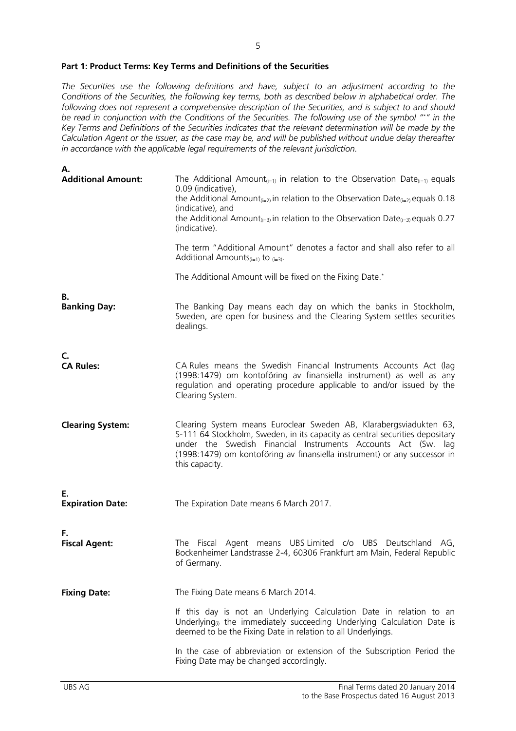## Part 1: Product Terms: Key Terms and Definitions of the Securities

*The Securities use the following definitions and have, subject to an adjustment according to the Conditions of the Securities, the following key terms, both as described below in alphabetical order. The following does not represent a comprehensive description of the Securities, and is subject to and should be read in conjunction with the Conditions of the Securities. The following use of the symbol "\*" in the Key Terms and Definitions of the Securities indicates that the relevant determination will be made by the Calculation Agent or the Issuer, as the case may be, and will be published without undue delay thereafter in accordance with the applicable legal requirements of the relevant jurisdiction.*

**A.**

**Additional Amount:** The Additional Amount$_{(i=1)}$ in relation to the Observation Date$_{(i=1)}$ equals 0.09 (indicative),
the Additional Amount$_{(i=2)}$ in relation to the Observation Date$_{(i=2)}$ equals 0.18 (indicative), and
the Additional Amount$_{(i=3)}$ in relation to the Observation Date$_{(i=3)}$ equals 0.27 (indicative).

The term "Additional Amount" denotes a factor and shall also refer to all Additional Amounts$_{(i=1)}$ to $_{(i=3)}$.

The Additional Amount will be fixed on the Fixing Date.*

**B.**

**Banking Day:** The Banking Day means each day on which the banks in Stockholm, Sweden, are open for business and the Clearing System settles securities dealings.

**C.**

**CA Rules:** CA Rules means the Swedish Financial Instruments Accounts Act (lag (1998:1479) om kontoföring av finansiella instrument) as well as any regulation and operating procedure applicable to and/or issued by the Clearing System.

**Clearing System:** Clearing System means Euroclear Sweden AB, Klarabergsviadukten 63, S-111 64 Stockholm, Sweden, in its capacity as central securities depositary under the Swedish Financial Instruments Accounts Act (Sw. lag (1998:1479) om kontoföring av finansiella instrument) or any successor in this capacity.

**E.**

**Expiration Date:** The Expiration Date means 6 March 2017.

**F.**

**Fiscal Agent:** The Fiscal Agent means UBS Limited c/o UBS Deutschland AG, Bockenheimer Landstrasse 2-4, 60306 Frankfurt am Main, Federal Republic of Germany.

**Fixing Date:** The Fixing Date means 6 March 2014.

If this day is not an Underlying Calculation Date in relation to an Underlying$_{(i)}$ the immediately succeeding Underlying Calculation Date is deemed to be the Fixing Date in relation to all Underlyings.

In the case of abbreviation or extension of the Subscription Period the Fixing Date may be changed accordingly.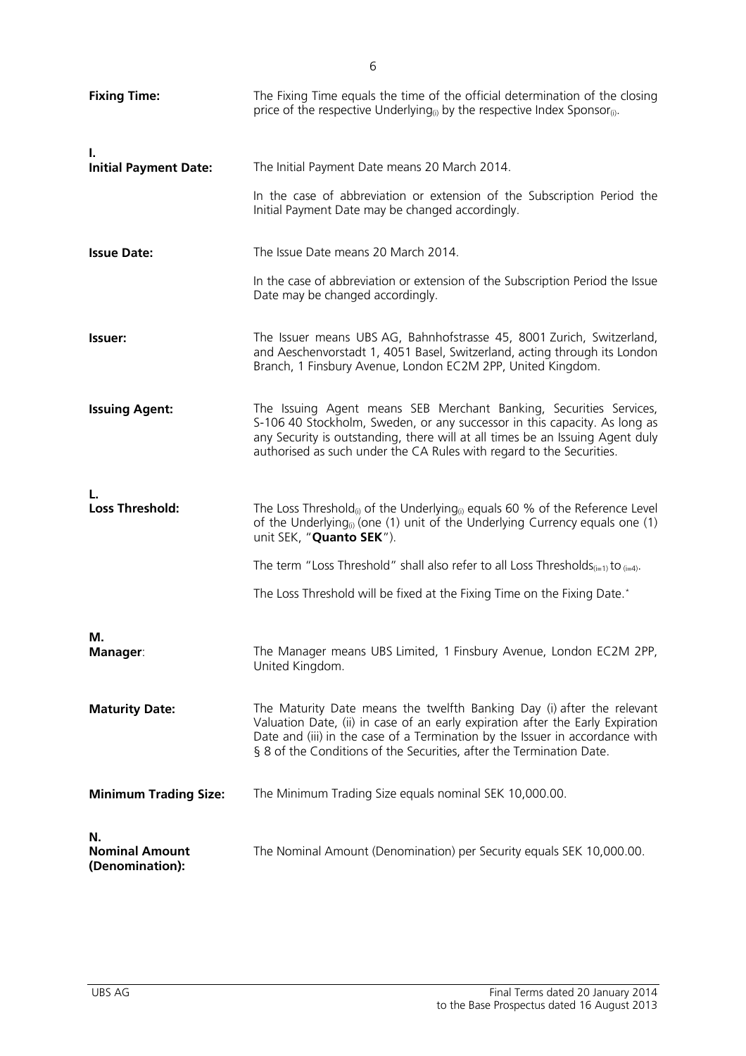**Fixing Time:** The Fixing Time equals the time of the official determination of the closing price of the respective $Underlying_{(i)}$ by the respective $Index\ Sponsor_{(i)}$.

**I.**

**Initial Payment Date:** The Initial Payment Date means 20 March 2014.

In the case of abbreviation or extension of the Subscription Period the Initial Payment Date may be changed accordingly.

**Issue Date:** The Issue Date means 20 March 2014.

In the case of abbreviation or extension of the Subscription Period the Issue Date may be changed accordingly.

**Issuer:** The Issuer means UBS AG, Bahnhofstrasse 45, 8001 Zurich, Switzerland, and Aeschenvorstadt 1, 4051 Basel, Switzerland, acting through its London Branch, 1 Finsbury Avenue, London EC2M 2PP, United Kingdom.

**Issuing Agent:** The Issuing Agent means SEB Merchant Banking, Securities Services, S-106 40 Stockholm, Sweden, or any successor in this capacity. As long as any Security is outstanding, there will at all times be an Issuing Agent duly authorised as such under the CA Rules with regard to the Securities.

**L.**

**Loss Threshold:** The $Loss\ Threshold_{(i)}$ of the $Underlying_{(i)}$ equals 60 % of the Reference Level of the $Underlying_{(i)}$ (one (1) unit of the Underlying Currency equals one (1) unit SEK, "**Quanto SEK**").

The term "Loss Threshold" shall also refer to all $Loss\ Thresholds_{(i=1)}$ to $_{(i=4)}$.

The Loss Threshold will be fixed at the Fixing Time on the Fixing Date.*

**M.**

**Manager**: The Manager means UBS Limited, 1 Finsbury Avenue, London EC2M 2PP, United Kingdom.

**Maturity Date:** The Maturity Date means the twelfth Banking Day (i) after the relevant Valuation Date, (ii) in case of an early expiration after the Early Expiration Date and (iii) in the case of a Termination by the Issuer in accordance with § 8 of the Conditions of the Securities, after the Termination Date.

**Minimum Trading Size:** The Minimum Trading Size equals nominal SEK 10,000.00.

**N.**

**Nominal Amount (Denomination):** The Nominal Amount (Denomination) per Security equals SEK 10,000.00.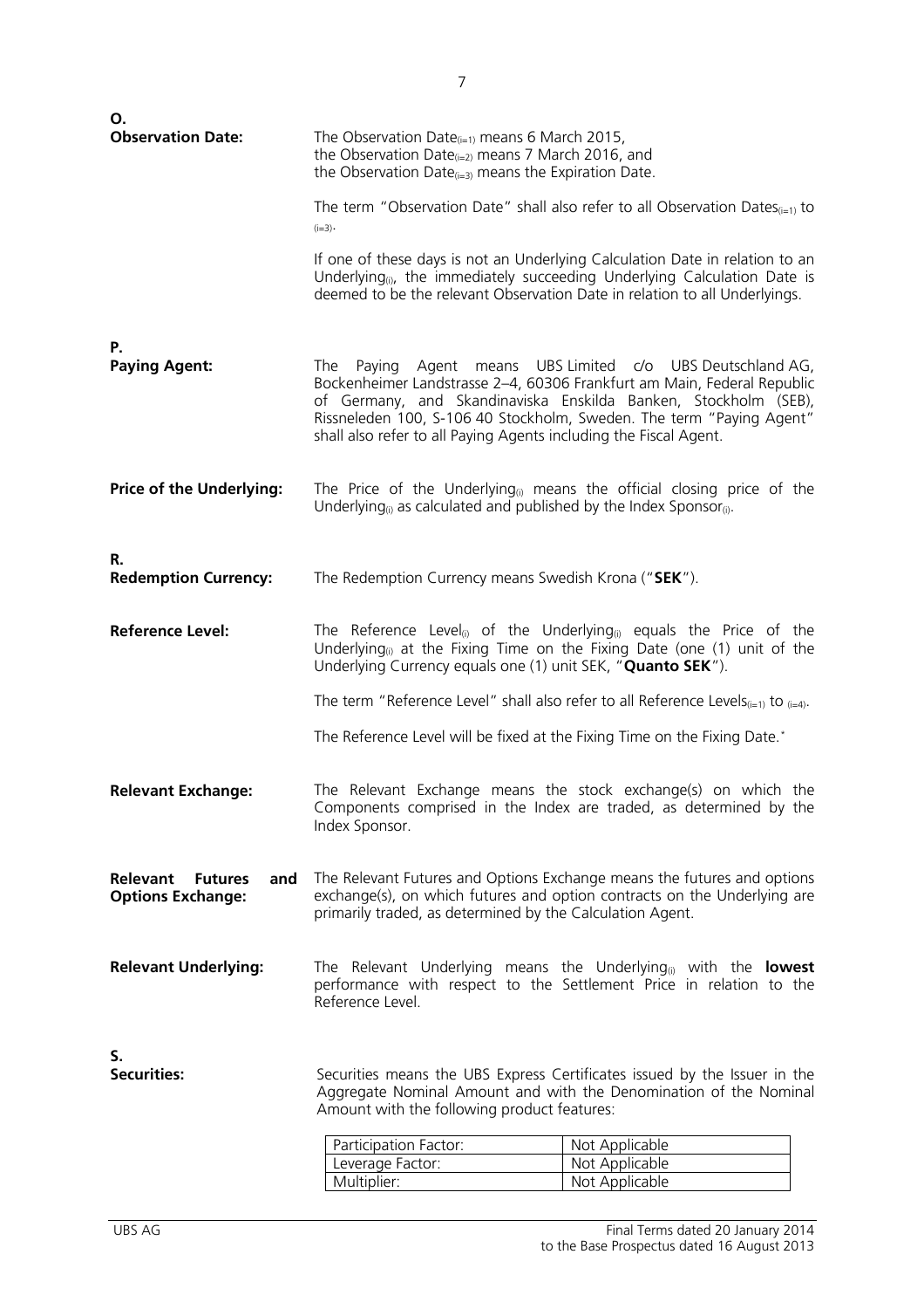**O.**

**Observation Date:**

The Observation Date$_{(i=1)}$ means 6 March 2015, the Observation Date$_{(i=2)}$ means 7 March 2016, and the Observation Date$_{(i=3)}$ means the Expiration Date.

The term "Observation Date" shall also refer to all Observation Dates$_{(i=1)}$ to $_{(i=3)}$.

If one of these days is not an Underlying Calculation Date in relation to an Underlying$_{(i)}$, the immediately succeeding Underlying Calculation Date is deemed to be the relevant Observation Date in relation to all Underlyings.

**P.**

**Paying Agent:**

The Paying Agent means UBS Limited c/o UBS Deutschland AG, Bockenheimer Landstrasse 2–4, 60306 Frankfurt am Main, Federal Republic of Germany, and Skandinaviska Enskilda Banken, Stockholm (SEB), Rissneleden 100, S-106 40 Stockholm, Sweden. The term "Paying Agent" shall also refer to all Paying Agents including the Fiscal Agent.

**Price of the Underlying:**

The Price of the Underlying$_{(i)}$ means the official closing price of the Underlying$_{(i)}$ as calculated and published by the Index Sponsor$_{(i)}$.

**R.**

**Redemption Currency:**

The Redemption Currency means Swedish Krona ("**SEK**").

**Reference Level:**

The Reference Level$_{(i)}$ of the Underlying$_{(i)}$ equals the Price of the Underlying$_{(i)}$ at the Fixing Time on the Fixing Date (one (1) unit of the Underlying Currency equals one (1) unit SEK, "**Quanto SEK**").

The term "Reference Level" shall also refer to all Reference Levels$_{(i=1)}$ to $_{(i=4)}$.

The Reference Level will be fixed at the Fixing Time on the Fixing Date.*

**Relevant Exchange:**

The Relevant Exchange means the stock exchange(s) on which the Components comprised in the Index are traded, as determined by the Index Sponsor.

**Relevant Futures and Options Exchange:**

The Relevant Futures and Options Exchange means the futures and options exchange(s), on which futures and option contracts on the Underlying are primarily traded, as determined by the Calculation Agent.

**Relevant Underlying:**

The Relevant Underlying means the Underlying$_{(i)}$ with the **lowest** performance with respect to the Settlement Price in relation to the Reference Level.

**S.**

**Securities:**

Securities means the UBS Express Certificates issued by the Issuer in the Aggregate Nominal Amount and with the Denomination of the Nominal Amount with the following product features:

| | |
|---|---|
| Participation Factor: | Not Applicable |
| Leverage Factor: | Not Applicable |
| Multiplier: | Not Applicable |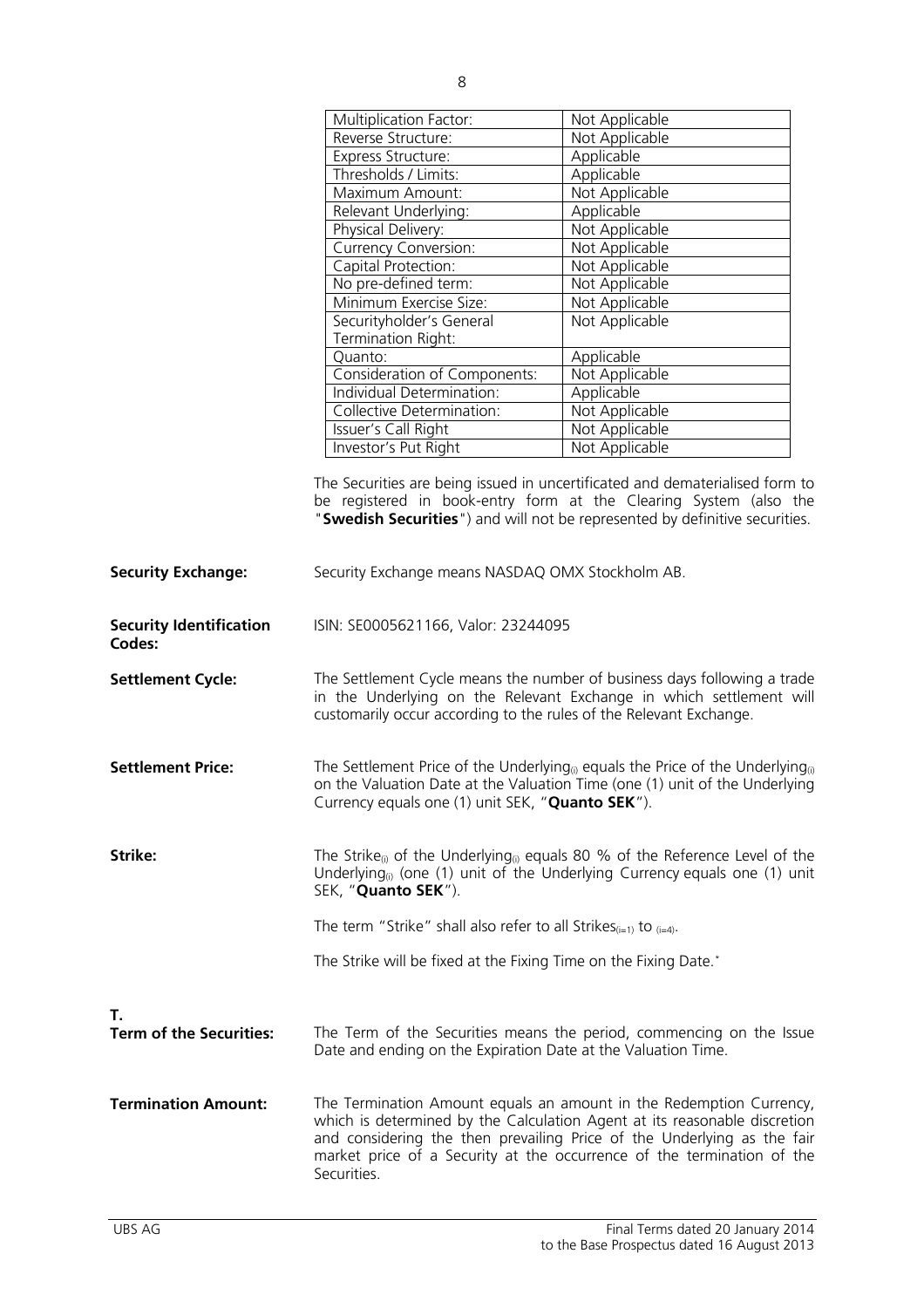| Multiplication Factor: | Not Applicable |
|---|---|
| Reverse Structure: | Not Applicable |
| Express Structure: | Applicable |
| Thresholds / Limits: | Applicable |
| Maximum Amount: | Not Applicable |
| Relevant Underlying: | Applicable |
| Physical Delivery: | Not Applicable |
| Currency Conversion: | Not Applicable |
| Capital Protection: | Not Applicable |
| No pre-defined term: | Not Applicable |
| Minimum Exercise Size: | Not Applicable |
| Securityholder's General Termination Right: | Not Applicable |
| Quanto: | Applicable |
| Consideration of Components: | Not Applicable |
| Individual Determination: | Applicable |
| Collective Determination: | Not Applicable |
| Issuer's Call Right | Not Applicable |
| Investor's Put Right | Not Applicable |

The Securities are being issued in uncertificated and dematerialised form to be registered in book-entry form at the Clearing System (also the "**Swedish Securities**") and will not be represented by definitive securities.

**Security Exchange:** Security Exchange means NASDAQ OMX Stockholm AB.

**Security Identification Codes:** ISIN: SE0005621166, Valor: 23244095

**Settlement Cycle:** The Settlement Cycle means the number of business days following a trade in the Underlying on the Relevant Exchange in which settlement will customarily occur according to the rules of the Relevant Exchange.

**Settlement Price:** The Settlement Price of the Underlying$_{(i)}$ equals the Price of the Underlying$_{(i)}$ on the Valuation Date at the Valuation Time (one (1) unit of the Underlying Currency equals one (1) unit SEK, "**Quanto SEK**").

**Strike:** The Strike$_{(i)}$ of the Underlying$_{(i)}$ equals 80 % of the Reference Level of the Underlying$_{(i)}$ (one (1) unit of the Underlying Currency equals one (1) unit SEK, "**Quanto SEK**").

The term "Strike" shall also refer to all Strikes$_{(i=1)}$ to $_{(i=4)}$.

The Strike will be fixed at the Fixing Time on the Fixing Date.*

**T.**

**Term of the Securities:** The Term of the Securities means the period, commencing on the Issue Date and ending on the Expiration Date at the Valuation Time.

**Termination Amount:** The Termination Amount equals an amount in the Redemption Currency, which is determined by the Calculation Agent at its reasonable discretion and considering the then prevailing Price of the Underlying as the fair market price of a Security at the occurrence of the termination of the Securities.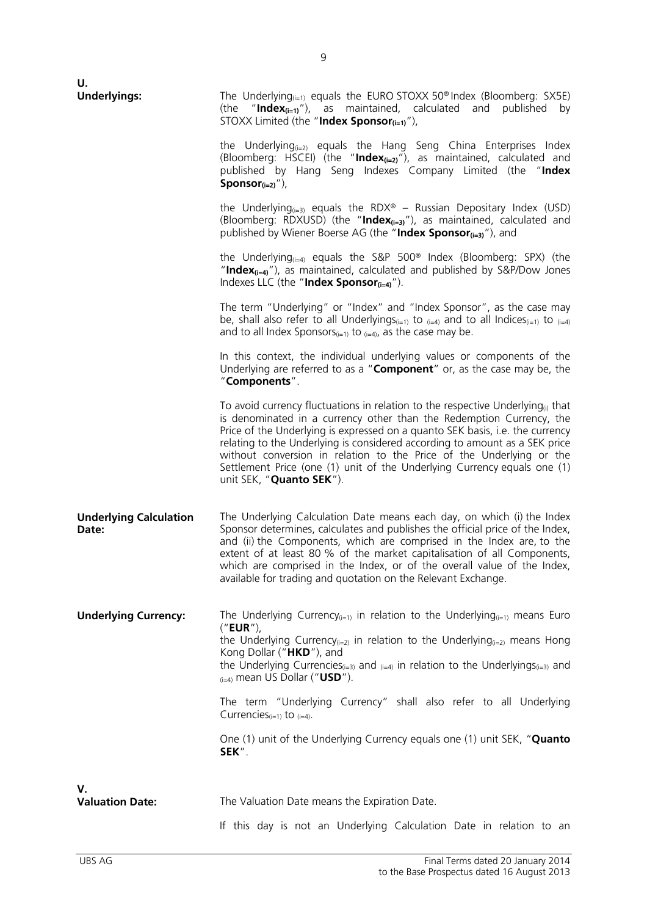**U.**

**Underlyings:** The Underlying$_{(i=1)}$ equals the EURO STOXX 50® Index (Bloomberg: SX5E) (the "**Index$_{(i=1)}$**"), as maintained, calculated and published by STOXX Limited (the "**Index Sponsor$_{(i=1)}$**"),

the Underlying$_{(i=2)}$ equals the Hang Seng China Enterprises Index (Bloomberg: HSCEI) (the "**Index$_{(i=2)}$**"), as maintained, calculated and published by Hang Seng Indexes Company Limited (the "**Index Sponsor$_{(i=2)}$**"),

the Underlying$_{(i=3)}$ equals the RDX® – Russian Depositary Index (USD) (Bloomberg: RDXUSD) (the "**Index$_{(i=3)}$**"), as maintained, calculated and published by Wiener Boerse AG (the "**Index Sponsor$_{(i=3)}$**"), and

the Underlying$_{(i=4)}$ equals the S&P 500® Index (Bloomberg: SPX) (the "**Index$_{(i=4)}$**"), as maintained, calculated and published by S&P/Dow Jones Indexes LLC (the "**Index Sponsor$_{(i=4)}$**").

The term "Underlying" or "Index" and "Index Sponsor", as the case may be, shall also refer to all Underlyings$_{(i=1)}$ to $_{(i=4)}$ and to all Indices$_{(i=1)}$ to $_{(i=4)}$ and to all Index Sponsors$_{(i=1)}$ to $_{(i=4)}$, as the case may be.

In this context, the individual underlying values or components of the Underlying are referred to as a "**Component**" or, as the case may be, the "**Components**".

To avoid currency fluctuations in relation to the respective Underlying$_{(i)}$ that is denominated in a currency other than the Redemption Currency, the Price of the Underlying is expressed on a quanto SEK basis, i.e. the currency relating to the Underlying is considered according to amount as a SEK price without conversion in relation to the Price of the Underlying or the Settlement Price (one (1) unit of the Underlying Currency equals one (1) unit SEK, "**Quanto SEK**").

**Underlying Calculation Date:** The Underlying Calculation Date means each day, on which (i) the Index Sponsor determines, calculates and publishes the official price of the Index, and (ii) the Components, which are comprised in the Index are, to the extent of at least 80 % of the market capitalisation of all Components, which are comprised in the Index, or of the overall value of the Index, available for trading and quotation on the Relevant Exchange.

**Underlying Currency:** The Underlying Currency$_{(i=1)}$ in relation to the Underlying$_{(i=1)}$ means Euro ("**EUR**"),
the Underlying Currency$_{(i=2)}$ in relation to the Underlying$_{(i=2)}$ means Hong Kong Dollar ("**HKD**"), and
the Underlying Currencies$_{(i=3)}$ and $_{(i=4)}$ in relation to the Underlyings$_{(i=3)}$ and $_{(i=4)}$ mean US Dollar ("**USD**").

The term "Underlying Currency" shall also refer to all Underlying Currencies$_{(i=1)}$ to $_{(i=4)}$.

One (1) unit of the Underlying Currency equals one (1) unit SEK, "**Quanto SEK**".

**V.**

**Valuation Date:** The Valuation Date means the Expiration Date.

If this day is not an Underlying Calculation Date in relation to an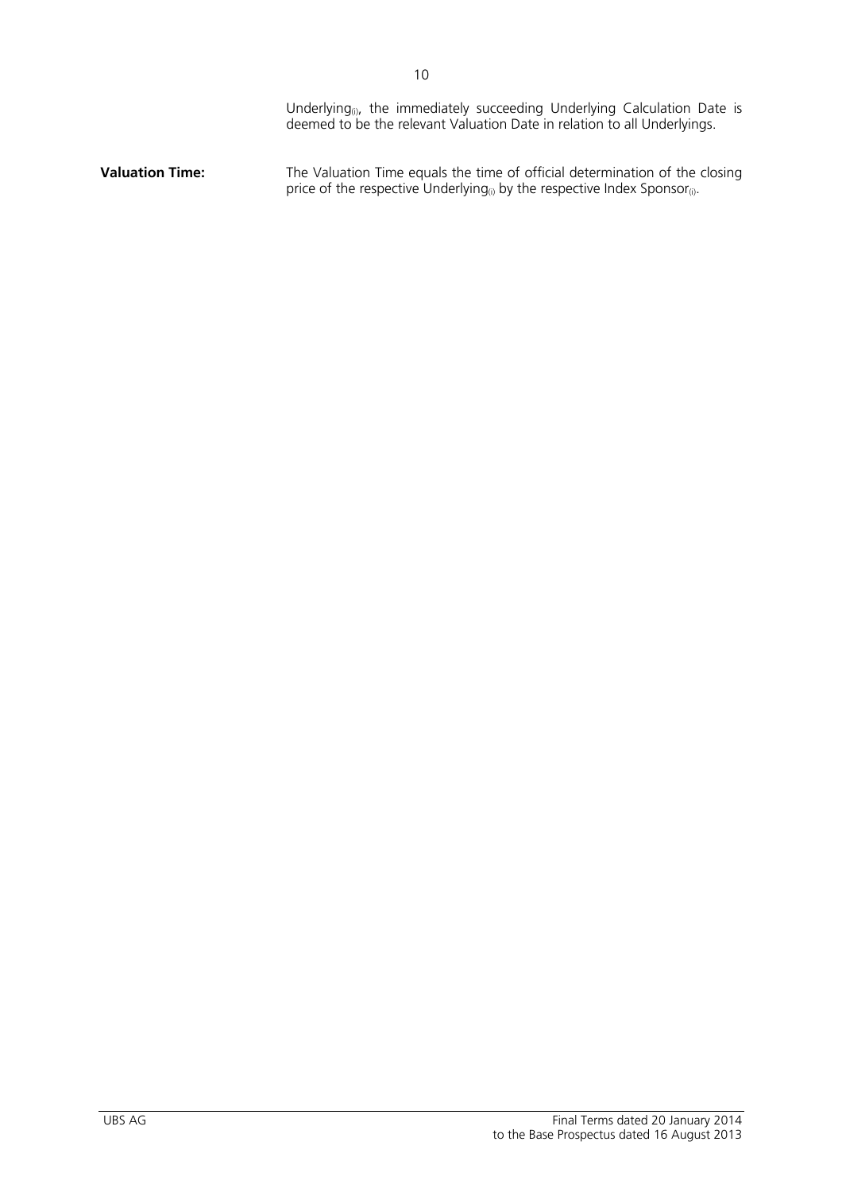Underlying$_{(i)}$, the immediately succeeding Underlying Calculation Date is deemed to be the relevant Valuation Date in relation to all Underlyings.

| | |
|---|---|
| **Valuation Time:** | The Valuation Time equals the time of official determination of the closing price of the respective Underlying$_{(i)}$ by the respective Index Sponsor$_{(i)}$. |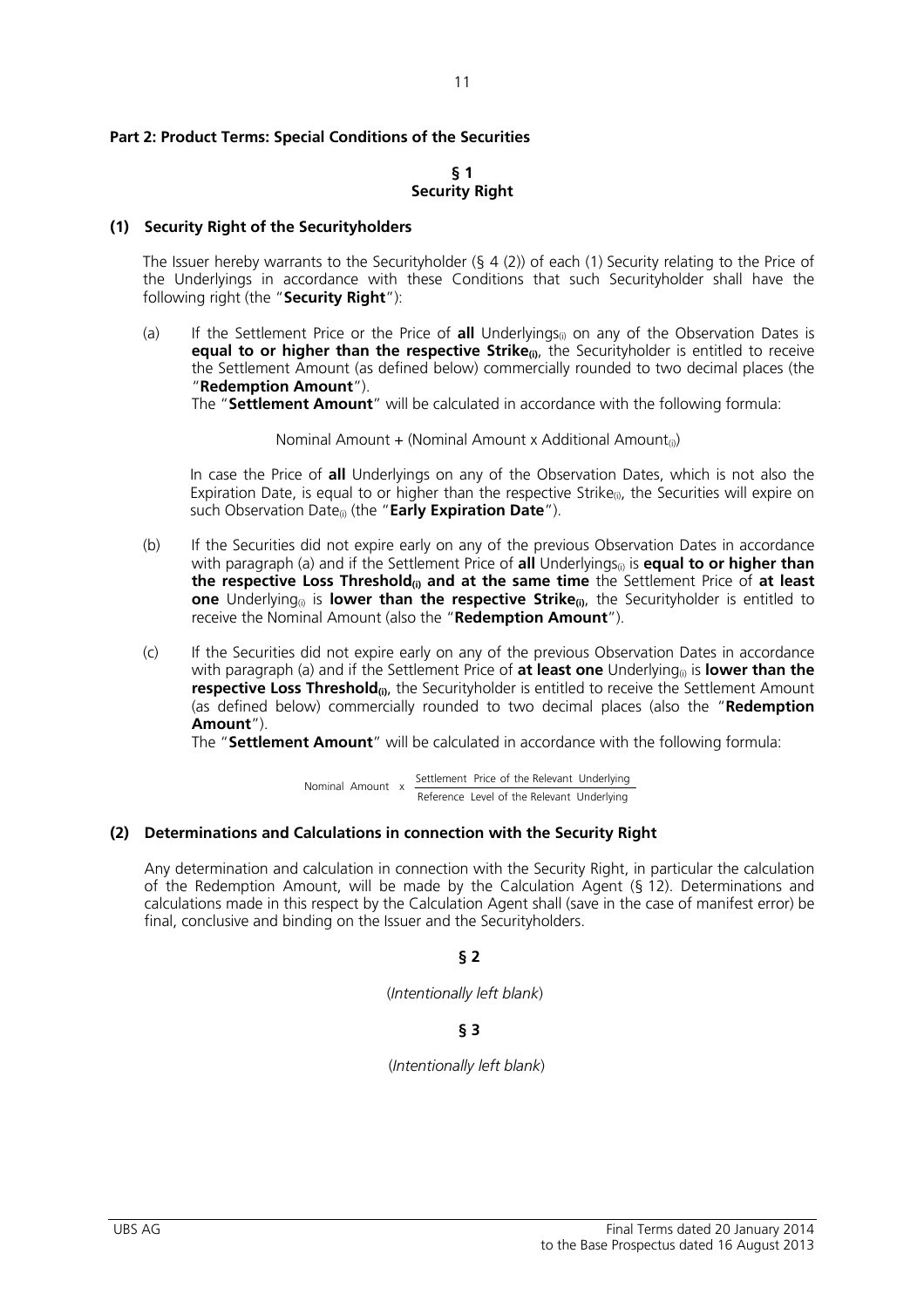## Part 2: Product Terms: Special Conditions of the Securities

### § 1
### Security Right

#### (1) Security Right of the Securityholders

The Issuer hereby warrants to the Securityholder (§ 4 (2)) of each (1) Security relating to the Price of the Underlyings in accordance with these Conditions that such Securityholder shall have the following right (the "**Security Right**"):

(a) If the Settlement Price or the Price of **all** $\text{Underlyings}_{(i)}$ on any of the Observation Dates is **equal to or higher than the respective $\textbf{Strike}_{(i)}$**, the Securityholder is entitled to receive the Settlement Amount (as defined below) commercially rounded to two decimal places (the "**Redemption Amount**").

The "**Settlement Amount**" will be calculated in accordance with the following formula:

$$\text{Nominal Amount} + (\text{Nominal Amount x Additional Amount}_{(i)})$$

In case the Price of **all** Underlyings on any of the Observation Dates, which is not also the Expiration Date, is equal to or higher than the respective $\text{Strike}_{(i)}$, the Securities will expire on such Observation $\text{Date}_{(i)}$ (the "**Early Expiration Date**").

(b) If the Securities did not expire early on any of the previous Observation Dates in accordance with paragraph (a) and if the Settlement Price of **all** $\text{Underlyings}_{(i)}$ is **equal to or higher than the respective Loss $\textbf{Threshold}_{(i)}$ and at the same time** the Settlement Price of **at least one** $\text{Underlying}_{(i)}$ is **lower than the respective $\textbf{Strike}_{(i)}$**, the Securityholder is entitled to receive the Nominal Amount (also the "**Redemption Amount**").

(c) If the Securities did not expire early on any of the previous Observation Dates in accordance with paragraph (a) and if the Settlement Price of **at least one** $\text{Underlying}_{(i)}$ is **lower than the respective Loss $\textbf{Threshold}_{(i)}$**, the Securityholder is entitled to receive the Settlement Amount (as defined below) commercially rounded to two decimal places (also the "**Redemption Amount**").

The "**Settlement Amount**" will be calculated in accordance with the following formula:

$$\text{Nominal Amount x } \frac{\text{Settlement Price of the Relevant Underlying}}{\text{Reference Level of the Relevant Underlying}}$$

#### (2) Determinations and Calculations in connection with the Security Right

Any determination and calculation in connection with the Security Right, in particular the calculation of the Redemption Amount, will be made by the Calculation Agent (§ 12). Determinations and calculations made in this respect by the Calculation Agent shall (save in the case of manifest error) be final, conclusive and binding on the Issuer and the Securityholders.

### § 2

(*Intentionally left blank*)

### § 3

(*Intentionally left blank*)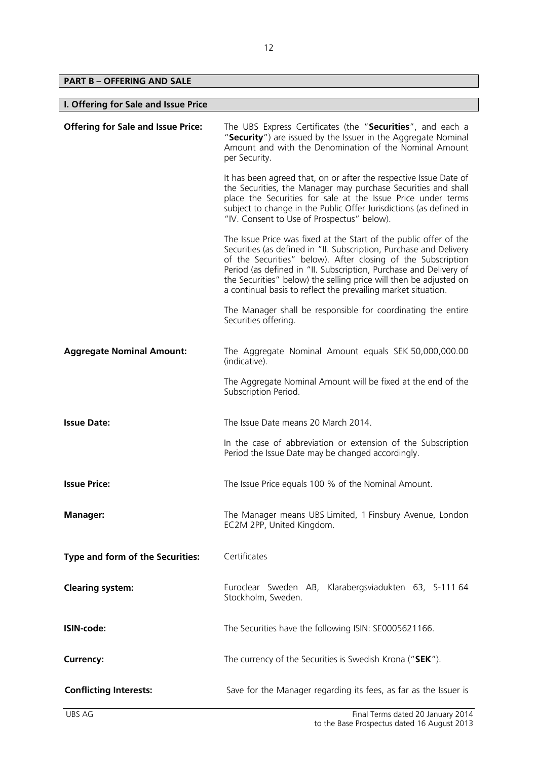## PART B – OFFERING AND SALE

### I. Offering for Sale and Issue Price

| | |
|---|---|
| **Offering for Sale and Issue Price:** | The UBS Express Certificates (the "**Securities**", and each a "**Security**") are issued by the Issuer in the Aggregate Nominal Amount and with the Denomination of the Nominal Amount per Security.<br><br>It has been agreed that, on or after the respective Issue Date of the Securities, the Manager may purchase Securities and shall place the Securities for sale at the Issue Price under terms subject to change in the Public Offer Jurisdictions (as defined in "IV. Consent to Use of Prospectus" below).<br><br>The Issue Price was fixed at the Start of the public offer of the Securities (as defined in "II. Subscription, Purchase and Delivery of the Securities" below). After closing of the Subscription Period (as defined in "II. Subscription, Purchase and Delivery of the Securities" below) the selling price will then be adjusted on a continual basis to reflect the prevailing market situation.<br><br>The Manager shall be responsible for coordinating the entire Securities offering. |
| **Aggregate Nominal Amount:** | The Aggregate Nominal Amount equals SEK 50,000,000.00 (indicative).<br><br>The Aggregate Nominal Amount will be fixed at the end of the Subscription Period. |
| **Issue Date:** | The Issue Date means 20 March 2014.<br><br>In the case of abbreviation or extension of the Subscription Period the Issue Date may be changed accordingly. |
| **Issue Price:** | The Issue Price equals 100 % of the Nominal Amount. |
| **Manager:** | The Manager means UBS Limited, 1 Finsbury Avenue, London EC2M 2PP, United Kingdom. |
| **Type and form of the Securities:** | Certificates |
| **Clearing system:** | Euroclear Sweden AB, Klarabergsviadukten 63, S-111 64 Stockholm, Sweden. |
| **ISIN-code:** | The Securities have the following ISIN: SE0005621166. |
| **Currency:** | The currency of the Securities is Swedish Krona ("**SEK**"). |
| **Conflicting Interests:** | Save for the Manager regarding its fees, as far as the Issuer is |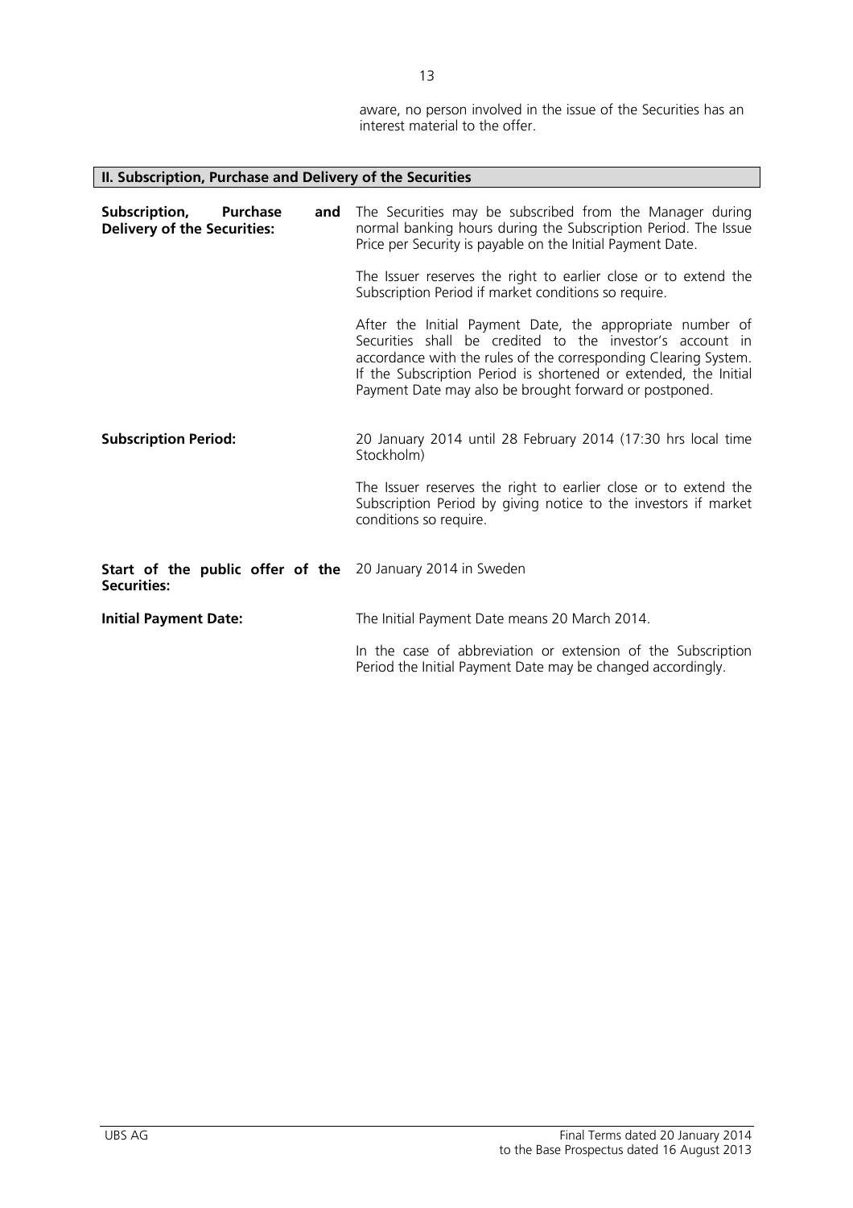aware, no person involved in the issue of the Securities has an interest material to the offer.

## II. Subscription, Purchase and Delivery of the Securities

| | |
|---|---|
| **Subscription, Purchase and Delivery of the Securities:** | The Securities may be subscribed from the Manager during normal banking hours during the Subscription Period. The Issue Price per Security is payable on the Initial Payment Date.<br><br>The Issuer reserves the right to earlier close or to extend the Subscription Period if market conditions so require.<br><br>After the Initial Payment Date, the appropriate number of Securities shall be credited to the investor's account in accordance with the rules of the corresponding Clearing System. If the Subscription Period is shortened or extended, the Initial Payment Date may also be brought forward or postponed. |
| **Subscription Period:** | 20 January 2014 until 28 February 2014 (17:30 hrs local time Stockholm)<br><br>The Issuer reserves the right to earlier close or to extend the Subscription Period by giving notice to the investors if market conditions so require. |
| **Start of the public offer of the Securities:** | 20 January 2014 in Sweden |
| **Initial Payment Date:** | The Initial Payment Date means 20 March 2014.<br><br>In the case of abbreviation or extension of the Subscription Period the Initial Payment Date may be changed accordingly. |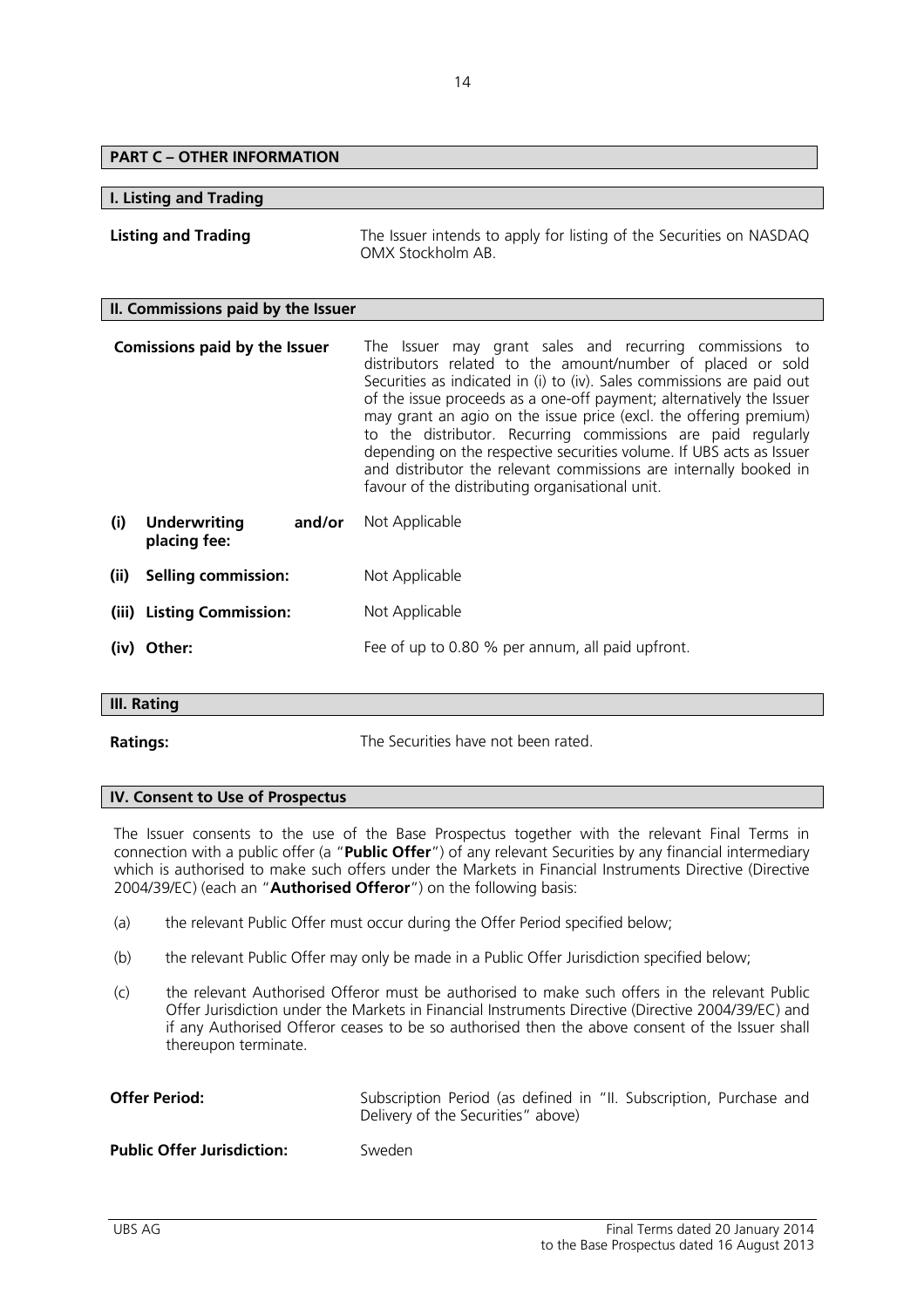## PART C – OTHER INFORMATION

### I. Listing and Trading

| | |
|---|---|
| **Listing and Trading** | The Issuer intends to apply for listing of the Securities on NASDAQ OMX Stockholm AB. |

### II. Commissions paid by the Issuer

| | |
|---|---|
| **Comissions paid by the Issuer** | The Issuer may grant sales and recurring commissions to distributors related to the amount/number of placed or sold Securities as indicated in (i) to (iv). Sales commissions are paid out of the issue proceeds as a one-off payment; alternatively the Issuer may grant an agio on the issue price (excl. the offering premium) to the distributor. Recurring commissions are paid regularly depending on the respective securities volume. If UBS acts as Issuer and distributor the relevant commissions are internally booked in favour of the distributing organisational unit. |
| **(i) Underwriting and/or placing fee:** | Not Applicable |
| **(ii) Selling commission:** | Not Applicable |
| **(iii) Listing Commission:** | Not Applicable |
| **(iv) Other:** | Fee of up to 0.80 % per annum, all paid upfront. |

### III. Rating

| | |
|---|---|
| **Ratings:** | The Securities have not been rated. |

### IV. Consent to Use of Prospectus

The Issuer consents to the use of the Base Prospectus together with the relevant Final Terms in connection with a public offer (a "**Public Offer**") of any relevant Securities by any financial intermediary which is authorised to make such offers under the Markets in Financial Instruments Directive (Directive 2004/39/EC) (each an "**Authorised Offeror**") on the following basis:

(a) the relevant Public Offer must occur during the Offer Period specified below;

(b) the relevant Public Offer may only be made in a Public Offer Jurisdiction specified below;

(c) the relevant Authorised Offeror must be authorised to make such offers in the relevant Public Offer Jurisdiction under the Markets in Financial Instruments Directive (Directive 2004/39/EC) and if any Authorised Offeror ceases to be so authorised then the above consent of the Issuer shall thereupon terminate.

| | |
|---|---|
| **Offer Period:** | Subscription Period (as defined in "II. Subscription, Purchase and Delivery of the Securities" above) |
| **Public Offer Jurisdiction:** | Sweden |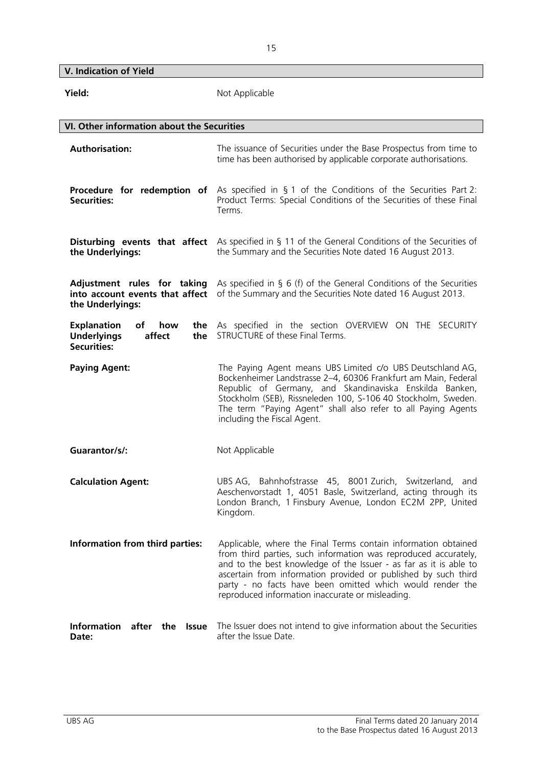## V. Indication of Yield

| | |
|---|---|
| **Yield:** | Not Applicable |

## VI. Other information about the Securities

| | |
|---|---|
| **Authorisation:** | The issuance of Securities under the Base Prospectus from time to time has been authorised by applicable corporate authorisations. |
| **Procedure for redemption of Securities:** | As specified in § 1 of the Conditions of the Securities Part 2: Product Terms: Special Conditions of the Securities of these Final Terms. |
| **Disturbing events that affect the Underlyings:** | As specified in § 11 of the General Conditions of the Securities of the Summary and the Securities Note dated 16 August 2013. |
| **Adjustment rules for taking into account events that affect the Underlyings:** | As specified in § 6 (f) of the General Conditions of the Securities of the Summary and the Securities Note dated 16 August 2013. |
| **Explanation of how the Underlyings affect the Securities:** | As specified in the section OVERVIEW ON THE SECURITY STRUCTURE of these Final Terms. |
| **Paying Agent:** | The Paying Agent means UBS Limited c/o UBS Deutschland AG, Bockenheimer Landstrasse 2–4, 60306 Frankfurt am Main, Federal Republic of Germany, and Skandinaviska Enskilda Banken, Stockholm (SEB), Rissneleden 100, S-106 40 Stockholm, Sweden. The term "Paying Agent" shall also refer to all Paying Agents including the Fiscal Agent. |
| **Guarantor/s/:** | Not Applicable |
| **Calculation Agent:** | UBS AG, Bahnhofstrasse 45, 8001 Zurich, Switzerland, and Aeschenvorstadt 1, 4051 Basle, Switzerland, acting through its London Branch, 1 Finsbury Avenue, London EC2M 2PP, United Kingdom. |
| **Information from third parties:** | Applicable, where the Final Terms contain information obtained from third parties, such information was reproduced accurately, and to the best knowledge of the Issuer - as far as it is able to ascertain from information provided or published by such third party - no facts have been omitted which would render the reproduced information inaccurate or misleading. |
| **Information after the Issue Date:** | The Issuer does not intend to give information about the Securities after the Issue Date. |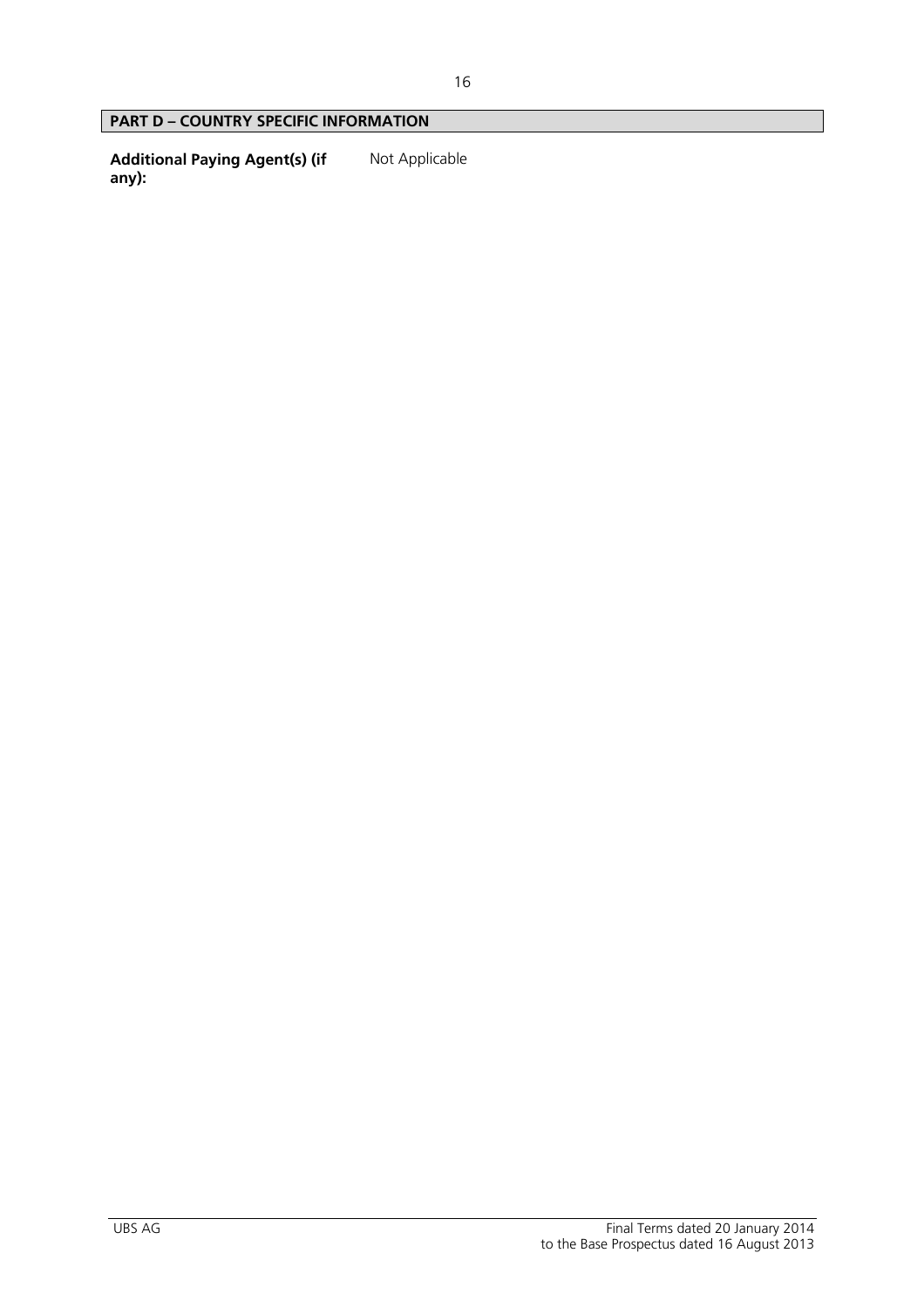## PART D – COUNTRY SPECIFIC INFORMATION

| | |
|---|---|
| **Additional Paying Agent(s) (if any):** | Not Applicable |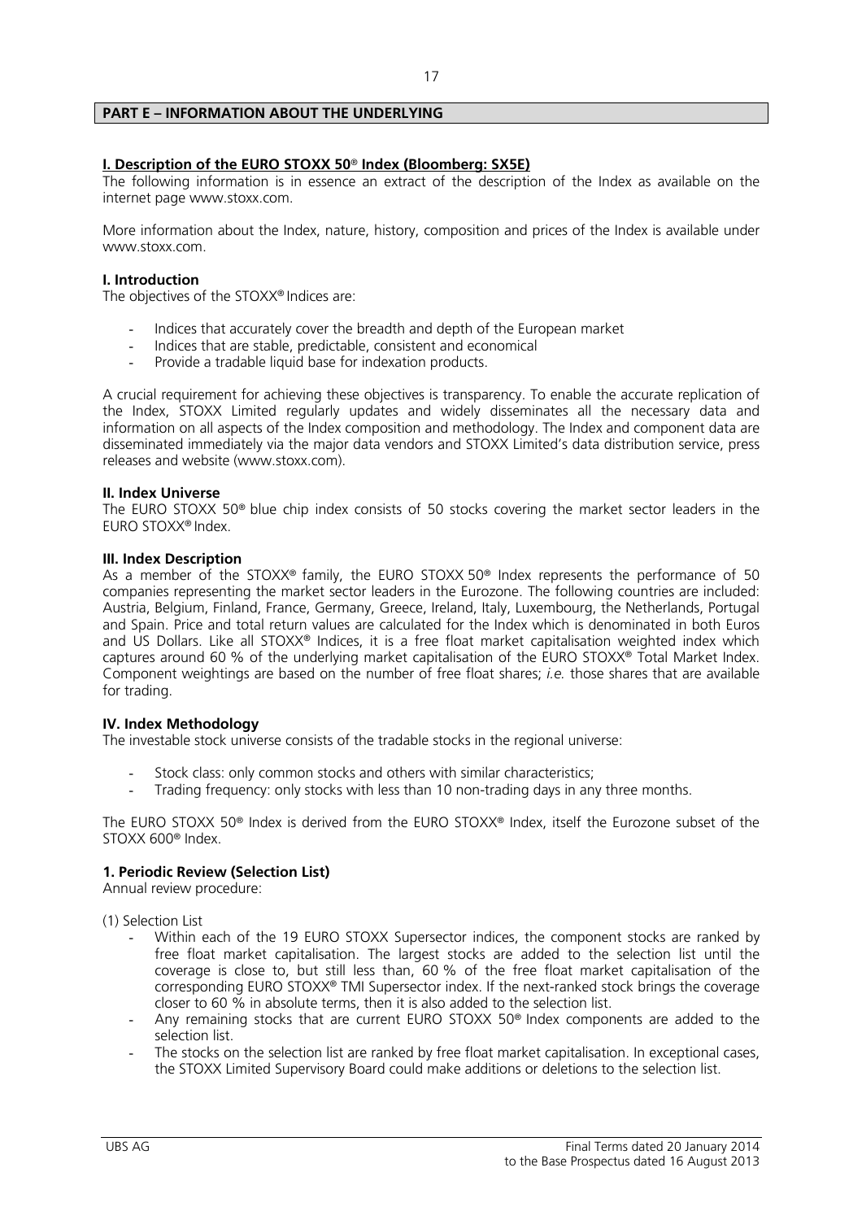## PART E – INFORMATION ABOUT THE UNDERLYING

### I. Description of the EURO STOXX 50® Index (Bloomberg: SX5E)

The following information is in essence an extract of the description of the Index as available on the internet page www.stoxx.com.

More information about the Index, nature, history, composition and prices of the Index is available under www.stoxx.com.

**I. Introduction**

The objectives of the STOXX® Indices are:

- Indices that accurately cover the breadth and depth of the European market
- Indices that are stable, predictable, consistent and economical
- Provide a tradable liquid base for indexation products.

A crucial requirement for achieving these objectives is transparency. To enable the accurate replication of the Index, STOXX Limited regularly updates and widely disseminates all the necessary data and information on all aspects of the Index composition and methodology. The Index and component data are disseminated immediately via the major data vendors and STOXX Limited's data distribution service, press releases and website (www.stoxx.com).

**II. Index Universe**

The EURO STOXX 50® blue chip index consists of 50 stocks covering the market sector leaders in the EURO STOXX® Index.

**III. Index Description**

As a member of the STOXX® family, the EURO STOXX 50® Index represents the performance of 50 companies representing the market sector leaders in the Eurozone. The following countries are included: Austria, Belgium, Finland, France, Germany, Greece, Ireland, Italy, Luxembourg, the Netherlands, Portugal and Spain. Price and total return values are calculated for the Index which is denominated in both Euros and US Dollars. Like all STOXX® Indices, it is a free float market capitalisation weighted index which captures around 60 % of the underlying market capitalisation of the EURO STOXX® Total Market Index. Component weightings are based on the number of free float shares; *i.e.* those shares that are available for trading.

**IV. Index Methodology**

The investable stock universe consists of the tradable stocks in the regional universe:

- Stock class: only common stocks and others with similar characteristics;
- Trading frequency: only stocks with less than 10 non-trading days in any three months.

The EURO STOXX 50® Index is derived from the EURO STOXX® Index, itself the Eurozone subset of the STOXX 600® Index.

**1. Periodic Review (Selection List)**

Annual review procedure:

(1) Selection List

- Within each of the 19 EURO STOXX Supersector indices, the component stocks are ranked by free float market capitalisation. The largest stocks are added to the selection list until the coverage is close to, but still less than, 60 % of the free float market capitalisation of the corresponding EURO STOXX® TMI Supersector index. If the next-ranked stock brings the coverage closer to 60 % in absolute terms, then it is also added to the selection list.
- Any remaining stocks that are current EURO STOXX 50® Index components are added to the selection list.
- The stocks on the selection list are ranked by free float market capitalisation. In exceptional cases, the STOXX Limited Supervisory Board could make additions or deletions to the selection list.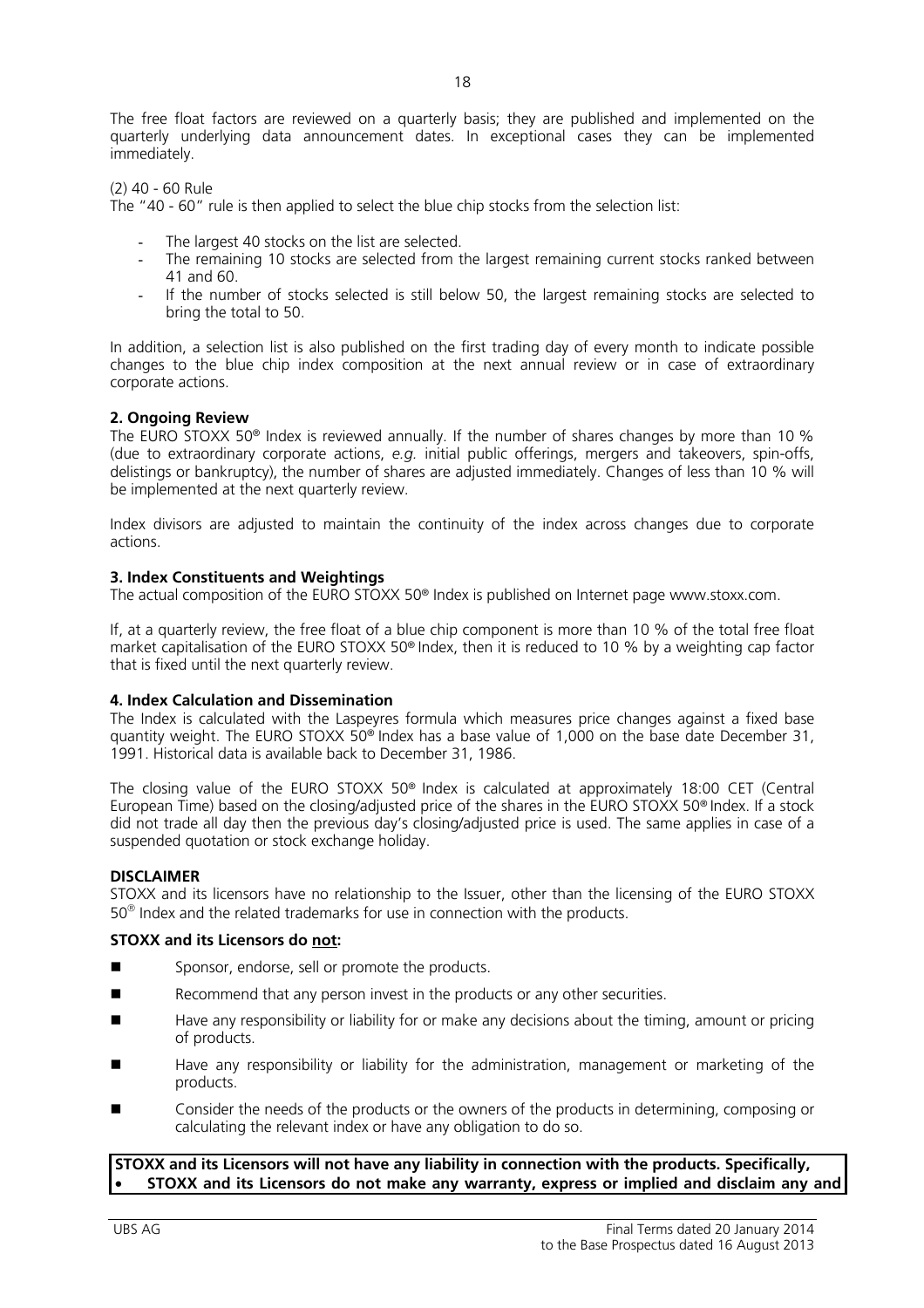The free float factors are reviewed on a quarterly basis; they are published and implemented on the quarterly underlying data announcement dates. In exceptional cases they can be implemented immediately.

(2) 40 - 60 Rule

The "40 - 60" rule is then applied to select the blue chip stocks from the selection list:

- The largest 40 stocks on the list are selected.
- The remaining 10 stocks are selected from the largest remaining current stocks ranked between 41 and 60.
- If the number of stocks selected is still below 50, the largest remaining stocks are selected to bring the total to 50.

In addition, a selection list is also published on the first trading day of every month to indicate possible changes to the blue chip index composition at the next annual review or in case of extraordinary corporate actions.

**2. Ongoing Review**

The EURO STOXX 50® Index is reviewed annually. If the number of shares changes by more than 10 % (due to extraordinary corporate actions, *e.g.* initial public offerings, mergers and takeovers, spin-offs, delistings or bankruptcy), the number of shares are adjusted immediately. Changes of less than 10 % will be implemented at the next quarterly review.

Index divisors are adjusted to maintain the continuity of the index across changes due to corporate actions.

**3. Index Constituents and Weightings**

The actual composition of the EURO STOXX 50® Index is published on Internet page www.stoxx.com.

If, at a quarterly review, the free float of a blue chip component is more than 10 % of the total free float market capitalisation of the EURO STOXX 50® Index, then it is reduced to 10 % by a weighting cap factor that is fixed until the next quarterly review.

**4. Index Calculation and Dissemination**

The Index is calculated with the Laspeyres formula which measures price changes against a fixed base quantity weight. The EURO STOXX 50® Index has a base value of 1,000 on the base date December 31, 1991. Historical data is available back to December 31, 1986.

The closing value of the EURO STOXX 50® Index is calculated at approximately 18:00 CET (Central European Time) based on the closing/adjusted price of the shares in the EURO STOXX 50® Index. If a stock did not trade all day then the previous day's closing/adjusted price is used. The same applies in case of a suspended quotation or stock exchange holiday.

**DISCLAIMER**

STOXX and its licensors have no relationship to the Issuer, other than the licensing of the EURO STOXX 50® Index and the related trademarks for use in connection with the products.

**STOXX and its Licensors do <u>not</u>:**

- Sponsor, endorse, sell or promote the products.
- Recommend that any person invest in the products or any other securities.
- Have any responsibility or liability for or make any decisions about the timing, amount or pricing of products.
- Have any responsibility or liability for the administration, management or marketing of the products.
- Consider the needs of the products or the owners of the products in determining, composing or calculating the relevant index or have any obligation to do so.

**STOXX and its Licensors will not have any liability in connection with the products. Specifically,**

- **STOXX and its Licensors do not make any warranty, express or implied and disclaim any and**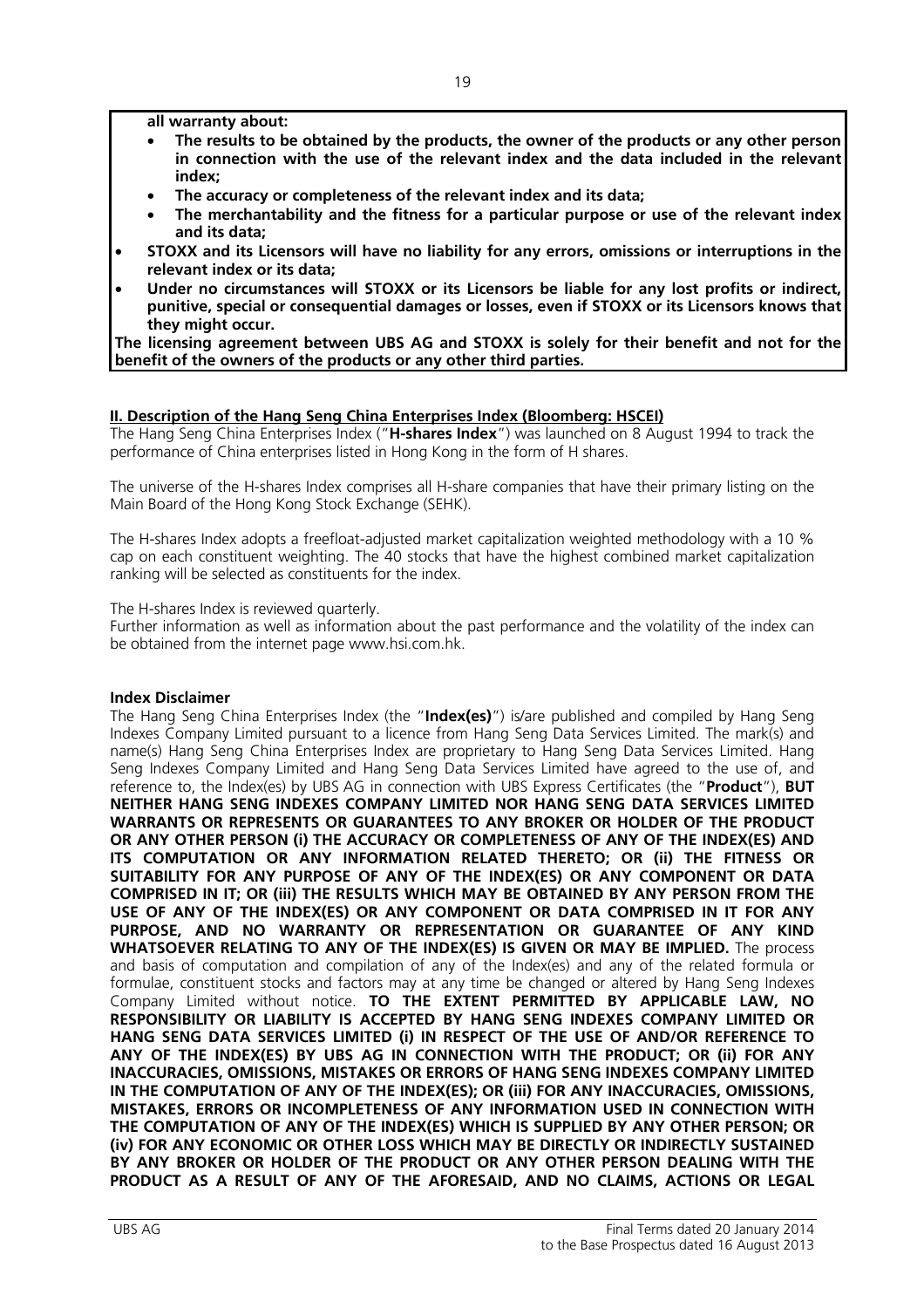**all warranty about:**

- **The results to be obtained by the products, the owner of the products or any other person in connection with the use of the relevant index and the data included in the relevant index;**
- **The accuracy or completeness of the relevant index and its data;**
- **The merchantability and the fitness for a particular purpose or use of the relevant index and its data;**

- **STOXX and its Licensors will have no liability for any errors, omissions or interruptions in the relevant index or its data;**
- **Under no circumstances will STOXX or its Licensors be liable for any lost profits or indirect, punitive, special or consequential damages or losses, even if STOXX or its Licensors knows that they might occur.**

**The licensing agreement between UBS AG and STOXX is solely for their benefit and not for the benefit of the owners of the products or any other third parties.**

## II. Description of the Hang Seng China Enterprises Index (Bloomberg: HSCEI)

The Hang Seng China Enterprises Index ("**H-shares Index**") was launched on 8 August 1994 to track the performance of China enterprises listed in Hong Kong in the form of H shares.

The universe of the H-shares Index comprises all H-share companies that have their primary listing on the Main Board of the Hong Kong Stock Exchange (SEHK).

The H-shares Index adopts a freefloat-adjusted market capitalization weighted methodology with a 10 % cap on each constituent weighting. The 40 stocks that have the highest combined market capitalization ranking will be selected as constituents for the index.

The H-shares Index is reviewed quarterly.
Further information as well as information about the past performance and the volatility of the index can be obtained from the internet page www.hsi.com.hk.

**Index Disclaimer**

The Hang Seng China Enterprises Index (the "**Index(es)**") is/are published and compiled by Hang Seng Indexes Company Limited pursuant to a licence from Hang Seng Data Services Limited. The mark(s) and name(s) Hang Seng China Enterprises Index are proprietary to Hang Seng Data Services Limited. Hang Seng Indexes Company Limited and Hang Seng Data Services Limited have agreed to the use of, and reference to, the Index(es) by UBS AG in connection with UBS Express Certificates (the "**Product**"), **BUT NEITHER HANG SENG INDEXES COMPANY LIMITED NOR HANG SENG DATA SERVICES LIMITED WARRANTS OR REPRESENTS OR GUARANTEES TO ANY BROKER OR HOLDER OF THE PRODUCT OR ANY OTHER PERSON (i) THE ACCURACY OR COMPLETENESS OF ANY OF THE INDEX(ES) AND ITS COMPUTATION OR ANY INFORMATION RELATED THERETO; OR (ii) THE FITNESS OR SUITABILITY FOR ANY PURPOSE OF ANY OF THE INDEX(ES) OR ANY COMPONENT OR DATA COMPRISED IN IT; OR (iii) THE RESULTS WHICH MAY BE OBTAINED BY ANY PERSON FROM THE USE OF ANY OF THE INDEX(ES) OR ANY COMPONENT OR DATA COMPRISED IN IT FOR ANY PURPOSE, AND NO WARRANTY OR REPRESENTATION OR GUARANTEE OF ANY KIND WHATSOEVER RELATING TO ANY OF THE INDEX(ES) IS GIVEN OR MAY BE IMPLIED.** The process and basis of computation and compilation of any of the Index(es) and any of the related formula or formulae, constituent stocks and factors may at any time be changed or altered by Hang Seng Indexes Company Limited without notice. **TO THE EXTENT PERMITTED BY APPLICABLE LAW, NO RESPONSIBILITY OR LIABILITY IS ACCEPTED BY HANG SENG INDEXES COMPANY LIMITED OR HANG SENG DATA SERVICES LIMITED (i) IN RESPECT OF THE USE OF AND/OR REFERENCE TO ANY OF THE INDEX(ES) BY UBS AG IN CONNECTION WITH THE PRODUCT; OR (ii) FOR ANY INACCURACIES, OMISSIONS, MISTAKES OR ERRORS OF HANG SENG INDEXES COMPANY LIMITED IN THE COMPUTATION OF ANY OF THE INDEX(ES); OR (iii) FOR ANY INACCURACIES, OMISSIONS, MISTAKES, ERRORS OR INCOMPLETENESS OF ANY INFORMATION USED IN CONNECTION WITH THE COMPUTATION OF ANY OF THE INDEX(ES) WHICH IS SUPPLIED BY ANY OTHER PERSON; OR (iv) FOR ANY ECONOMIC OR OTHER LOSS WHICH MAY BE DIRECTLY OR INDIRECTLY SUSTAINED BY ANY BROKER OR HOLDER OF THE PRODUCT OR ANY OTHER PERSON DEALING WITH THE PRODUCT AS A RESULT OF ANY OF THE AFORESAID, AND NO CLAIMS, ACTIONS OR LEGAL**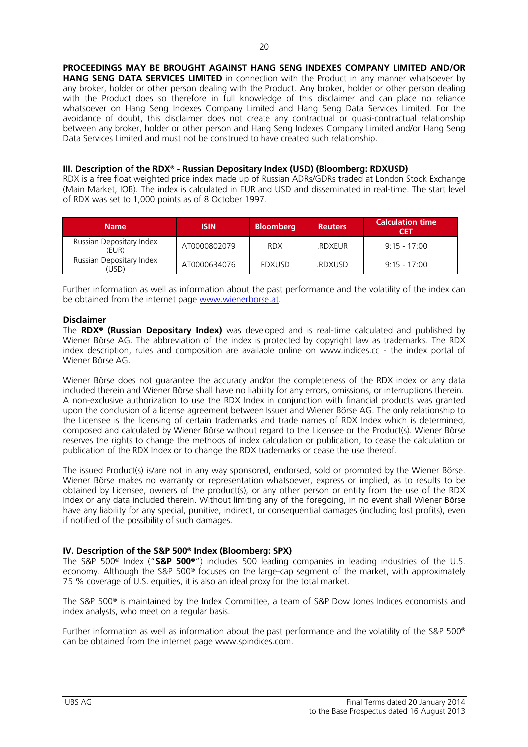**PROCEEDINGS MAY BE BROUGHT AGAINST HANG SENG INDEXES COMPANY LIMITED AND/OR HANG SENG DATA SERVICES LIMITED** in connection with the Product in any manner whatsoever by any broker, holder or other person dealing with the Product. Any broker, holder or other person dealing with the Product does so therefore in full knowledge of this disclaimer and can place no reliance whatsoever on Hang Seng Indexes Company Limited and Hang Seng Data Services Limited. For the avoidance of doubt, this disclaimer does not create any contractual or quasi-contractual relationship between any broker, holder or other person and Hang Seng Indexes Company Limited and/or Hang Seng Data Services Limited and must not be construed to have created such relationship.

## III. Description of the RDX® - Russian Depositary Index (USD) (Bloomberg: RDXUSD)

RDX is a free float weighted price index made up of Russian ADRs/GDRs traded at London Stock Exchange (Main Market, IOB). The index is calculated in EUR and USD and disseminated in real-time. The start level of RDX was set to 1,000 points as of 8 October 1997.

| Name | ISIN | Bloomberg | Reuters | Calculation time CET |
|---|---|---|---|---|
| Russian Depositary Index (EUR) | AT0000802079 | RDX | .RDXEUR | 9:15 - 17:00 |
| Russian Depositary Index (USD) | AT0000634076 | RDXUSD | .RDXUSD | 9:15 - 17:00 |

Further information as well as information about the past performance and the volatility of the index can be obtained from the internet page www.wienerborse.at.

**Disclaimer**

The **RDX® (Russian Depositary Index)** was developed and is real-time calculated and published by Wiener Börse AG. The abbreviation of the index is protected by copyright law as trademarks. The RDX index description, rules and composition are available online on www.indices.cc - the index portal of Wiener Börse AG.

Wiener Börse does not guarantee the accuracy and/or the completeness of the RDX index or any data included therein and Wiener Börse shall have no liability for any errors, omissions, or interruptions therein. A non-exclusive authorization to use the RDX Index in conjunction with financial products was granted upon the conclusion of a license agreement between Issuer and Wiener Börse AG. The only relationship to the Licensee is the licensing of certain trademarks and trade names of RDX Index which is determined, composed and calculated by Wiener Börse without regard to the Licensee or the Product(s). Wiener Börse reserves the rights to change the methods of index calculation or publication, to cease the calculation or publication of the RDX Index or to change the RDX trademarks or cease the use thereof.

The issued Product(s) is/are not in any way sponsored, endorsed, sold or promoted by the Wiener Börse. Wiener Börse makes no warranty or representation whatsoever, express or implied, as to results to be obtained by Licensee, owners of the product(s), or any other person or entity from the use of the RDX Index or any data included therein. Without limiting any of the foregoing, in no event shall Wiener Börse have any liability for any special, punitive, indirect, or consequential damages (including lost profits), even if notified of the possibility of such damages.

## IV. Description of the S&P 500® Index (Bloomberg: SPX)

The S&P 500® Index ("**S&P 500®**") includes 500 leading companies in leading industries of the U.S. economy. Although the S&P 500® focuses on the large-cap segment of the market, with approximately 75 % coverage of U.S. equities, it is also an ideal proxy for the total market.

The S&P 500® is maintained by the Index Committee, a team of S&P Dow Jones Indices economists and index analysts, who meet on a regular basis.

Further information as well as information about the past performance and the volatility of the S&P 500® can be obtained from the internet page www.spindices.com.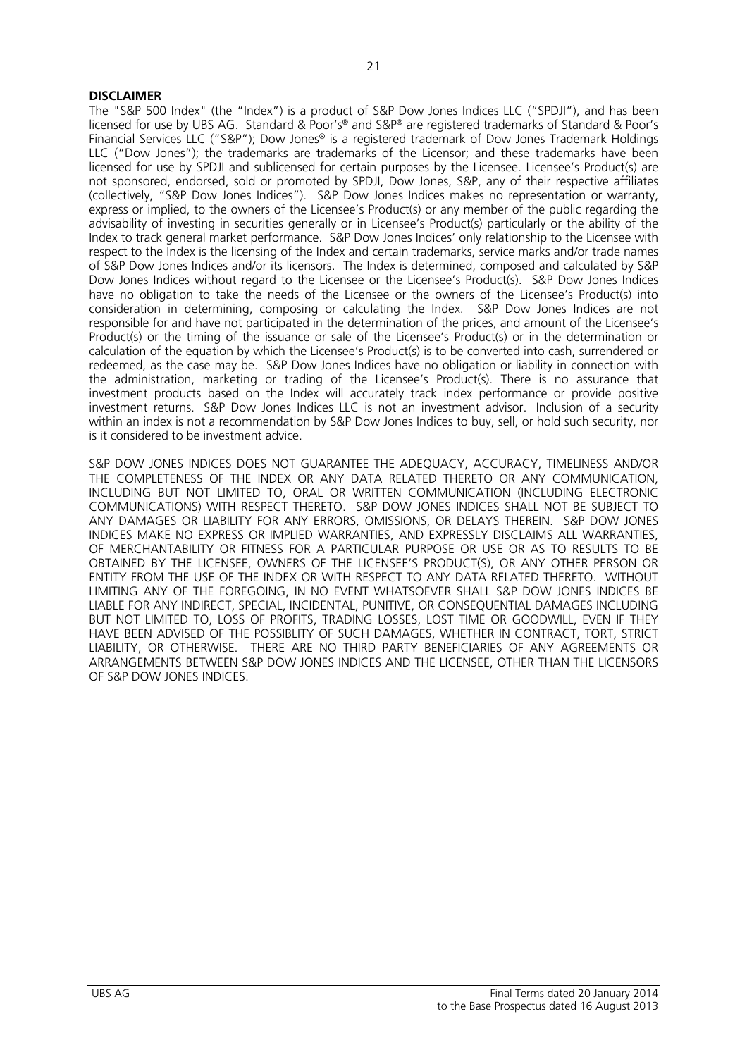**DISCLAIMER**

The "S&P 500 Index" (the "Index") is a product of S&P Dow Jones Indices LLC ("SPDJI"), and has been licensed for use by UBS AG. Standard & Poor's® and S&P® are registered trademarks of Standard & Poor's Financial Services LLC ("S&P"); Dow Jones® is a registered trademark of Dow Jones Trademark Holdings LLC ("Dow Jones"); the trademarks are trademarks of the Licensor; and these trademarks have been licensed for use by SPDJI and sublicensed for certain purposes by the Licensee. Licensee's Product(s) are not sponsored, endorsed, sold or promoted by SPDJI, Dow Jones, S&P, any of their respective affiliates (collectively, "S&P Dow Jones Indices"). S&P Dow Jones Indices makes no representation or warranty, express or implied, to the owners of the Licensee's Product(s) or any member of the public regarding the advisability of investing in securities generally or in Licensee's Product(s) particularly or the ability of the Index to track general market performance. S&P Dow Jones Indices' only relationship to the Licensee with respect to the Index is the licensing of the Index and certain trademarks, service marks and/or trade names of S&P Dow Jones Indices and/or its licensors. The Index is determined, composed and calculated by S&P Dow Jones Indices without regard to the Licensee or the Licensee's Product(s). S&P Dow Jones Indices have no obligation to take the needs of the Licensee or the owners of the Licensee's Product(s) into consideration in determining, composing or calculating the Index. S&P Dow Jones Indices are not responsible for and have not participated in the determination of the prices, and amount of the Licensee's Product(s) or the timing of the issuance or sale of the Licensee's Product(s) or in the determination or calculation of the equation by which the Licensee's Product(s) is to be converted into cash, surrendered or redeemed, as the case may be. S&P Dow Jones Indices have no obligation or liability in connection with the administration, marketing or trading of the Licensee's Product(s). There is no assurance that investment products based on the Index will accurately track index performance or provide positive investment returns. S&P Dow Jones Indices LLC is not an investment advisor. Inclusion of a security within an index is not a recommendation by S&P Dow Jones Indices to buy, sell, or hold such security, nor is it considered to be investment advice.

S&P DOW JONES INDICES DOES NOT GUARANTEE THE ADEQUACY, ACCURACY, TIMELINESS AND/OR THE COMPLETENESS OF THE INDEX OR ANY DATA RELATED THERETO OR ANY COMMUNICATION, INCLUDING BUT NOT LIMITED TO, ORAL OR WRITTEN COMMUNICATION (INCLUDING ELECTRONIC COMMUNICATIONS) WITH RESPECT THERETO. S&P DOW JONES INDICES SHALL NOT BE SUBJECT TO ANY DAMAGES OR LIABILITY FOR ANY ERRORS, OMISSIONS, OR DELAYS THEREIN. S&P DOW JONES INDICES MAKE NO EXPRESS OR IMPLIED WARRANTIES, AND EXPRESSLY DISCLAIMS ALL WARRANTIES, OF MERCHANTABILITY OR FITNESS FOR A PARTICULAR PURPOSE OR USE OR AS TO RESULTS TO BE OBTAINED BY THE LICENSEE, OWNERS OF THE LICENSEE'S PRODUCT(S), OR ANY OTHER PERSON OR ENTITY FROM THE USE OF THE INDEX OR WITH RESPECT TO ANY DATA RELATED THERETO. WITHOUT LIMITING ANY OF THE FOREGOING, IN NO EVENT WHATSOEVER SHALL S&P DOW JONES INDICES BE LIABLE FOR ANY INDIRECT, SPECIAL, INCIDENTAL, PUNITIVE, OR CONSEQUENTIAL DAMAGES INCLUDING BUT NOT LIMITED TO, LOSS OF PROFITS, TRADING LOSSES, LOST TIME OR GOODWILL, EVEN IF THEY HAVE BEEN ADVISED OF THE POSSIBLITY OF SUCH DAMAGES, WHETHER IN CONTRACT, TORT, STRICT LIABILITY, OR OTHERWISE. THERE ARE NO THIRD PARTY BENEFICIARIES OF ANY AGREEMENTS OR ARRANGEMENTS BETWEEN S&P DOW JONES INDICES AND THE LICENSEE, OTHER THAN THE LICENSORS OF S&P DOW JONES INDICES.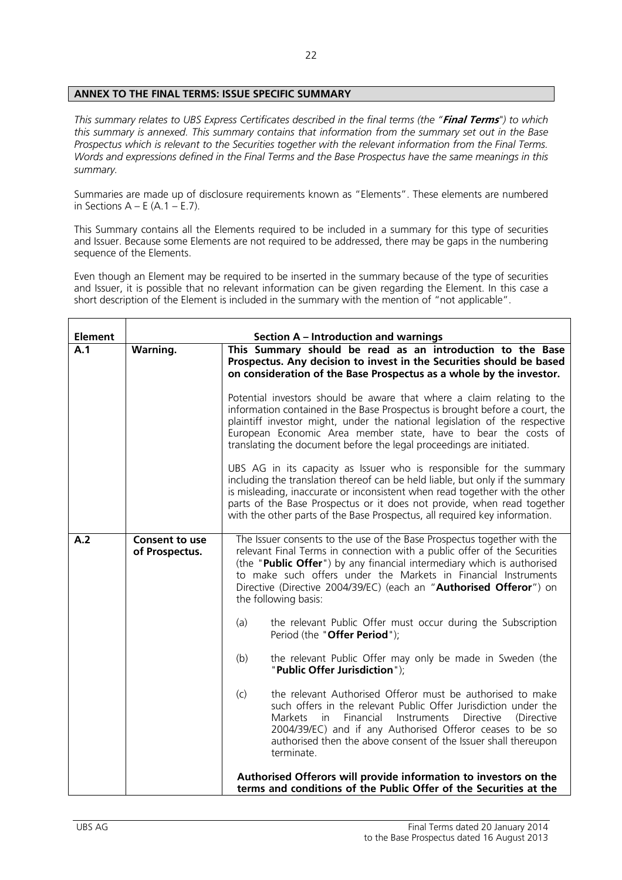## ANNEX TO THE FINAL TERMS: ISSUE SPECIFIC SUMMARY

*This summary relates to UBS Express Certificates described in the final terms (the "**Final Terms**") to which this summary is annexed. This summary contains that information from the summary set out in the Base Prospectus which is relevant to the Securities together with the relevant information from the Final Terms. Words and expressions defined in the Final Terms and the Base Prospectus have the same meanings in this summary.*

Summaries are made up of disclosure requirements known as "Elements". These elements are numbered in Sections A – E (A.1 – E.7).

This Summary contains all the Elements required to be included in a summary for this type of securities and Issuer. Because some Elements are not required to be addressed, there may be gaps in the numbering sequence of the Elements.

Even though an Element may be required to be inserted in the summary because of the type of securities and Issuer, it is possible that no relevant information can be given regarding the Element. In this case a short description of the Element is included in the summary with the mention of "not applicable".

| **Element** | **Section A – Introduction and warnings** | |
|---|---|---|
| **A.1** | **Warning.** | **This Summary should be read as an introduction to the Base Prospectus. Any decision to invest in the Securities should be based on consideration of the Base Prospectus as a whole by the investor.**<br><br>Potential investors should be aware that where a claim relating to the information contained in the Base Prospectus is brought before a court, the plaintiff investor might, under the national legislation of the respective European Economic Area member state, have to bear the costs of translating the document before the legal proceedings are initiated.<br><br>UBS AG in its capacity as Issuer who is responsible for the summary including the translation thereof can be held liable, but only if the summary is misleading, inaccurate or inconsistent when read together with the other parts of the Base Prospectus or it does not provide, when read together with the other parts of the Base Prospectus, all required key information. |
| **A.2** | **Consent to use of Prospectus.** | The Issuer consents to the use of the Base Prospectus together with the relevant Final Terms in connection with a public offer of the Securities (the "**Public Offer**") by any financial intermediary which is authorised to make such offers under the Markets in Financial Instruments Directive (Directive 2004/39/EC) (each an "**Authorised Offeror**") on the following basis:<br><br>(a) the relevant Public Offer must occur during the Subscription Period (the "**Offer Period**");<br><br>(b) the relevant Public Offer may only be made in Sweden (the "**Public Offer Jurisdiction**");<br><br>(c) the relevant Authorised Offeror must be authorised to make such offers in the relevant Public Offer Jurisdiction under the Markets in Financial Instruments Directive (Directive 2004/39/EC) and if any Authorised Offeror ceases to be so authorised then the above consent of the Issuer shall thereupon terminate.<br><br>**Authorised Offerors will provide information to investors on the terms and conditions of the Public Offer of the Securities at the** |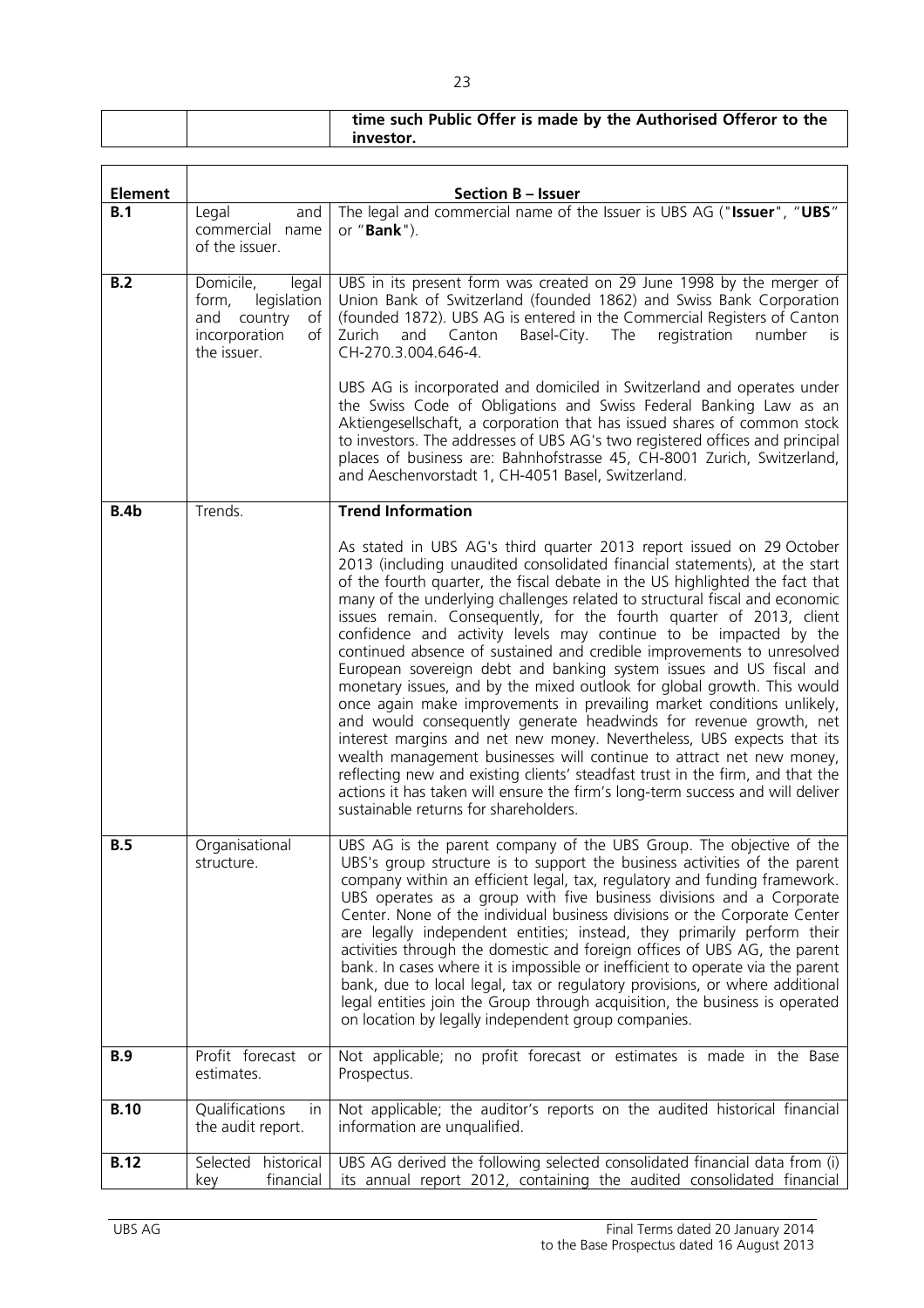| | | **time such Public Offer is made by the Authorised Offeror to the investor.** |
|---|---|---|

| **Element** | **Section B – Issuer** | |
|---|---|---|
| **B.1** | Legal and commercial name of the issuer. | The legal and commercial name of the Issuer is UBS AG ("**Issuer**", "**UBS**" or "**Bank**"). |
| **B.2** | Domicile, legal form, legislation and country of incorporation of the issuer. | UBS in its present form was created on 29 June 1998 by the merger of Union Bank of Switzerland (founded 1862) and Swiss Bank Corporation (founded 1872). UBS AG is entered in the Commercial Registers of Canton Zurich and Canton Basel-City. The registration number is CH-270.3.004.646-4.<br><br>UBS AG is incorporated and domiciled in Switzerland and operates under the Swiss Code of Obligations and Swiss Federal Banking Law as an Aktiengesellschaft, a corporation that has issued shares of common stock to investors. The addresses of UBS AG's two registered offices and principal places of business are: Bahnhofstrasse 45, CH-8001 Zurich, Switzerland, and Aeschenvorstadt 1, CH-4051 Basel, Switzerland. |
| **B.4b** | Trends. | **Trend Information**<br><br>As stated in UBS AG's third quarter 2013 report issued on 29 October 2013 (including unaudited consolidated financial statements), at the start of the fourth quarter, the fiscal debate in the US highlighted the fact that many of the underlying challenges related to structural fiscal and economic issues remain. Consequently, for the fourth quarter of 2013, client confidence and activity levels may continue to be impacted by the continued absence of sustained and credible improvements to unresolved European sovereign debt and banking system issues and US fiscal and monetary issues, and by the mixed outlook for global growth. This would once again make improvements in prevailing market conditions unlikely, and would consequently generate headwinds for revenue growth, net interest margins and net new money. Nevertheless, UBS expects that its wealth management businesses will continue to attract net new money, reflecting new and existing clients' steadfast trust in the firm, and that the actions it has taken will ensure the firm's long-term success and will deliver sustainable returns for shareholders. |
| **B.5** | Organisational structure. | UBS AG is the parent company of the UBS Group. The objective of the UBS's group structure is to support the business activities of the parent company within an efficient legal, tax, regulatory and funding framework. UBS operates as a group with five business divisions and a Corporate Center. None of the individual business divisions or the Corporate Center are legally independent entities; instead, they primarily perform their activities through the domestic and foreign offices of UBS AG, the parent bank. In cases where it is impossible or inefficient to operate via the parent bank, due to local legal, tax or regulatory provisions, or where additional legal entities join the Group through acquisition, the business is operated on location by legally independent group companies. |
| **B.9** | Profit forecast or estimates. | Not applicable; no profit forecast or estimates is made in the Base Prospectus. |
| **B.10** | Qualifications in the audit report. | Not applicable; the auditor's reports on the audited historical financial information are unqualified. |
| **B.12** | Selected historical key financial | UBS AG derived the following selected consolidated financial data from (i) its annual report 2012, containing the audited consolidated financial |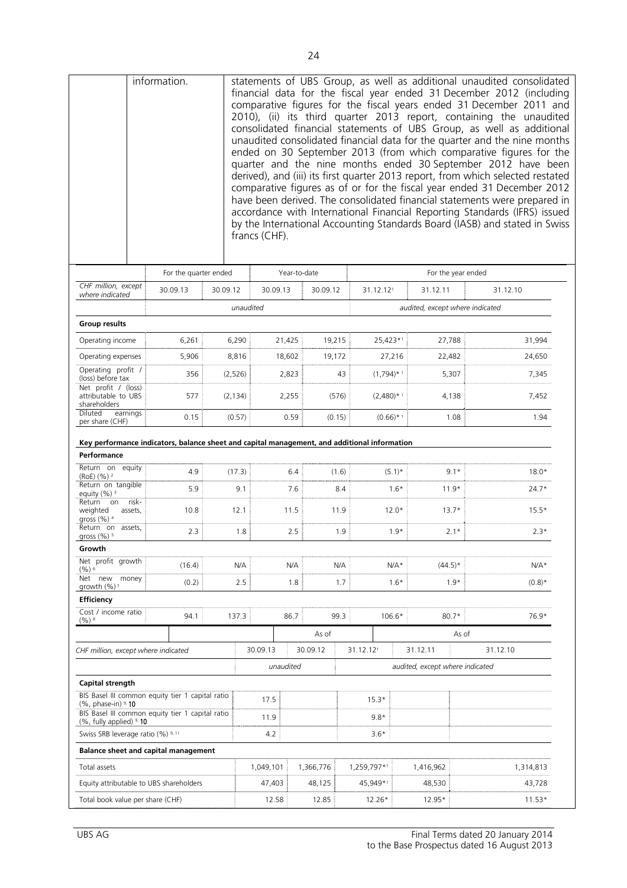| information. | statements of UBS Group, as well as additional unaudited consolidated financial data for the fiscal year ended 31 December 2012 (including comparative figures for the fiscal years ended 31 December 2011 and 2010), (ii) its third quarter 2013 report, containing the unaudited consolidated financial statements of UBS Group, as well as additional unaudited consolidated financial data for the quarter and the nine months ended on 30 September 2013 (from which comparative figures for the quarter and the nine months ended 30 September 2012 have been derived), and (iii) its first quarter 2013 report, from which selected restated comparative figures as of or for the fiscal year ended 31 December 2012 have been derived. The consolidated financial statements were prepared in accordance with International Financial Reporting Standards (IFRS) issued by the International Accounting Standards Board (IASB) and stated in Swiss francs (CHF). |
|---|---|

| | For the quarter ended | | Year-to-date | | For the year ended | | |
|---|---|---|---|---|---|---|---|
| *CHF million, except where indicated* | 30.09.13 | 30.09.12 | 30.09.13 | 30.09.12 | 31.12.12[1] | 31.12.11 | 31.12.10 |
| | *unaudited* | | | | *audited, except where indicated* | | |
| **Group results** | | | | | | | |
| Operating income | 6,261 | 6,290 | 21,425 | 19,215 | 25,423*[1] | 27,788 | 31,994 |
| Operating expenses | 5,906 | 8,816 | 18,602 | 19,172 | 27,216 | 22,482 | 24,650 |
| Operating profit / (loss) before tax | 356 | (2,526) | 2,823 | 43 | (1,794)*[1] | 5,307 | 7,345 |
| Net profit / (loss) attributable to UBS shareholders | 577 | (2,134) | 2,255 | (576) | (2,480)*[1] | 4,138 | 7,452 |
| Diluted earnings per share (CHF) | 0.15 | (0.57) | 0.59 | (0.15) | (0.66)*[1] | 1.08 | 1.94 |
| **Key performance indicators, balance sheet and capital management, and additional information** | | | | | | | |
| **Performance** | | | | | | | |
| Return on equity (RoE) (%)[2] | 4.9 | (17.3) | 6.4 | (1.6) | (5.1)* | 9.1* | 18.0* |
| Return on tangible equity (%)[3] | 5.9 | 9.1 | 7.6 | 8.4 | 1.6* | 11.9* | 24.7* |
| Return on risk-weighted assets, gross (%)[4] | 10.8 | 12.1 | 11.5 | 11.9 | 12.0* | 13.7* | 15.5* |
| Return on assets, gross (%)[5] | 2.3 | 1.8 | 2.5 | 1.9 | 1.9* | 2.1* | 2.3* |
| **Growth** | | | | | | | |
| Net profit growth (%)[6] | (16.4) | N/A | N/A | N/A | N/A* | (44.5)* | N/A* |
| Net new money growth (%)[7] | (0.2) | 2.5 | 1.8 | 1.7 | 1.6* | 1.9* | (0.8)* |
| **Efficiency** | | | | | | | |
| Cost / income ratio (%)[8] | 94.1 | 137.3 | 86.7 | 99.3 | 106.6* | 80.7* | 76.9* |

| | As of | | As of | | |
|---|---|---|---|---|---|
| *CHF million, except where indicated* | 30.09.13 | 30.09.12 | 31.12.12[1] | 31.12.11 | 31.12.10 |
| | *unaudited* | | *audited, except where indicated* | | |
| **Capital strength** | | | | | |
| BIS Basel III common equity tier 1 capital ratio (%, phase-in)[9, 10] | 17.5 | | 15.3* | | |
| BIS Basel III common equity tier 1 capital ratio (%, fully applied)[9, 10] | 11.9 | | 9.8* | | |
| Swiss SRB leverage ratio (%)[9, 11] | 4.2 | | 3.6* | | |
| **Balance sheet and capital management** | | | | | |
| Total assets | 1,049,101 | 1,366,776 | 1,259,797*[1] | 1,416,962 | 1,314,813 |
| Equity attributable to UBS shareholders | 47,403 | 48,125 | 45,949*[1] | 48,530 | 43,728 |
| Total book value per share (CHF) | 12.58 | 12.85 | 12.26* | 12.95* | 11.53* |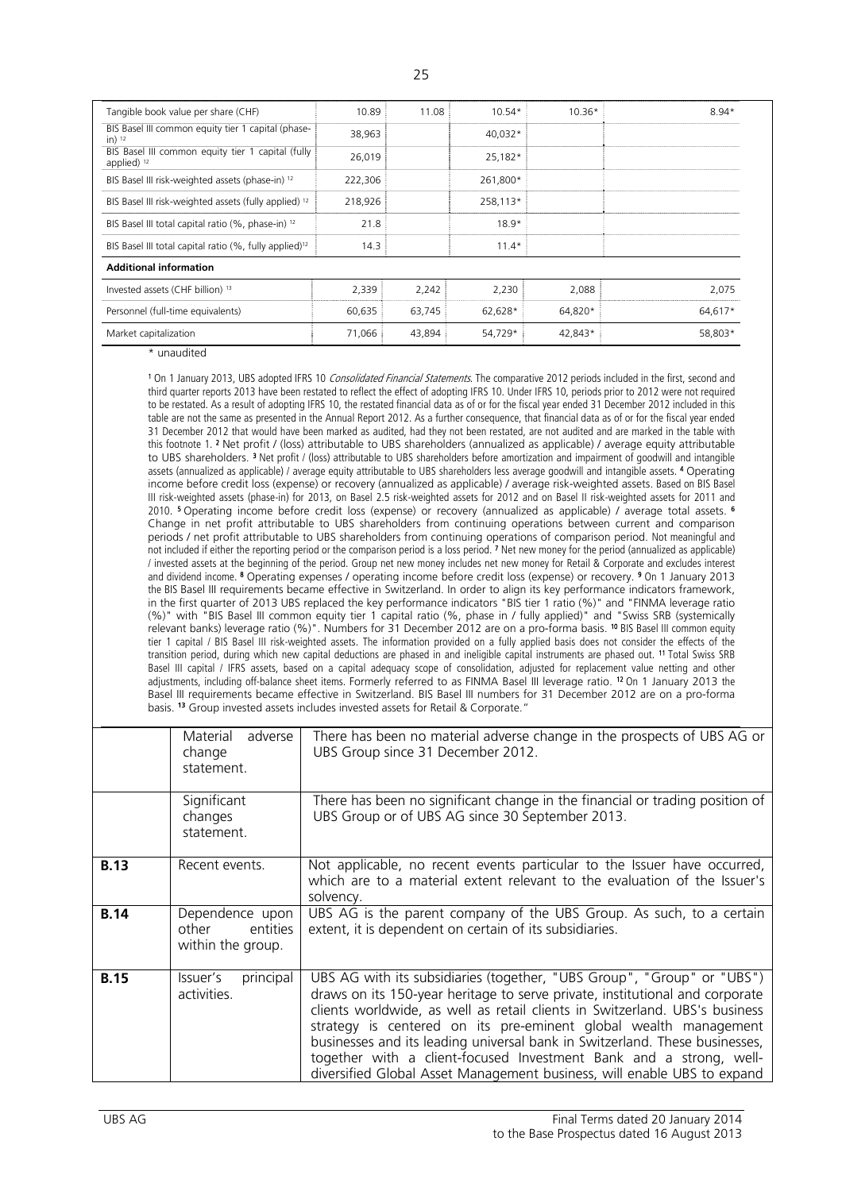| | | | | | |
|---|---|---|---|---|---|
| Tangible book value per share (CHF) | 10.89 | 11.08 | 10.54* | 10.36* | 8.94* |
| BIS Basel III common equity tier 1 capital (phase-in) [12] | 38,963 | | 40,032* | | |
| BIS Basel III common equity tier 1 capital (fully applied) [12] | 26,019 | | 25,182* | | |
| BIS Basel III risk-weighted assets (phase-in) [12] | 222,306 | | 261,800* | | |
| BIS Basel III risk-weighted assets (fully applied) [12] | 218,926 | | 258,113* | | |
| BIS Basel III total capital ratio (%, phase-in) [12] | 21.8 | | 18.9* | | |
| BIS Basel III total capital ratio (%, fully applied)[12] | 14.3 | | 11.4* | | |
| **Additional information** | | | | | |
| Invested assets (CHF billion) [13] | 2,339 | 2,242 | 2,230 | 2,088 | 2,075 |
| Personnel (full-time equivalents) | 60,635 | 63,745 | 62,628* | 64,820* | 64,617* |
| Market capitalization | 71,066 | 43,894 | 54,729* | 42,843* | 58,803* |

\* unaudited

[1] On 1 January 2013, UBS adopted IFRS 10 *Consolidated Financial Statements*. The comparative 2012 periods included in the first, second and third quarter reports 2013 have been restated to reflect the effect of adopting IFRS 10. Under IFRS 10, periods prior to 2012 were not required to be restated. As a result of adopting IFRS 10, the restated financial data as of or for the fiscal year ended 31 December 2012 included in this table are not the same as presented in the Annual Report 2012. As a further consequence, that financial data as of or for the fiscal year ended 31 December 2012 that would have been marked as audited, had they not been restated, are not audited and are marked in the table with this footnote 1. [2] Net profit / (loss) attributable to UBS shareholders (annualized as applicable) / average equity attributable to UBS shareholders. [3] Net profit / (loss) attributable to UBS shareholders before amortization and impairment of goodwill and intangible assets (annualized as applicable) / average equity attributable to UBS shareholders less average goodwill and intangible assets. [4] Operating income before credit loss (expense) or recovery (annualized as applicable) / average risk-weighted assets. Based on BIS Basel III risk-weighted assets (phase-in) for 2013, on Basel 2.5 risk-weighted assets for 2012 and on Basel II risk-weighted assets for 2011 and 2010. [5] Operating income before credit loss (expense) or recovery (annualized as applicable) / average total assets. [6] Change in net profit attributable to UBS shareholders from continuing operations between current and comparison periods / net profit attributable to UBS shareholders from continuing operations of comparison period. Not meaningful and not included if either the reporting period or the comparison period is a loss period. [7] Net new money for the period (annualized as applicable) / invested assets at the beginning of the period. Group net new money includes net new money for Retail & Corporate and excludes interest and dividend income. [8] Operating expenses / operating income before credit loss (expense) or recovery. [9] On 1 January 2013 the BIS Basel III requirements became effective in Switzerland. In order to align its key performance indicators framework, in the first quarter of 2013 UBS replaced the key performance indicators "BIS tier 1 ratio (%)" and "FINMA leverage ratio (%)" with "BIS Basel III common equity tier 1 capital ratio (%, phase in / fully applied)" and "Swiss SRB (systemically relevant banks) leverage ratio (%)". Numbers for 31 December 2012 are on a pro-forma basis. [10] BIS Basel III common equity tier 1 capital / BIS Basel III risk-weighted assets. The information provided on a fully applied basis does not consider the effects of the transition period, during which new capital deductions are phased in and ineligible capital instruments are phased out. [11] Total Swiss SRB Basel III capital / IFRS assets, based on a capital adequacy scope of consolidation, adjusted for replacement value netting and other adjustments, including off-balance sheet items. Formerly referred to as FINMA Basel III leverage ratio. [12] On 1 January 2013 the Basel III requirements became effective in Switzerland. BIS Basel III numbers for 31 December 2012 are on a pro-forma basis. [13] Group invested assets includes invested assets for Retail & Corporate."

| | | |
|---|---|---|
| | Material adverse change statement. | There has been no material adverse change in the prospects of UBS AG or UBS Group since 31 December 2012. |
| | Significant changes statement. | There has been no significant change in the financial or trading position of UBS Group or of UBS AG since 30 September 2013. |
| **B.13** | Recent events. | Not applicable, no recent events particular to the Issuer have occurred, which are to a material extent relevant to the evaluation of the Issuer's solvency. |
| **B.14** | Dependence upon other entities within the group. | UBS AG is the parent company of the UBS Group. As such, to a certain extent, it is dependent on certain of its subsidiaries. |
| **B.15** | Issuer's principal activities. | UBS AG with its subsidiaries (together, "UBS Group", "Group" or "UBS") draws on its 150-year heritage to serve private, institutional and corporate clients worldwide, as well as retail clients in Switzerland. UBS's business strategy is centered on its pre-eminent global wealth management businesses and its leading universal bank in Switzerland. These businesses, together with a client-focused Investment Bank and a strong, well-diversified Global Asset Management business, will enable UBS to expand |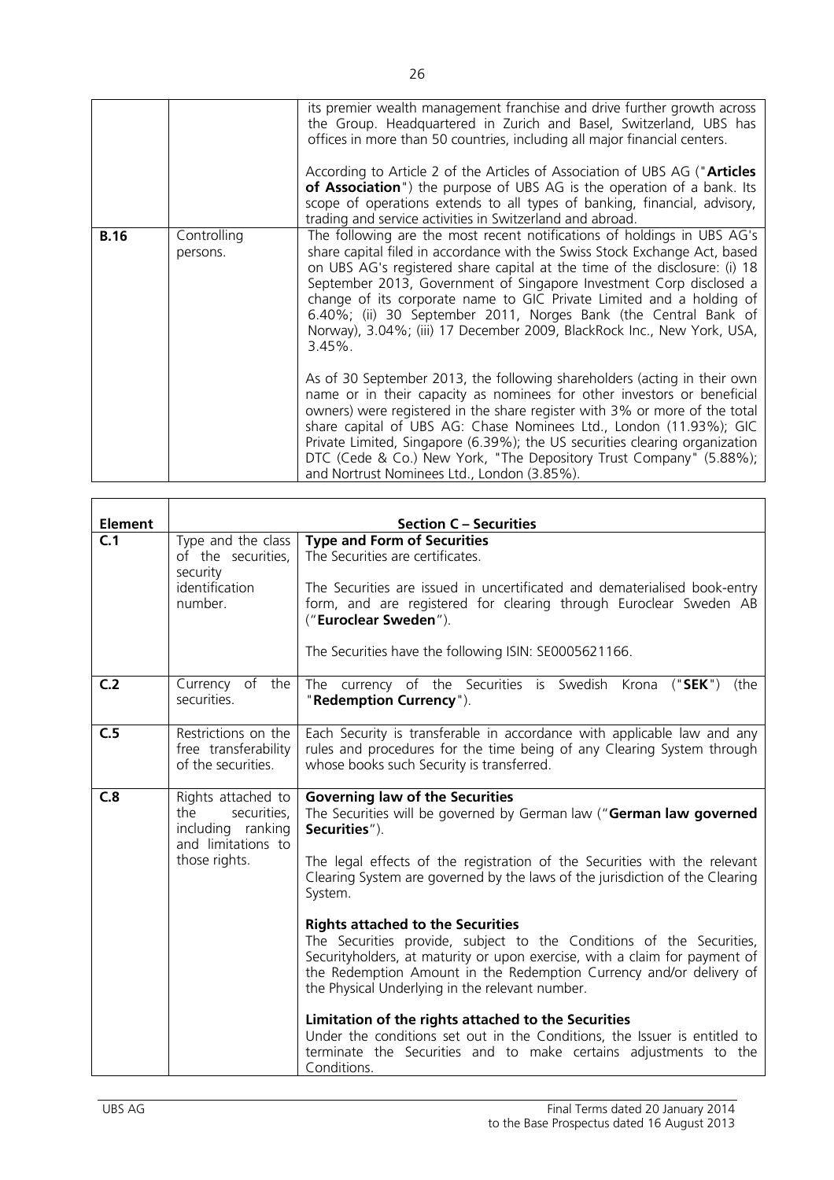| | | |
|---|---|---|
| | | its premier wealth management franchise and drive further growth across the Group. Headquartered in Zurich and Basel, Switzerland, UBS has offices in more than 50 countries, including all major financial centers.<br><br>According to Article 2 of the Articles of Association of UBS AG ("**Articles of Association**") the purpose of UBS AG is the operation of a bank. Its scope of operations extends to all types of banking, financial, advisory, trading and service activities in Switzerland and abroad. |
| **B.16** | Controlling persons. | The following are the most recent notifications of holdings in UBS AG's share capital filed in accordance with the Swiss Stock Exchange Act, based on UBS AG's registered share capital at the time of the disclosure: (i) 18 September 2013, Government of Singapore Investment Corp disclosed a change of its corporate name to GIC Private Limited and a holding of 6.40%; (ii) 30 September 2011, Norges Bank (the Central Bank of Norway), 3.04%; (iii) 17 December 2009, BlackRock Inc., New York, USA, 3.45%.<br><br>As of 30 September 2013, the following shareholders (acting in their own name or in their capacity as nominees for other investors or beneficial owners) were registered in the share register with 3% or more of the total share capital of UBS AG: Chase Nominees Ltd., London (11.93%); GIC Private Limited, Singapore (6.39%); the US securities clearing organization DTC (Cede & Co.) New York, "The Depository Trust Company" (5.88%); and Nortrust Nominees Ltd., London (3.85%). |

| **Element** | | **Section C – Securities** |
|---|---|---|
| **C.1** | Type and the class of the securities, security identification number. | **Type and Form of Securities**<br>The Securities are certificates.<br><br>The Securities are issued in uncertificated and dematerialised book-entry form, and are registered for clearing through Euroclear Sweden AB ("**Euroclear Sweden**").<br><br>The Securities have the following ISIN: SE0005621166. |
| **C.2** | Currency of the securities. | The currency of the Securities is Swedish Krona ("**SEK**") (the "**Redemption Currency**"). |
| **C.5** | Restrictions on the free transferability of the securities. | Each Security is transferable in accordance with applicable law and any rules and procedures for the time being of any Clearing System through whose books such Security is transferred. |
| **C.8** | Rights attached to the securities, including ranking and limitations to those rights. | **Governing law of the Securities**<br>The Securities will be governed by German law ("**German law governed Securities**").<br><br>The legal effects of the registration of the Securities with the relevant Clearing System are governed by the laws of the jurisdiction of the Clearing System.<br><br>**Rights attached to the Securities**<br>The Securities provide, subject to the Conditions of the Securities, Securityholders, at maturity or upon exercise, with a claim for payment of the Redemption Amount in the Redemption Currency and/or delivery of the Physical Underlying in the relevant number.<br><br>**Limitation of the rights attached to the Securities**<br>Under the conditions set out in the Conditions, the Issuer is entitled to terminate the Securities and to make certains adjustments to the Conditions. |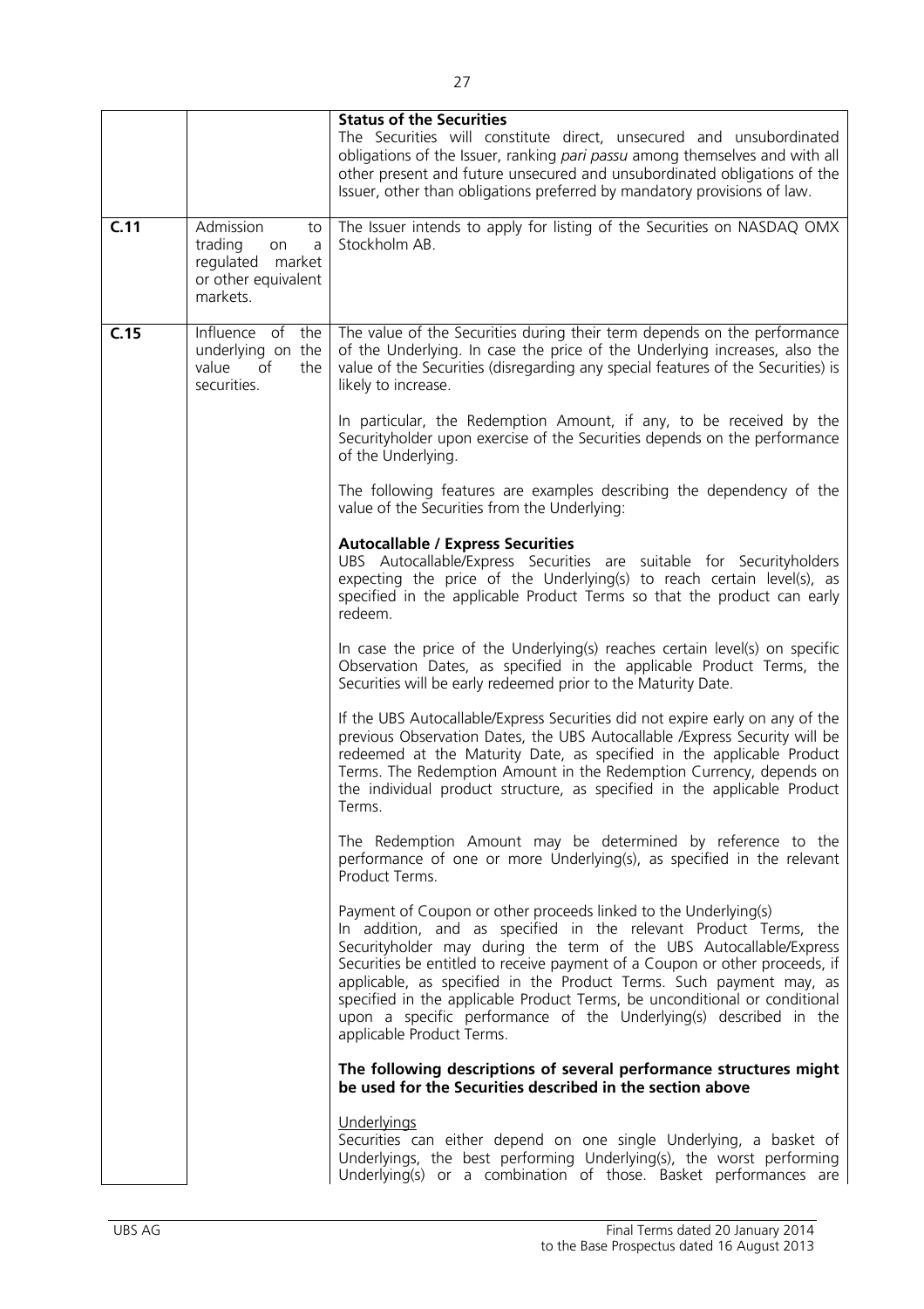| | | |
|---|---|---|
| | | **Status of the Securities**<br>The Securities will constitute direct, unsecured and unsubordinated obligations of the Issuer, ranking *pari passu* among themselves and with all other present and future unsecured and unsubordinated obligations of the Issuer, other than obligations preferred by mandatory provisions of law. |
| **C.11** | Admission to trading on a regulated market or other equivalent markets. | The Issuer intends to apply for listing of the Securities on NASDAQ OMX Stockholm AB. |
| **C.15** | Influence of the underlying on the value of the securities. | The value of the Securities during their term depends on the performance of the Underlying. In case the price of the Underlying increases, also the value of the Securities (disregarding any special features of the Securities) is likely to increase.<br><br>In particular, the Redemption Amount, if any, to be received by the Securityholder upon exercise of the Securities depends on the performance of the Underlying.<br><br>The following features are examples describing the dependency of the value of the Securities from the Underlying:<br><br>**Autocallable / Express Securities**<br>UBS Autocallable/Express Securities are suitable for Securityholders expecting the price of the Underlying(s) to reach certain level(s), as specified in the applicable Product Terms so that the product can early redeem.<br><br>In case the price of the Underlying(s) reaches certain level(s) on specific Observation Dates, as specified in the applicable Product Terms, the Securities will be early redeemed prior to the Maturity Date.<br><br>If the UBS Autocallable/Express Securities did not expire early on any of the previous Observation Dates, the UBS Autocallable /Express Security will be redeemed at the Maturity Date, as specified in the applicable Product Terms. The Redemption Amount in the Redemption Currency, depends on the individual product structure, as specified in the applicable Product Terms.<br><br>The Redemption Amount may be determined by reference to the performance of one or more Underlying(s), as specified in the relevant Product Terms.<br><br>Payment of Coupon or other proceeds linked to the Underlying(s)<br>In addition, and as specified in the relevant Product Terms, the Securityholder may during the term of the UBS Autocallable/Express Securities be entitled to receive payment of a Coupon or other proceeds, if applicable, as specified in the Product Terms. Such payment may, as specified in the applicable Product Terms, be unconditional or conditional upon a specific performance of the Underlying(s) described in the applicable Product Terms.<br><br>**The following descriptions of several performance structures might be used for the Securities described in the section above**<br><br><u>Underlyings</u><br>Securities can either depend on one single Underlying, a basket of Underlyings, the best performing Underlying(s), the worst performing Underlying(s) or a combination of those. Basket performances are |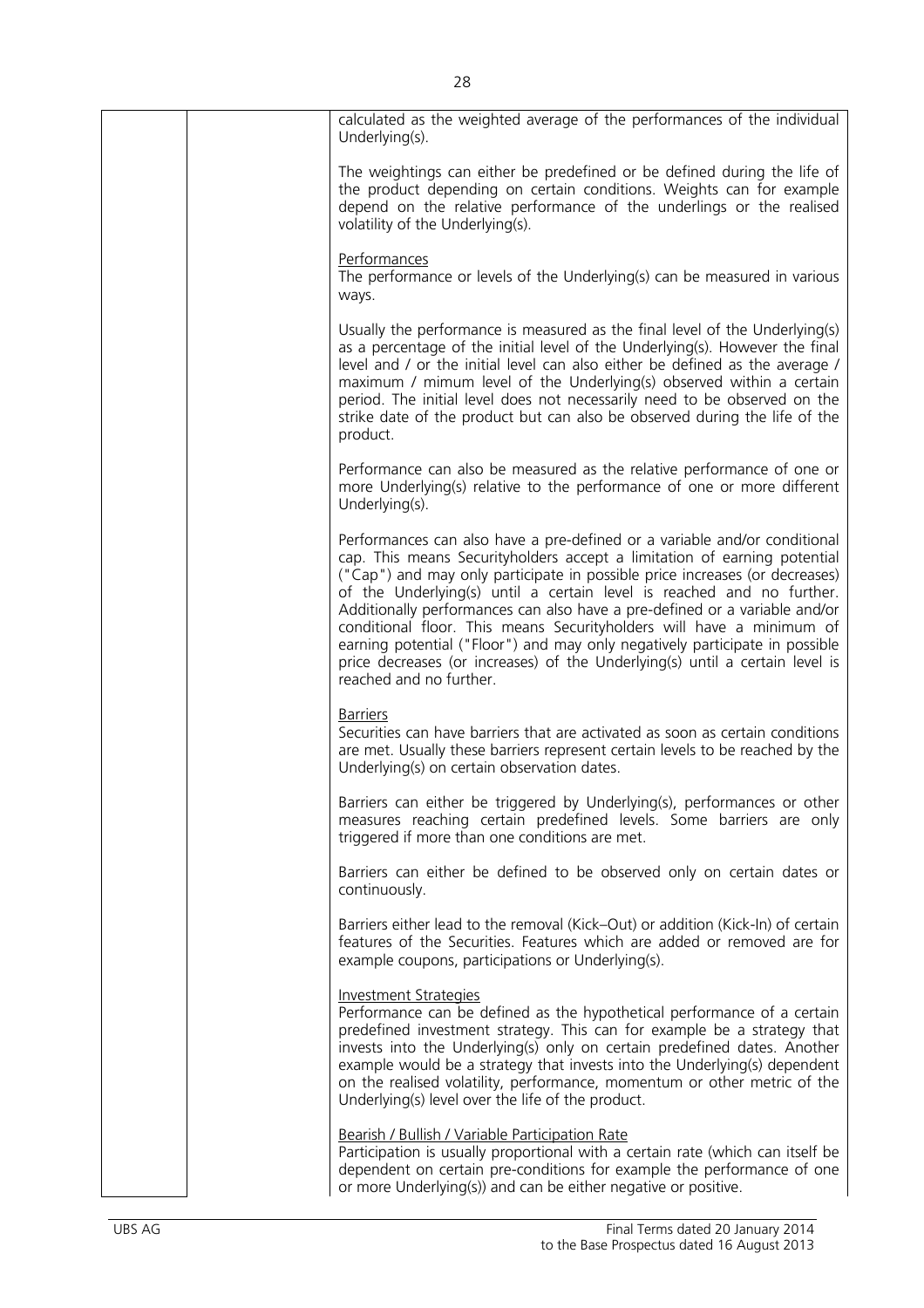calculated as the weighted average of the performances of the individual Underlying(s).

The weightings can either be predefined or be defined during the life of the product depending on certain conditions. Weights can for example depend on the relative performance of the underlings or the realised volatility of the Underlying(s).

Performances

The performance or levels of the Underlying(s) can be measured in various ways.

Usually the performance is measured as the final level of the Underlying(s) as a percentage of the initial level of the Underlying(s). However the final level and / or the initial level can also either be defined as the average / maximum / mimum level of the Underlying(s) observed within a certain period. The initial level does not necessarily need to be observed on the strike date of the product but can also be observed during the life of the product.

Performance can also be measured as the relative performance of one or more Underlying(s) relative to the performance of one or more different Underlying(s).

Performances can also have a pre-defined or a variable and/or conditional cap. This means Securityholders accept a limitation of earning potential ("Cap") and may only participate in possible price increases (or decreases) of the Underlying(s) until a certain level is reached and no further. Additionally performances can also have a pre-defined or a variable and/or conditional floor. This means Securityholders will have a minimum of earning potential ("Floor") and may only negatively participate in possible price decreases (or increases) of the Underlying(s) until a certain level is reached and no further.

Barriers

Securities can have barriers that are activated as soon as certain conditions are met. Usually these barriers represent certain levels to be reached by the Underlying(s) on certain observation dates.

Barriers can either be triggered by Underlying(s), performances or other measures reaching certain predefined levels. Some barriers are only triggered if more than one conditions are met.

Barriers can either be defined to be observed only on certain dates or continuously.

Barriers either lead to the removal (Kick–Out) or addition (Kick-In) of certain features of the Securities. Features which are added or removed are for example coupons, participations or Underlying(s).

Investment Strategies

Performance can be defined as the hypothetical performance of a certain predefined investment strategy. This can for example be a strategy that invests into the Underlying(s) only on certain predefined dates. Another example would be a strategy that invests into the Underlying(s) dependent on the realised volatility, performance, momentum or other metric of the Underlying(s) level over the life of the product.

Bearish / Bullish / Variable Participation Rate

Participation is usually proportional with a certain rate (which can itself be dependent on certain pre-conditions for example the performance of one or more Underlying(s)) and can be either negative or positive.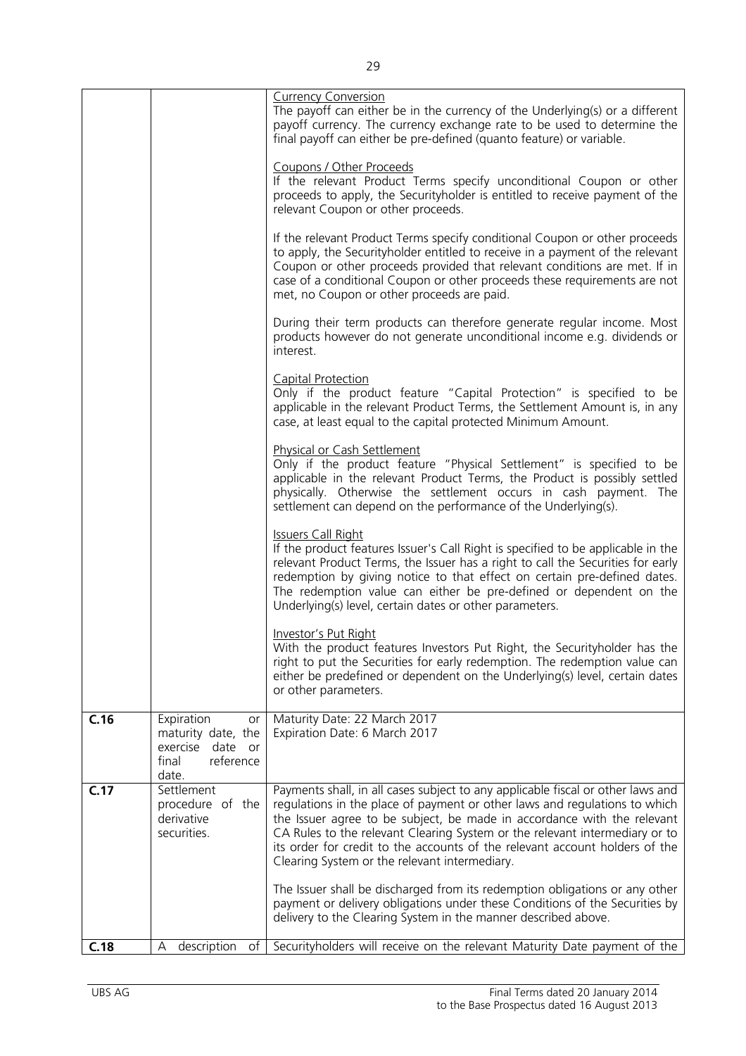| | | |
|---|---|---|
| | | Currency Conversion<br>The payoff can either be in the currency of the Underlying(s) or a different payoff currency. The currency exchange rate to be used to determine the final payoff can either be pre-defined (quanto feature) or variable.<br><br>Coupons / Other Proceeds<br>If the relevant Product Terms specify unconditional Coupon or other proceeds to apply, the Securityholder is entitled to receive payment of the relevant Coupon or other proceeds.<br><br>If the relevant Product Terms specify conditional Coupon or other proceeds to apply, the Securityholder entitled to receive in a payment of the relevant Coupon or other proceeds provided that relevant conditions are met. If in case of a conditional Coupon or other proceeds these requirements are not met, no Coupon or other proceeds are paid.<br><br>During their term products can therefore generate regular income. Most products however do not generate unconditional income e.g. dividends or interest.<br><br>Capital Protection<br>Only if the product feature "Capital Protection" is specified to be applicable in the relevant Product Terms, the Settlement Amount is, in any case, at least equal to the capital protected Minimum Amount.<br><br>Physical or Cash Settlement<br>Only if the product feature "Physical Settlement" is specified to be applicable in the relevant Product Terms, the Product is possibly settled physically. Otherwise the settlement occurs in cash payment. The settlement can depend on the performance of the Underlying(s).<br><br>Issuers Call Right<br>If the product features Issuer's Call Right is specified to be applicable in the relevant Product Terms, the Issuer has a right to call the Securities for early redemption by giving notice to that effect on certain pre-defined dates. The redemption value can either be pre-defined or dependent on the Underlying(s) level, certain dates or other parameters.<br><br>Investor's Put Right<br>With the product features Investors Put Right, the Securityholder has the right to put the Securities for early redemption. The redemption value can either be predefined or dependent on the Underlying(s) level, certain dates or other parameters. |
| **C.16** | Expiration or maturity date, the exercise date or final reference date. | Maturity Date: 22 March 2017<br>Expiration Date: 6 March 2017 |
| **C.17** | Settlement procedure of the derivative securities. | Payments shall, in all cases subject to any applicable fiscal or other laws and regulations in the place of payment or other laws and regulations to which the Issuer agree to be subject, be made in accordance with the relevant CA Rules to the relevant Clearing System or the relevant intermediary or to its order for credit to the accounts of the relevant account holders of the Clearing System or the relevant intermediary.<br><br>The Issuer shall be discharged from its redemption obligations or any other payment or delivery obligations under these Conditions of the Securities by delivery to the Clearing System in the manner described above. |
| **C.18** | A description of | Securityholders will receive on the relevant Maturity Date payment of the |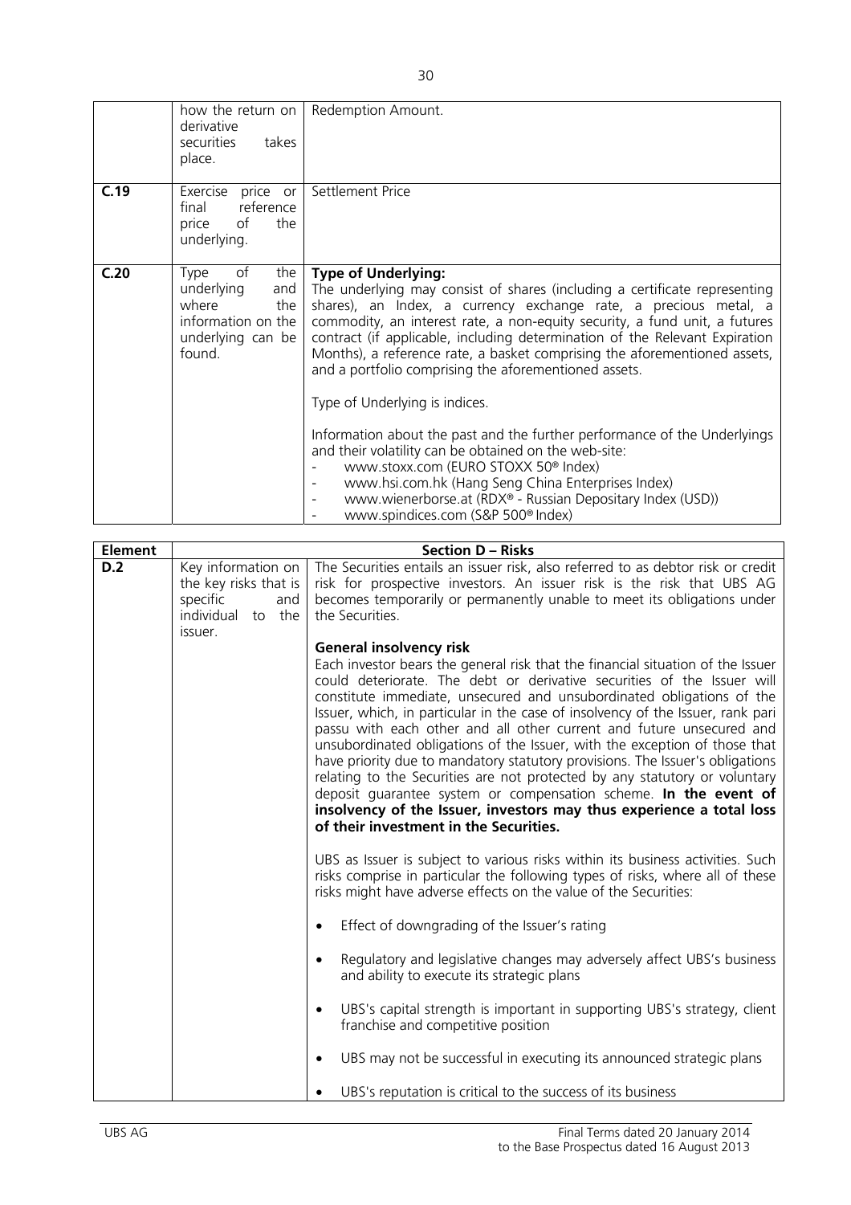|  | how the return on derivative securities takes place. | Redemption Amount. |
|---|---|---|
| **C.19** | Exercise price or final reference price of the underlying. | Settlement Price |
| **C.20** | Type of the underlying and where the information on the underlying can be found. | **Type of Underlying:**<br>The underlying may consist of shares (including a certificate representing shares), an Index, a currency exchange rate, a precious metal, a commodity, an interest rate, a non-equity security, a fund unit, a futures contract (if applicable, including determination of the Relevant Expiration Months), a reference rate, a basket comprising the aforementioned assets, and a portfolio comprising the aforementioned assets.<br><br>Type of Underlying is indices.<br><br>Information about the past and the further performance of the Underlyings and their volatility can be obtained on the web-site:<br>- www.stoxx.com (EURO STOXX 50® Index)<br>- www.hsi.com.hk (Hang Seng China Enterprises Index)<br>- www.wienerborse.at (RDX® - Russian Depositary Index (USD))<br>- www.spindices.com (S&P 500® Index) |

| **Element** | **Section D – Risks** | |
|---|---|---|
| **D.2** | Key information on the key risks that is specific and individual to the issuer. | The Securities entails an issuer risk, also referred to as debtor risk or credit risk for prospective investors. An issuer risk is the risk that UBS AG becomes temporarily or permanently unable to meet its obligations under the Securities.<br><br>**General insolvency risk**<br>Each investor bears the general risk that the financial situation of the Issuer could deteriorate. The debt or derivative securities of the Issuer will constitute immediate, unsecured and unsubordinated obligations of the Issuer, which, in particular in the case of insolvency of the Issuer, rank pari passu with each other and all other current and future unsecured and unsubordinated obligations of the Issuer, with the exception of those that have priority due to mandatory statutory provisions. The Issuer's obligations relating to the Securities are not protected by any statutory or voluntary deposit guarantee system or compensation scheme. **In the event of insolvency of the Issuer, investors may thus experience a total loss of their investment in the Securities.**<br><br>UBS as Issuer is subject to various risks within its business activities. Such risks comprise in particular the following types of risks, where all of these risks might have adverse effects on the value of the Securities:<br><br>• Effect of downgrading of the Issuer's rating<br><br>• Regulatory and legislative changes may adversely affect UBS's business and ability to execute its strategic plans<br><br>• UBS's capital strength is important in supporting UBS's strategy, client franchise and competitive position<br><br>• UBS may not be successful in executing its announced strategic plans<br><br>• UBS's reputation is critical to the success of its business |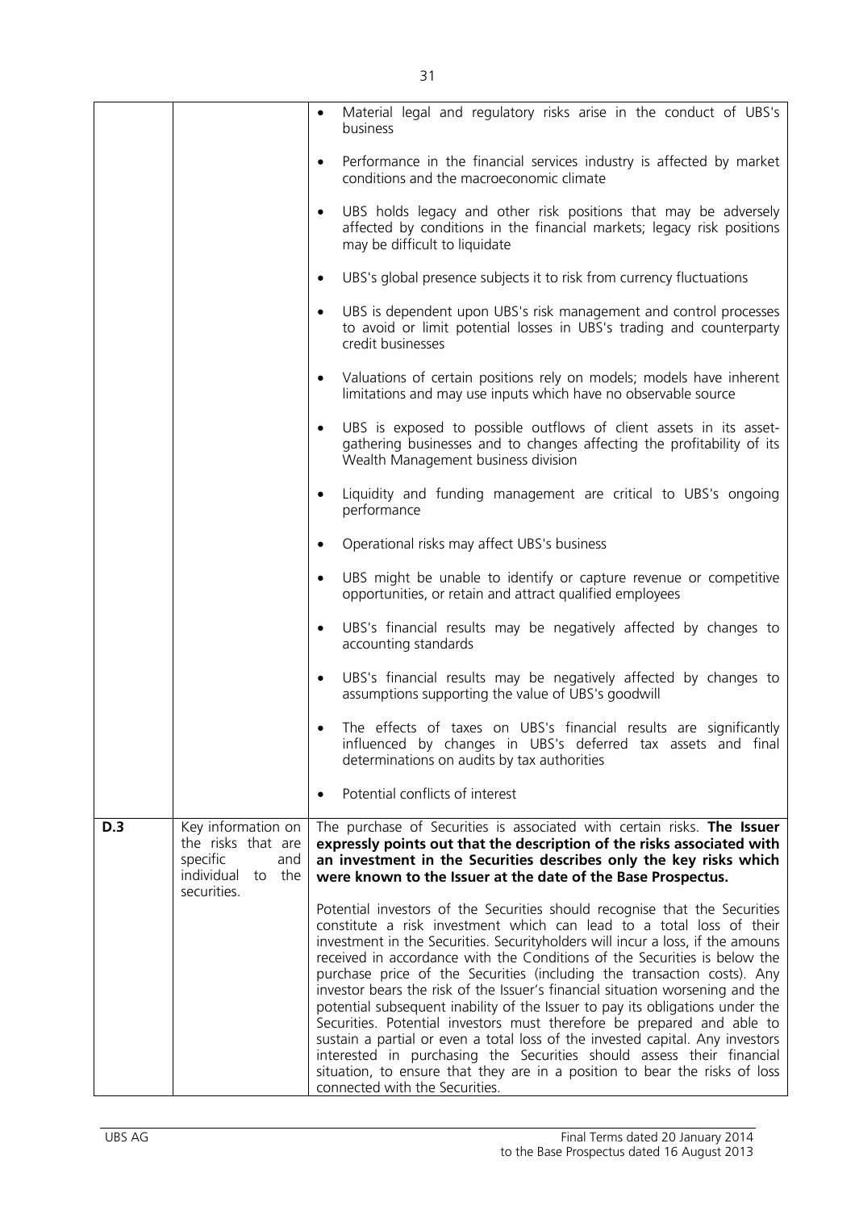| | | |
|---|---|---|
| | | • Material legal and regulatory risks arise in the conduct of UBS's business<br><br>• Performance in the financial services industry is affected by market conditions and the macroeconomic climate<br><br>• UBS holds legacy and other risk positions that may be adversely affected by conditions in the financial markets; legacy risk positions may be difficult to liquidate<br><br>• UBS's global presence subjects it to risk from currency fluctuations<br><br>• UBS is dependent upon UBS's risk management and control processes to avoid or limit potential losses in UBS's trading and counterparty credit businesses<br><br>• Valuations of certain positions rely on models; models have inherent limitations and may use inputs which have no observable source<br><br>• UBS is exposed to possible outflows of client assets in its asset-gathering businesses and to changes affecting the profitability of its Wealth Management business division<br><br>• Liquidity and funding management are critical to UBS's ongoing performance<br><br>• Operational risks may affect UBS's business<br><br>• UBS might be unable to identify or capture revenue or competitive opportunities, or retain and attract qualified employees<br><br>• UBS's financial results may be negatively affected by changes to accounting standards<br><br>• UBS's financial results may be negatively affected by changes to assumptions supporting the value of UBS's goodwill<br><br>• The effects of taxes on UBS's financial results are significantly influenced by changes in UBS's deferred tax assets and final determinations on audits by tax authorities<br><br>• Potential conflicts of interest |
| **D.3** | Key information on the risks that are specific and individual to the securities. | The purchase of Securities is associated with certain risks. **The Issuer expressly points out that the description of the risks associated with an investment in the Securities describes only the key risks which were known to the Issuer at the date of the Base Prospectus.**<br><br>Potential investors of the Securities should recognise that the Securities constitute a risk investment which can lead to a total loss of their investment in the Securities. Securityholders will incur a loss, if the amouns received in accordance with the Conditions of the Securities is below the purchase price of the Securities (including the transaction costs). Any investor bears the risk of the Issuer's financial situation worsening and the potential subsequent inability of the Issuer to pay its obligations under the Securities. Potential investors must therefore be prepared and able to sustain a partial or even a total loss of the invested capital. Any investors interested in purchasing the Securities should assess their financial situation, to ensure that they are in a position to bear the risks of loss connected with the Securities. |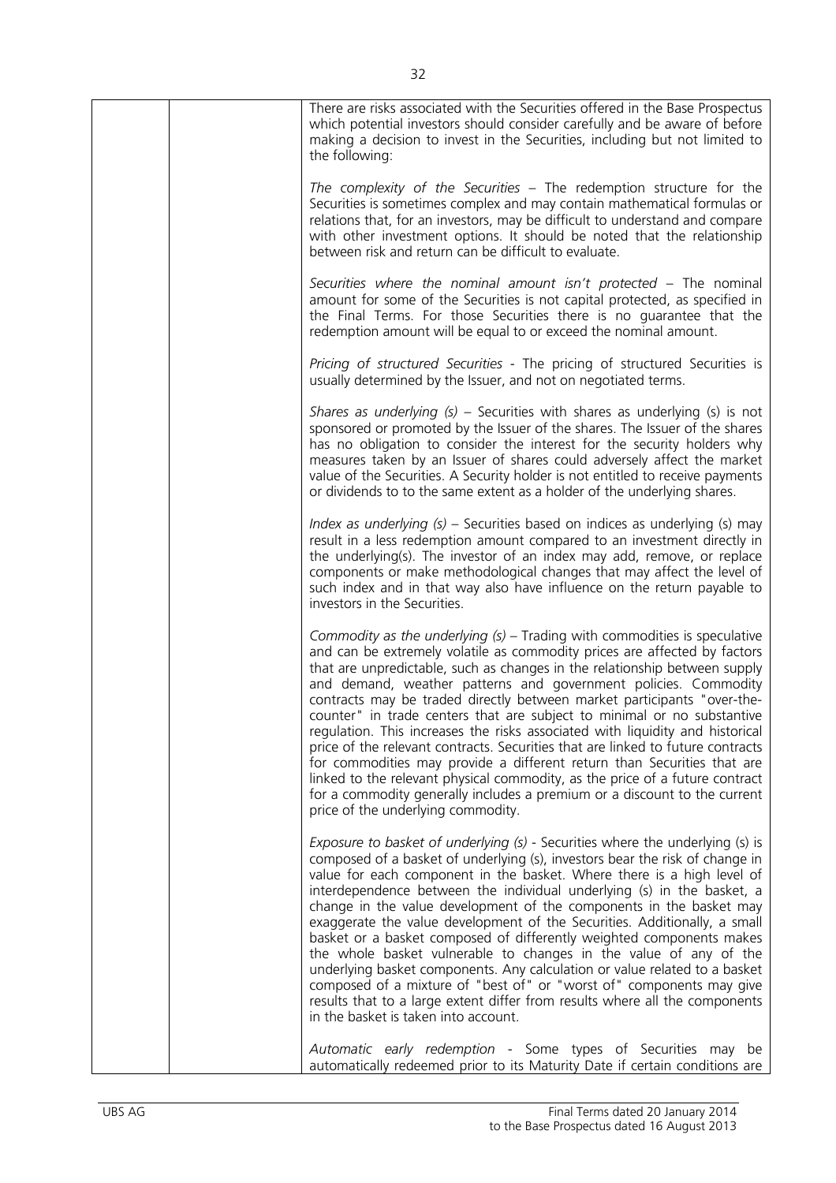| | | There are risks associated with the Securities offered in the Base Prospectus which potential investors should consider carefully and be aware of before making a decision to invest in the Securities, including but not limited to the following:<br><br>*The complexity of the Securities* – The redemption structure for the Securities is sometimes complex and may contain mathematical formulas or relations that, for an investors, may be difficult to understand and compare with other investment options. It should be noted that the relationship between risk and return can be difficult to evaluate.<br><br>*Securities where the nominal amount isn't protected* – The nominal amount for some of the Securities is not capital protected, as specified in the Final Terms. For those Securities there is no guarantee that the redemption amount will be equal to or exceed the nominal amount.<br><br>*Pricing of structured Securities* - The pricing of structured Securities is usually determined by the Issuer, and not on negotiated terms.<br><br>*Shares as underlying (s)* – Securities with shares as underlying (s) is not sponsored or promoted by the Issuer of the shares. The Issuer of the shares has no obligation to consider the interest for the security holders why measures taken by an Issuer of shares could adversely affect the market value of the Securities. A Security holder is not entitled to receive payments or dividends to to the same extent as a holder of the underlying shares.<br><br>*Index as underlying (s)* – Securities based on indices as underlying (s) may result in a less redemption amount compared to an investment directly in the underlying(s). The investor of an index may add, remove, or replace components or make methodological changes that may affect the level of such index and in that way also have influence on the return payable to investors in the Securities.<br><br>*Commodity as the underlying (s)* – Trading with commodities is speculative and can be extremely volatile as commodity prices are affected by factors that are unpredictable, such as changes in the relationship between supply and demand, weather patterns and government policies. Commodity contracts may be traded directly between market participants "over-the-counter" in trade centers that are subject to minimal or no substantive regulation. This increases the risks associated with liquidity and historical price of the relevant contracts. Securities that are linked to future contracts for commodities may provide a different return than Securities that are linked to the relevant physical commodity, as the price of a future contract for a commodity generally includes a premium or a discount to the current price of the underlying commodity.<br><br>*Exposure to basket of underlying (s)* - Securities where the underlying (s) is composed of a basket of underlying (s), investors bear the risk of change in value for each component in the basket. Where there is a high level of interdependence between the individual underlying (s) in the basket, a change in the value development of the components in the basket may exaggerate the value development of the Securities. Additionally, a small basket or a basket composed of differently weighted components makes the whole basket vulnerable to changes in the value of any of the underlying basket components. Any calculation or value related to a basket composed of a mixture of "best of" or "worst of" components may give results that to a large extent differ from results where all the components in the basket is taken into account.<br><br>*Automatic early redemption* - Some types of Securities may be automatically redeemed prior to its Maturity Date if certain conditions are |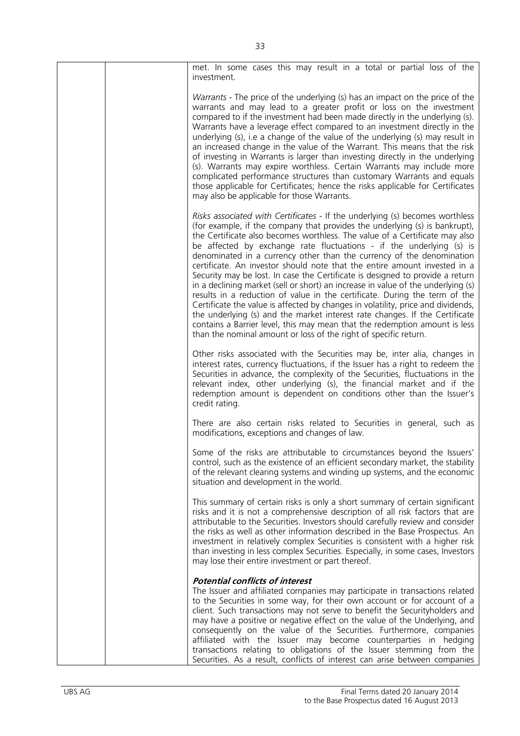| | | met. In some cases this may result in a total or partial loss of the investment.<br><br>*Warrants* - The price of the underlying (s) has an impact on the price of the warrants and may lead to a greater profit or loss on the investment compared to if the investment had been made directly in the underlying (s). Warrants have a leverage effect compared to an investment directly in the underlying (s), i.e a change of the value of the underlying (s) may result in an increased change in the value of the Warrant. This means that the risk of investing in Warrants is larger than investing directly in the underlying (s). Warrants may expire worthless. Certain Warrants may include more complicated performance structures than customary Warrants and equals those applicable for Certificates; hence the risks applicable for Certificates may also be applicable for those Warrants.<br><br>*Risks associated with Certificates* - If the underlying (s) becomes worthless (for example, if the company that provides the underlying (s) is bankrupt), the Certificate also becomes worthless. The value of a Certificate may also be affected by exchange rate fluctuations - if the underlying (s) is denominated in a currency other than the currency of the denomination certificate. An investor should note that the entire amount invested in a Security may be lost. In case the Certificate is designed to provide a return in a declining market (sell or short) an increase in value of the underlying (s) results in a reduction of value in the certificate. During the term of the Certificate the value is affected by changes in volatility, price and dividends, the underlying (s) and the market interest rate changes. If the Certificate contains a Barrier level, this may mean that the redemption amount is less than the nominal amount or loss of the right of specific return.<br><br>Other risks associated with the Securities may be, inter alia, changes in interest rates, currency fluctuations, if the Issuer has a right to redeem the Securities in advance, the complexity of the Securities, fluctuations in the relevant index, other underlying (s), the financial market and if the redemption amount is dependent on conditions other than the Issuer's credit rating.<br><br>There are also certain risks related to Securities in general, such as modifications, exceptions and changes of law.<br><br>Some of the risks are attributable to circumstances beyond the Issuers' control, such as the existence of an efficient secondary market, the stability of the relevant clearing systems and winding up systems, and the economic situation and development in the world.<br><br>This summary of certain risks is only a short summary of certain significant risks and it is not a comprehensive description of all risk factors that are attributable to the Securities. Investors should carefully review and consider the risks as well as other information described in the Base Prospectus. An investment in relatively complex Securities is consistent with a higher risk than investing in less complex Securities. Especially, in some cases, Investors may lose their entire investment or part thereof.<br><br>***Potential conflicts of interest***<br>The Issuer and affiliated companies may participate in transactions related to the Securities in some way, for their own account or for account of a client. Such transactions may not serve to benefit the Securityholders and may have a positive or negative effect on the value of the Underlying, and consequently on the value of the Securities. Furthermore, companies affiliated with the Issuer may become counterparties in hedging transactions relating to obligations of the Issuer stemming from the Securities. As a result, conflicts of interest can arise between companies |
|---|---|---|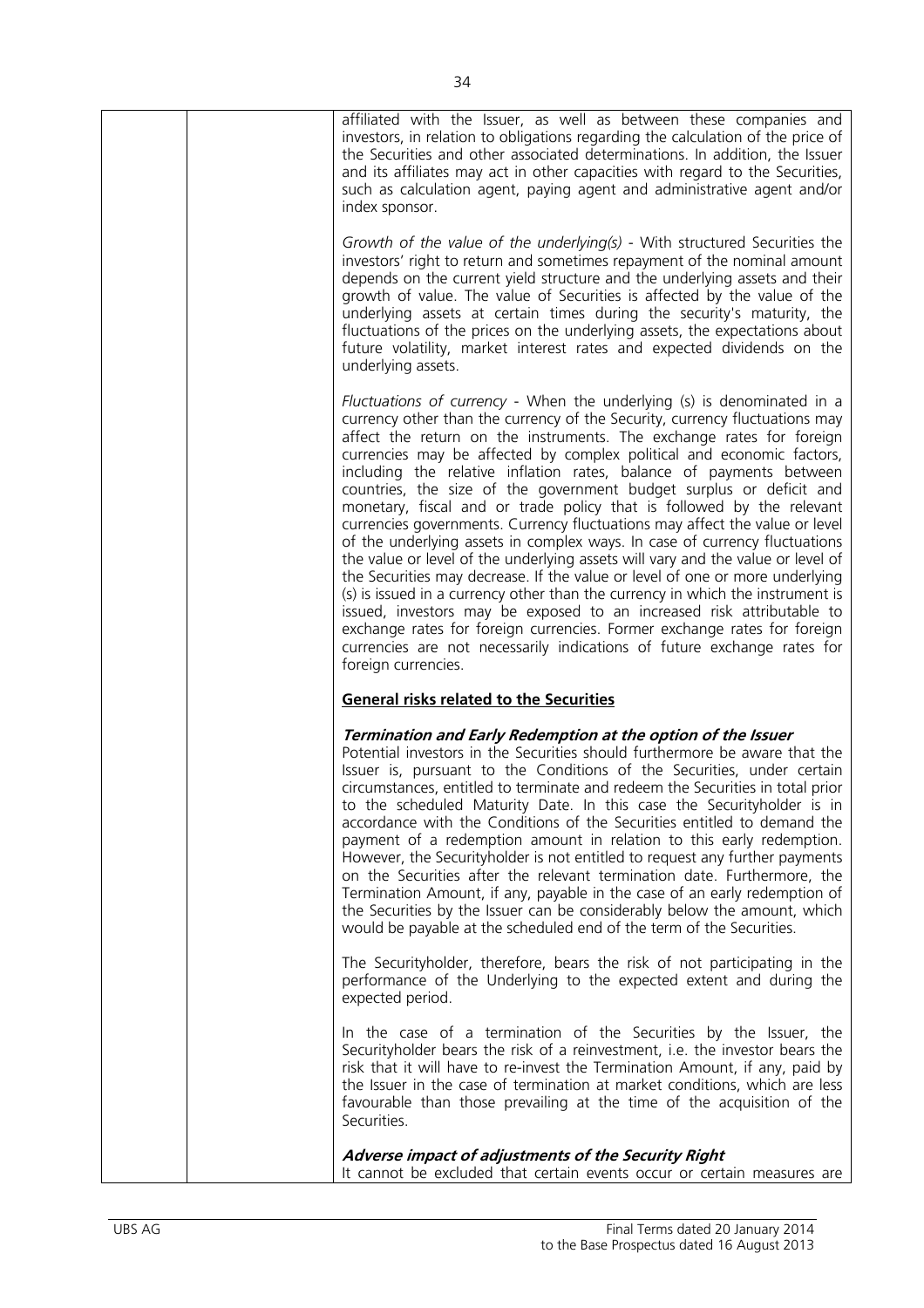affiliated with the Issuer, as well as between these companies and investors, in relation to obligations regarding the calculation of the price of the Securities and other associated determinations. In addition, the Issuer and its affiliates may act in other capacities with regard to the Securities, such as calculation agent, paying agent and administrative agent and/or index sponsor.

*Growth of the value of the underlying(s)* - With structured Securities the investors' right to return and sometimes repayment of the nominal amount depends on the current yield structure and the underlying assets and their growth of value. The value of Securities is affected by the value of the underlying assets at certain times during the security's maturity, the fluctuations of the prices on the underlying assets, the expectations about future volatility, market interest rates and expected dividends on the underlying assets.

*Fluctuations of currency* - When the underlying (s) is denominated in a currency other than the currency of the Security, currency fluctuations may affect the return on the instruments. The exchange rates for foreign currencies may be affected by complex political and economic factors, including the relative inflation rates, balance of payments between countries, the size of the government budget surplus or deficit and monetary, fiscal and or trade policy that is followed by the relevant currencies governments. Currency fluctuations may affect the value or level of the underlying assets in complex ways. In case of currency fluctuations the value or level of the underlying assets will vary and the value or level of the Securities may decrease. If the value or level of one or more underlying (s) is issued in a currency other than the currency in which the instrument is issued, investors may be exposed to an increased risk attributable to exchange rates for foreign currencies. Former exchange rates for foreign currencies are not necessarily indications of future exchange rates for foreign currencies.

**General risks related to the Securities**

***Termination and Early Redemption at the option of the Issuer***

Potential investors in the Securities should furthermore be aware that the Issuer is, pursuant to the Conditions of the Securities, under certain circumstances, entitled to terminate and redeem the Securities in total prior to the scheduled Maturity Date. In this case the Securityholder is in accordance with the Conditions of the Securities entitled to demand the payment of a redemption amount in relation to this early redemption. However, the Securityholder is not entitled to request any further payments on the Securities after the relevant termination date. Furthermore, the Termination Amount, if any, payable in the case of an early redemption of the Securities by the Issuer can be considerably below the amount, which would be payable at the scheduled end of the term of the Securities.

The Securityholder, therefore, bears the risk of not participating in the performance of the Underlying to the expected extent and during the expected period.

In the case of a termination of the Securities by the Issuer, the Securityholder bears the risk of a reinvestment, i.e. the investor bears the risk that it will have to re-invest the Termination Amount, if any, paid by the Issuer in the case of termination at market conditions, which are less favourable than those prevailing at the time of the acquisition of the Securities.

***Adverse impact of adjustments of the Security Right***

It cannot be excluded that certain events occur or certain measures are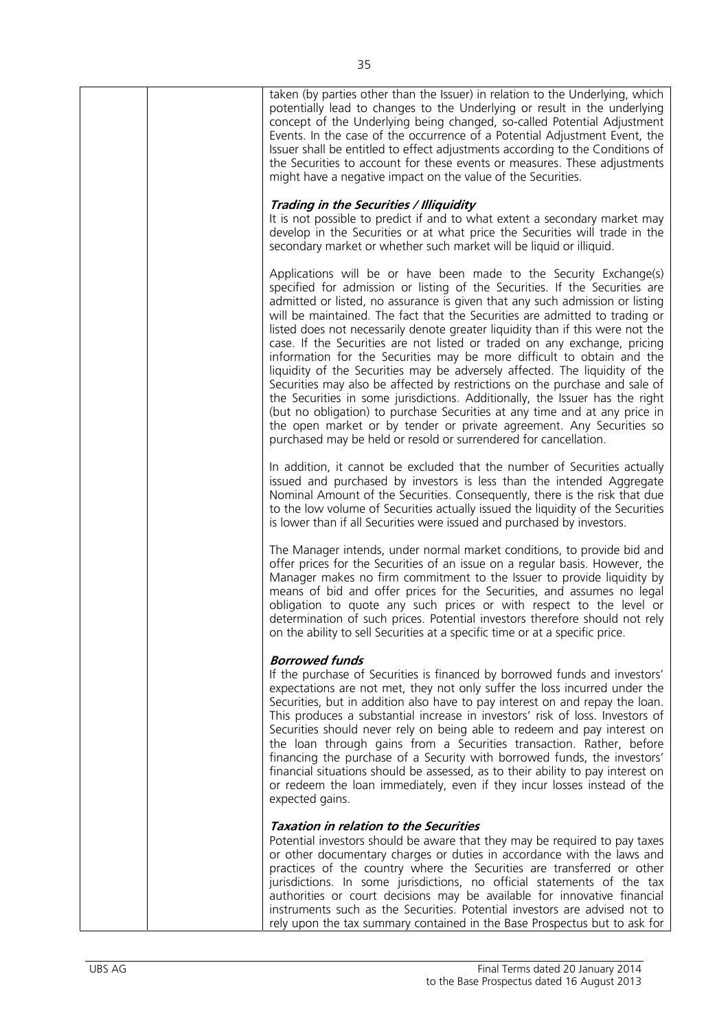taken (by parties other than the Issuer) in relation to the Underlying, which potentially lead to changes to the Underlying or result in the underlying concept of the Underlying being changed, so-called Potential Adjustment Events. In the case of the occurrence of a Potential Adjustment Event, the Issuer shall be entitled to effect adjustments according to the Conditions of the Securities to account for these events or measures. These adjustments might have a negative impact on the value of the Securities.

***Trading in the Securities / Illiquidity***

It is not possible to predict if and to what extent a secondary market may develop in the Securities or at what price the Securities will trade in the secondary market or whether such market will be liquid or illiquid.

Applications will be or have been made to the Security Exchange(s) specified for admission or listing of the Securities. If the Securities are admitted or listed, no assurance is given that any such admission or listing will be maintained. The fact that the Securities are admitted to trading or listed does not necessarily denote greater liquidity than if this were not the case. If the Securities are not listed or traded on any exchange, pricing information for the Securities may be more difficult to obtain and the liquidity of the Securities may be adversely affected. The liquidity of the Securities may also be affected by restrictions on the purchase and sale of the Securities in some jurisdictions. Additionally, the Issuer has the right (but no obligation) to purchase Securities at any time and at any price in the open market or by tender or private agreement. Any Securities so purchased may be held or resold or surrendered for cancellation.

In addition, it cannot be excluded that the number of Securities actually issued and purchased by investors is less than the intended Aggregate Nominal Amount of the Securities. Consequently, there is the risk that due to the low volume of Securities actually issued the liquidity of the Securities is lower than if all Securities were issued and purchased by investors.

The Manager intends, under normal market conditions, to provide bid and offer prices for the Securities of an issue on a regular basis. However, the Manager makes no firm commitment to the Issuer to provide liquidity by means of bid and offer prices for the Securities, and assumes no legal obligation to quote any such prices or with respect to the level or determination of such prices. Potential investors therefore should not rely on the ability to sell Securities at a specific time or at a specific price.

***Borrowed funds***

If the purchase of Securities is financed by borrowed funds and investors' expectations are not met, they not only suffer the loss incurred under the Securities, but in addition also have to pay interest on and repay the loan. This produces a substantial increase in investors' risk of loss. Investors of Securities should never rely on being able to redeem and pay interest on the loan through gains from a Securities transaction. Rather, before financing the purchase of a Security with borrowed funds, the investors' financial situations should be assessed, as to their ability to pay interest on or redeem the loan immediately, even if they incur losses instead of the expected gains.

***Taxation in relation to the Securities***

Potential investors should be aware that they may be required to pay taxes or other documentary charges or duties in accordance with the laws and practices of the country where the Securities are transferred or other jurisdictions. In some jurisdictions, no official statements of the tax authorities or court decisions may be available for innovative financial instruments such as the Securities. Potential investors are advised not to rely upon the tax summary contained in the Base Prospectus but to ask for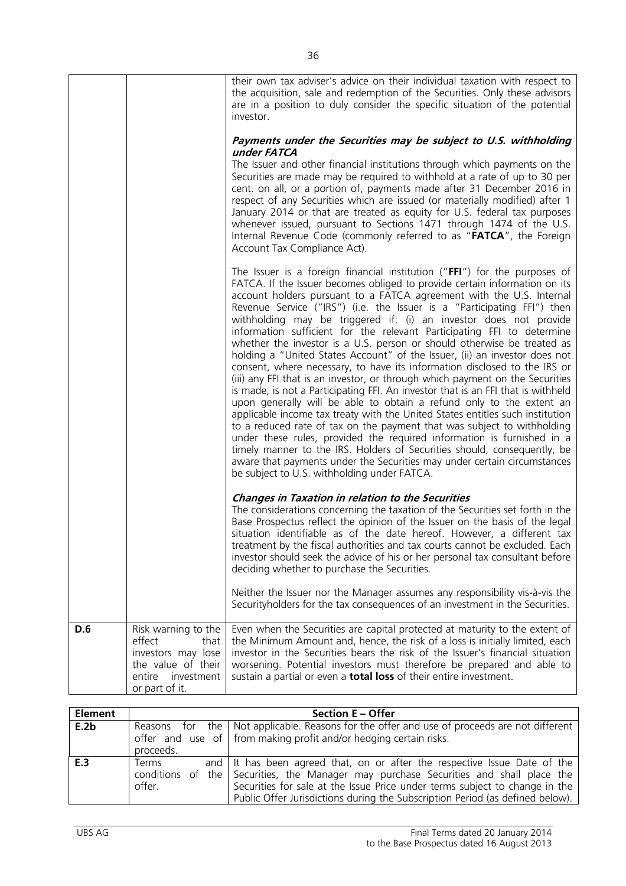| | | their own tax adviser's advice on their individual taxation with respect to the acquisition, sale and redemption of the Securities. Only these advisors are in a position to duly consider the specific situation of the potential investor.<br><br>***Payments under the Securities may be subject to U.S. withholding under FATCA***<br>The Issuer and other financial institutions through which payments on the Securities are made may be required to withhold at a rate of up to 30 per cent. on all, or a portion of, payments made after 31 December 2016 in respect of any Securities which are issued (or materially modified) after 1 January 2014 or that are treated as equity for U.S. federal tax purposes whenever issued, pursuant to Sections 1471 through 1474 of the U.S. Internal Revenue Code (commonly referred to as "**FATCA**", the Foreign Account Tax Compliance Act).<br><br>The Issuer is a foreign financial institution ("**FFI**") for the purposes of FATCA. If the Issuer becomes obliged to provide certain information on its account holders pursuant to a FATCA agreement with the U.S. Internal Revenue Service ("IRS") (i.e. the Issuer is a "Participating FFI") then withholding may be triggered if: (i) an investor does not provide information sufficient for the relevant Participating FFI to determine whether the investor is a U.S. person or should otherwise be treated as holding a "United States Account" of the Issuer, (ii) an investor does not consent, where necessary, to have its information disclosed to the IRS or (iii) any FFI that is an investor, or through which payment on the Securities is made, is not a Participating FFI. An investor that is an FFI that is withheld upon generally will be able to obtain a refund only to the extent an applicable income tax treaty with the United States entitles such institution to a reduced rate of tax on the payment that was subject to withholding under these rules, provided the required information is furnished in a timely manner to the IRS. Holders of Securities should, consequently, be aware that payments under the Securities may under certain circumstances be subject to U.S. withholding under FATCA.<br><br>***Changes in Taxation in relation to the Securities***<br>The considerations concerning the taxation of the Securities set forth in the Base Prospectus reflect the opinion of the Issuer on the basis of the legal situation identifiable as of the date hereof. However, a different tax treatment by the fiscal authorities and tax courts cannot be excluded. Each investor should seek the advice of his or her personal tax consultant before deciding whether to purchase the Securities.<br><br>Neither the Issuer nor the Manager assumes any responsibility vis-à-vis the Securityholders for the tax consequences of an investment in the Securities. |
|---|---|---|
| **D.6** | Risk warning to the effect that investors may lose the value of their entire investment or part of it. | Even when the Securities are capital protected at maturity to the extent of the Minimum Amount and, hence, the risk of a loss is initially limited, each investor in the Securities bears the risk of the Issuer's financial situation worsening. Potential investors must therefore be prepared and able to sustain a partial or even a **total loss** of their entire investment. |

| **Element** | **Section E – Offer** | |
|---|---|---|
| **E.2b** | Reasons for the offer and use of proceeds. | Not applicable. Reasons for the offer and use of proceeds are not different from making profit and/or hedging certain risks. |
| **E.3** | Terms and conditions of the offer. | It has been agreed that, on or after the respective Issue Date of the Securities, the Manager may purchase Securities and shall place the Securities for sale at the Issue Price under terms subject to change in the Public Offer Jurisdictions during the Subscription Period (as defined below). |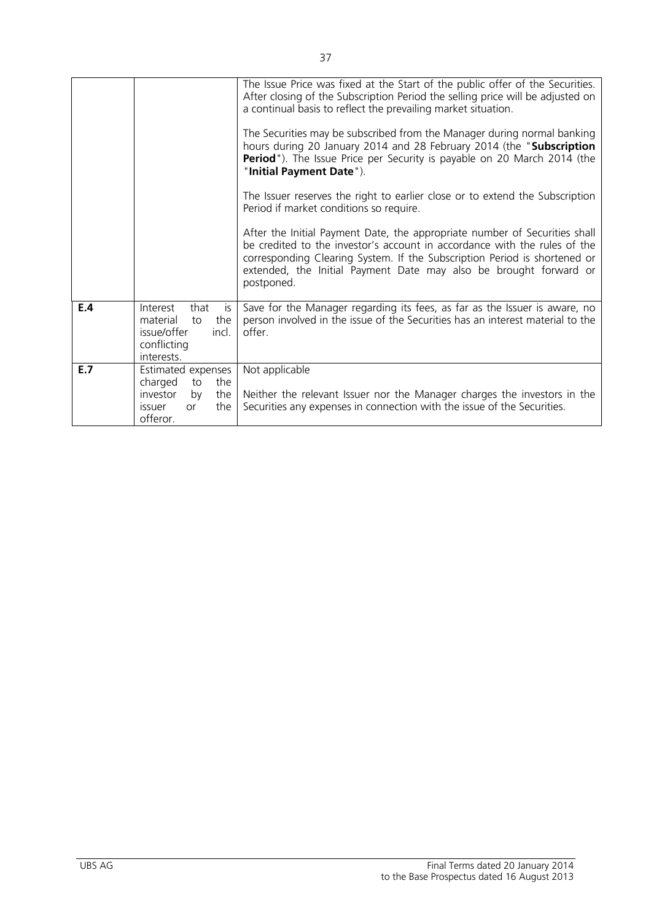| | | |
|---|---|---|
| | | The Issue Price was fixed at the Start of the public offer of the Securities. After closing of the Subscription Period the selling price will be adjusted on a continual basis to reflect the prevailing market situation.<br><br>The Securities may be subscribed from the Manager during normal banking hours during 20 January 2014 and 28 February 2014 (the "**Subscription Period**"). The Issue Price per Security is payable on 20 March 2014 (the "**Initial Payment Date**").<br><br>The Issuer reserves the right to earlier close or to extend the Subscription Period if market conditions so require.<br><br>After the Initial Payment Date, the appropriate number of Securities shall be credited to the investor's account in accordance with the rules of the corresponding Clearing System. If the Subscription Period is shortened or extended, the Initial Payment Date may also be brought forward or postponed. |
| **E.4** | Interest that is material to the issue/offer incl. conflicting interests. | Save for the Manager regarding its fees, as far as the Issuer is aware, no person involved in the issue of the Securities has an interest material to the offer. |
| **E.7** | Estimated expenses charged to the investor by the issuer or the offeror. | Not applicable<br><br>Neither the relevant Issuer nor the Manager charges the investors in the Securities any expenses in connection with the issue of the Securities. |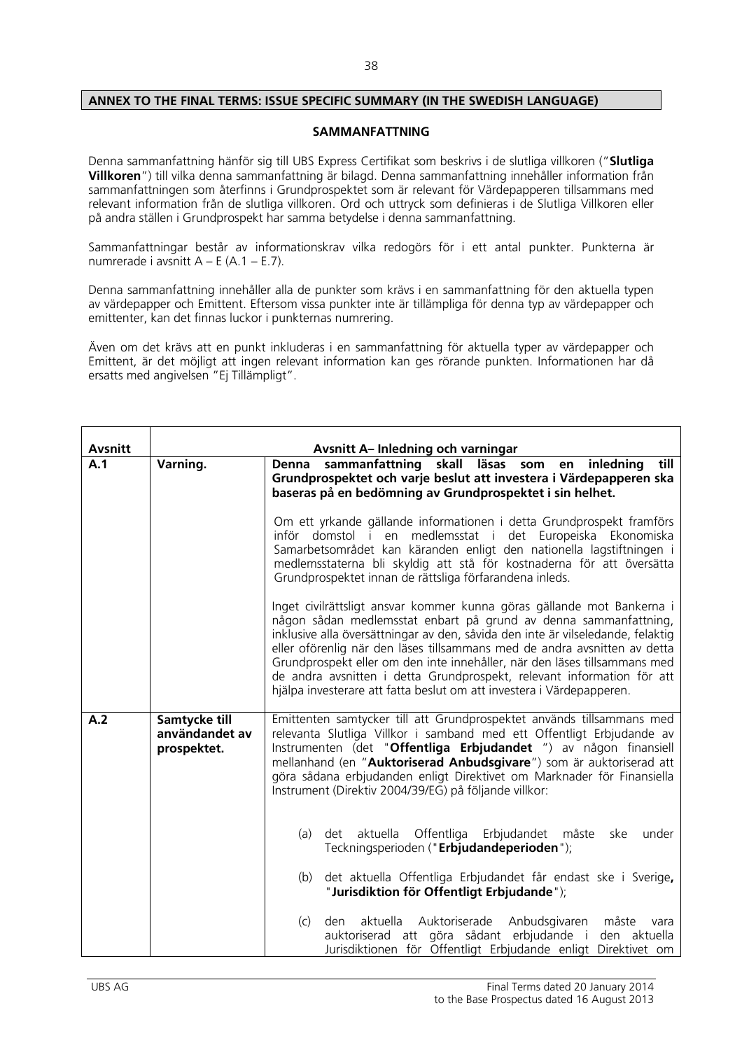## ANNEX TO THE FINAL TERMS: ISSUE SPECIFIC SUMMARY (IN THE SWEDISH LANGUAGE)

### SAMMANFATTNING

Denna sammanfattning hänför sig till UBS Express Certifikat som beskrivs i de slutliga villkoren ("**Slutliga Villkoren**") till vilka denna sammanfattning är bilagd. Denna sammanfattning innehåller information från sammanfattningen som återfinns i Grundprospektet som är relevant för Värdepapperen tillsammans med relevant information från de slutliga villkoren. Ord och uttryck som definieras i de Slutliga Villkoren eller på andra ställen i Grundprospekt har samma betydelse i denna sammanfattning.

Sammanfattningar består av informationskrav vilka redogörs för i ett antal punkter. Punkterna är numrerade i avsnitt A – E (A.1 – E.7).

Denna sammanfattning innehåller alla de punkter som krävs i en sammanfattning för den aktuella typen av värdepapper och Emittent. Eftersom vissa punkter inte är tillämpliga för denna typ av värdepapper och emittenter, kan det finnas luckor i punkternas numrering.

Även om det krävs att en punkt inkluderas i en sammanfattning för aktuella typer av värdepapper och Emittent, är det möjligt att ingen relevant information kan ges rörande punkten. Informationen har då ersatts med angivelsen "Ej Tillämpligt".

| Avsnitt | Avsnitt A– Inledning och varningar | |
|---|---|---|
| A.1 | **Varning.** | **Denna sammanfattning skall läsas som en inledning till Grundprospektet och varje beslut att investera i Värdepapperen ska baseras på en bedömning av Grundprospektet i sin helhet.**<br><br>Om ett yrkande gällande informationen i detta Grundprospekt framförs inför domstol i en medlemsstat i det Europeiska Ekonomiska Samarbetsområdet kan käranden enligt den nationella lagstiftningen i medlemsstaterna bli skyldig att stå för kostnaderna för att översätta Grundprospektet innan de rättsliga förfarandena inleds.<br><br>Inget civilrättsligt ansvar kommer kunna göras gällande mot Bankerna i någon sådan medlemsstat enbart på grund av denna sammanfattning, inklusive alla översättningar av den, såvida den inte är vilseledande, felaktig eller oförenlig när den läses tillsammans med de andra avsnitten av detta Grundprospekt eller om den inte innehåller, när den läses tillsammans med de andra avsnitten i detta Grundprospekt, relevant information för att hjälpa investerare att fatta beslut om att investera i Värdepapperen. |
| A.2 | **Samtycke till användandet av prospektet.** | Emittenten samtycker till att Grundprospektet används tillsammans med relevanta Slutliga Villkor i samband med ett Offentligt Erbjudande av Instrumenten (det "**Offentliga Erbjudandet** ") av någon finansiell mellanhand (en "**Auktoriserad Anbudsgivare**") som är auktoriserad att göra sådana erbjudanden enligt Direktivet om Marknader för Finansiella Instrument (Direktiv 2004/39/EG) på följande villkor:<br><br>(a) det aktuella Offentliga Erbjudandet måste ske under Teckningsperioden ("**Erbjudandeperioden**");<br><br>(b) det aktuella Offentliga Erbjudandet får endast ske i Sverige**,** "**Jurisdiktion för Offentligt Erbjudande**");<br><br>(c) den aktuella Auktoriserade Anbudsgivaren måste vara auktoriserad att göra sådant erbjudande i den aktuella Jurisdiktionen för Offentligt Erbjudande enligt Direktivet om |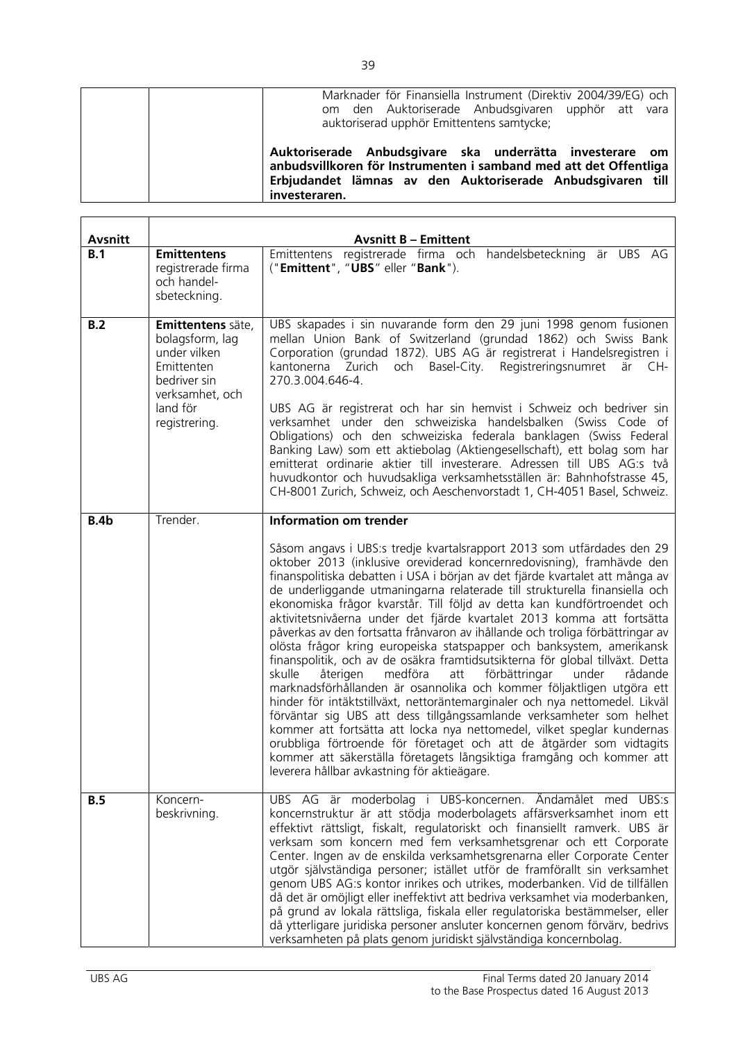| | | Marknader för Finansiella Instrument (Direktiv 2004/39/EG) och om den Auktoriserade Anbudsgivaren upphör att vara auktoriserad upphör Emittentens samtycke;<br><br>**Auktoriserade Anbudsgivare ska underrätta investerare om anbudsvillkoren för Instrumenten i samband med att det Offentliga Erbjudandet lämnas av den Auktoriserade Anbudsgivaren till investeraren.** |
|---|---|---|

| **Avsnitt** | **Avsnitt B – Emittent** | |
|---|---|---|
| **B.1** | **Emittentens** registrerade firma och handel-sbeteckning. | Emittentens registrerade firma och handelsbeteckning är UBS AG ("**Emittent**", "**UBS**" eller "**Bank**"). |
| **B.2** | **Emittentens** säte, bolagsform, lag under vilken Emittenten bedriver sin verksamhet, och land för registrering. | UBS skapades i sin nuvarande form den 29 juni 1998 genom fusionen mellan Union Bank of Switzerland (grundad 1862) och Swiss Bank Corporation (grundad 1872). UBS AG är registrerat i Handelsregistren i kantonerna Zurich och Basel-City. Registreringsnumret är CH-270.3.004.646-4.<br><br>UBS AG är registrerat och har sin hemvist i Schweiz och bedriver sin verksamhet under den schweiziska handelsbalken (Swiss Code of Obligations) och den schweiziska federala banklagen (Swiss Federal Banking Law) som ett aktiebolag (Aktiengesellschaft), ett bolag som har emitterat ordinarie aktier till investerare. Adressen till UBS AG:s två huvudkontor och huvudsakliga verksamhetsställen är: Bahnhofstrasse 45, CH-8001 Zurich, Schweiz, och Aeschenvorstadt 1, CH-4051 Basel, Schweiz. |
| **B.4b** | Trender. | **Information om trender**<br><br>Såsom angavs i UBS:s tredje kvartalsrapport 2013 som utfärdades den 29 oktober 2013 (inklusive oreviderad koncernredovisning), framhävde den finanspolitiska debatten i USA i början av det fjärde kvartalet att många av de underliggande utmaningarna relaterade till strukturella finansiella och ekonomiska frågor kvarstår. Till följd av detta kan kundförtroendet och aktivitetsnivåerna under det fjärde kvartalet 2013 komma att fortsätta påverkas av den fortsatta frånvaron av ihållande och troliga förbättringar av olösta frågor kring europeiska statspapper och banksystem, amerikansk finanspolitik, och av de osäkra framtidsutsikterna för global tillväxt. Detta skulle återigen medföra att förbättringar under rådande marknadsförhållanden är osannolika och kommer följaktligen utgöra ett hinder för intäktstillväxt, nettoräntemarginaler och nya nettomedel. Likväl förväntar sig UBS att dess tillgångssamlande verksamheter som helhet kommer att fortsätta att locka nya nettomedel, vilket speglar kundernas orubbliga förtroende för företaget och att de åtgärder som vidtagits kommer att säkerställa företagets långsiktiga framgång och kommer att leverera hållbar avkastning för aktieägare. |
| **B.5** | Koncern-beskrivning. | UBS AG är moderbolag i UBS-koncernen. Ändamålet med UBS:s koncernstruktur är att stödja moderbolagets affärsverksamhet inom ett effektivt rättsligt, fiskalt, regulatoriskt och finansiellt ramverk. UBS är verksam som koncern med fem verksamhetsgrenar och ett Corporate Center. Ingen av de enskilda verksamhetsgrenarna eller Corporate Center utgör självständiga personer; istället utför de framförallt sin verksamhet genom UBS AG:s kontor inrikes och utrikes, moderbanken. Vid de tillfällen då det är omöjligt eller ineffektivt att bedriva verksamhet via moderbanken, på grund av lokala rättsliga, fiskala eller regulatoriska bestämmelser, eller då ytterligare juridiska personer ansluter koncernen genom förvärv, bedrivs verksamheten på plats genom juridiskt självständiga koncernbolag. |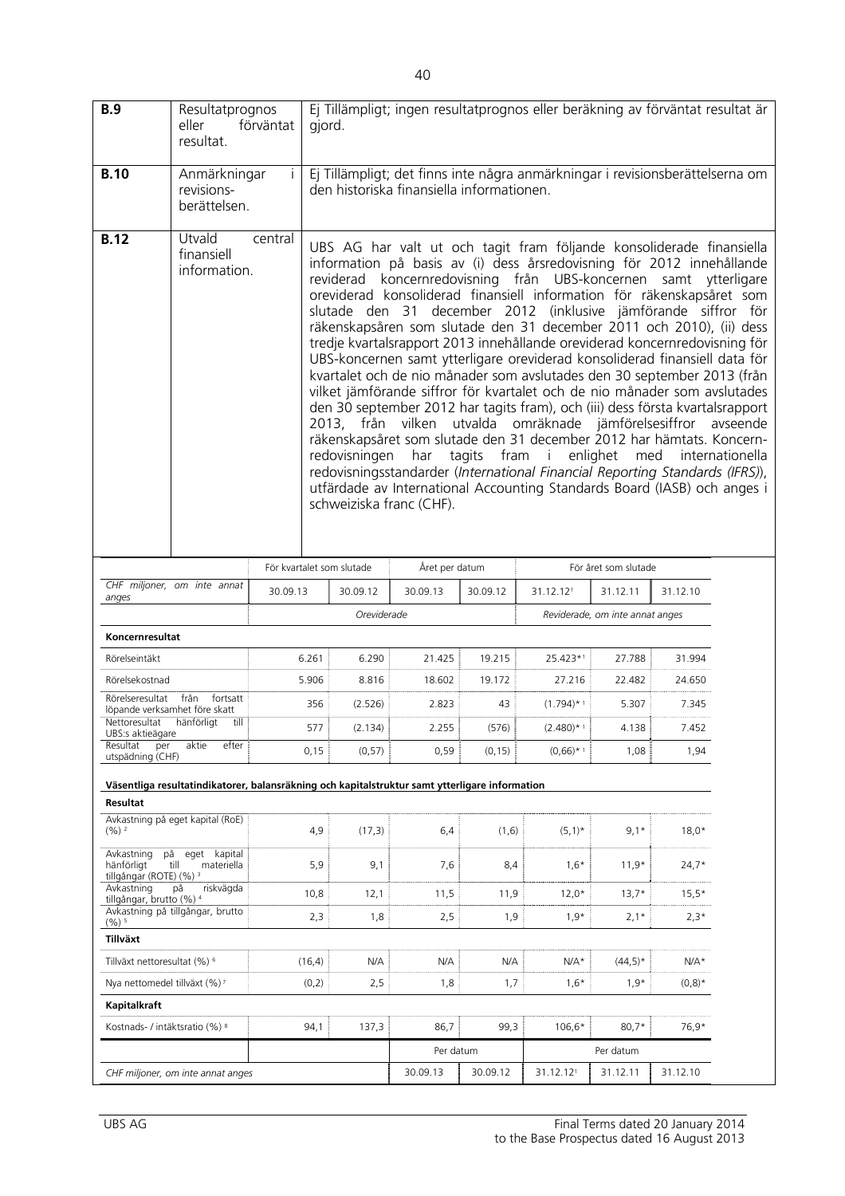| | | |
|---|---|---|
| **B.9** | Resultatprognos eller förväntat resultat. | Ej Tillämpligt; ingen resultatprognos eller beräkning av förväntat resultat är gjord. |
| **B.10** | Anmärkningar i revisions-berättelsen. | Ej Tillämpligt; det finns inte några anmärkningar i revisionsberättelserna om den historiska finansiella informationen. |
| **B.12** | Utvald central finansiell information. | UBS AG har valt ut och tagit fram följande konsoliderade finansiella information på basis av (i) dess årsredovisning för 2012 innehållande reviderad koncernredovisning från UBS-koncernen samt ytterligare oreviderad konsoliderad finansiell information för räkenskapsåret som slutade den 31 december 2012 (inklusive jämförande siffror för räkenskapsåren som slutade den 31 december 2011 och 2010), (ii) dess tredje kvartalsrapport 2013 innehållande oreviderad koncernredovisning för UBS-koncernen samt ytterligare oreviderad konsoliderad finansiell data för kvartalet och de nio månader som avslutades den 30 september 2013 (från vilket jämförande siffror för kvartalet och de nio månader som avslutades den 30 september 2012 har tagits fram), och (iii) dess första kvartalsrapport 2013, från vilken utvalda omräknade jämförelsesiffror avseende räkenskapsåret som slutade den 31 december 2012 har hämtats. Koncern-redovisningen har tagits fram i enlighet med internationella redovisningsstandarder (*International Financial Reporting Standards (IFRS)*), utfärdade av International Accounting Standards Board (IASB) och anges i schweiziska franc (CHF). |

| | För kvartalet som slutade | | Året per datum | | För året som slutade | | |
|---|---|---|---|---|---|---|---|
| *CHF miljoner, om inte annat anges* | 30.09.13 | 30.09.12 | 30.09.13 | 30.09.12 | 31.12.12[1] | 31.12.11 | 31.12.10 |
| | *Oreviderade* | | | | *Reviderade, om inte annat anges* | | |
| **Koncernresultat** | | | | | | | |
| Rörelseintäkt | 6.261 | 6.290 | 21.425 | 19.215 | 25.423*[1] | 27.788 | 31.994 |
| Rörelsekostnad | 5.906 | 8.816 | 18.602 | 19.172 | 27.216 | 22.482 | 24.650 |
| Rörelseresultat från fortsatt löpande verksamhet före skatt | 356 | (2.526) | 2.823 | 43 | (1.794)*[1] | 5.307 | 7.345 |
| Nettoresultat hänförligt till UBS:s aktieägare | 577 | (2.134) | 2.255 | (576) | (2.480)*[1] | 4.138 | 7.452 |
| Resultat per aktie efter utspädning (CHF) | 0,15 | (0,57) | 0,59 | (0,15) | (0,66)*[1] | 1,08 | 1,94 |
| **Väsentliga resultatindikatorer, balansräkning och kapitalstruktur samt ytterligare information** | | | | | | | |
| **Resultat** | | | | | | | |
| Avkastning på eget kapital (RoE) (%)[2] | 4,9 | (17,3) | 6,4 | (1,6) | (5,1)* | 9,1* | 18,0* |
| Avkastning på eget kapital hänförligt till materiella tillgångar (ROTE) (%)[3] | 5,9 | 9,1 | 7,6 | 8,4 | 1,6* | 11,9* | 24,7* |
| Avkastning på riskvägda tillgångar, brutto (%)[4] | 10,8 | 12,1 | 11,5 | 11,9 | 12,0* | 13,7* | 15,5* |
| Avkastning på tillgångar, brutto (%)[5] | 2,3 | 1,8 | 2,5 | 1,9 | 1,9* | 2,1* | 2,3* |
| **Tillväxt** | | | | | | | |
| Tillväxt nettoresultat (%)[6] | (16,4) | N/A | N/A | N/A | N/A* | (44,5)* | N/A* |
| Nya nettomedel tillväxt (%)[7] | (0,2) | 2,5 | 1,8 | 1,7 | 1,6* | 1,9* | (0,8)* |
| **Kapitalkraft** | | | | | | | |
| Kostnads- / intäktsratio (%)[8] | 94,1 | 137,3 | 86,7 | 99,3 | 106,6* | 80,7* | 76,9* |
| | | | Per datum | | Per datum | | |
| *CHF miljoner, om inte annat anges* | | | 30.09.13 | 30.09.12 | 31.12.12[1] | 31.12.11 | 31.12.10 |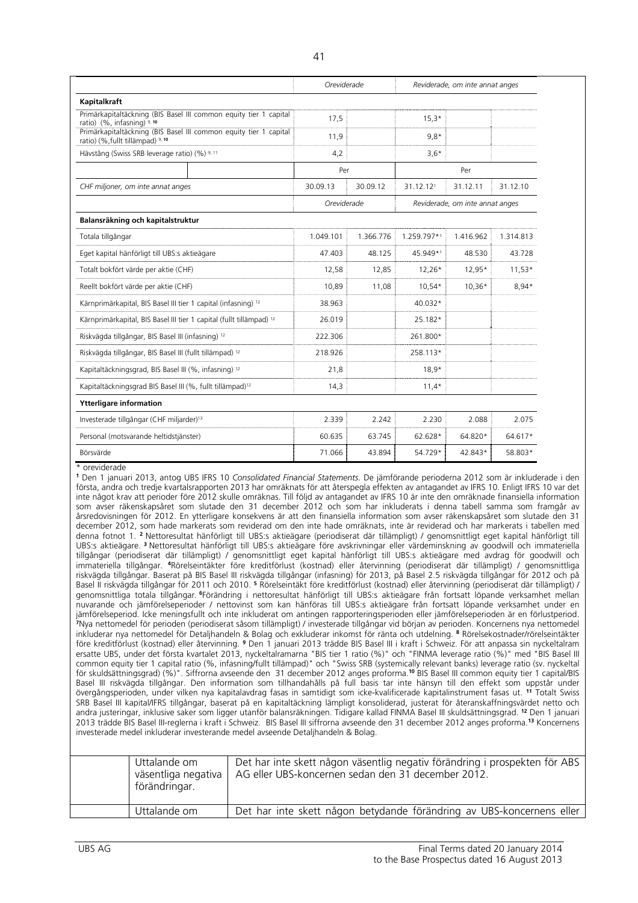| | Oreviderade | | Reviderade, om inte annat anges | | |
|---|---|---|---|---|---|
| **Kapitalkraft** | | | | | |
| Primärkapitaltäckning (BIS Basel III common equity tier 1 capital ratio) (%, infasning) [9, 10] | 17,5 | | 15,3* | | |
| Primärkapitaltäckning (BIS Basel III common equity tier 1 capital ratio) (%,fullt tillämpad) [9, 10] | 11,9 | | 9,8* | | |
| Hävstång (Swiss SRB leverage ratio) (%) [9, 11] | 4,2 | | 3,6* | | |
| | Per | | Per | | |
| *CHF miljoner, om inte annat anges* | 30.09.13 | 30.09.12 | 31.12.12[1] | 31.12.11 | 31.12.10 |
| | *Oreviderade* | | *Reviderade, om inte annat anges* | | |
| **Balansräkning och kapitalstruktur** | | | | | |
| Totala tillgångar | 1.049.101 | 1.366.776 | 1.259.797*[1] | 1.416.962 | 1.314.813 |
| Eget kapital hänförligt till UBS:s aktieägare | 47.403 | 48.125 | 45.949*[1] | 48.530 | 43.728 |
| Totalt bokfört värde per aktie (CHF) | 12,58 | 12,85 | 12,26* | 12,95* | 11,53* |
| Reellt bokfört värde per aktie (CHF) | 10,89 | 11,08 | 10,54* | 10,36* | 8,94* |
| Kärnprimärkapital, BIS Basel III tier 1 capital (infasning) [12] | 38.963 | | 40.032* | | |
| Kärnprimärkapital, BIS Basel III tier 1 capital (fullt tillämpad) [12] | 26.019 | | 25.182* | | |
| Riskvägda tillgångar, BIS Basel III (infasning) [12] | 222.306 | | 261.800* | | |
| Riskvägda tillgångar, BIS Basel III (fullt tillämpad) [12] | 218.926 | | 258.113* | | |
| Kapitaltäckningsgrad, BIS Basel III (%, infasning) [12] | 21,8 | | 18,9* | | |
| Kapitaltäckningsgrad BIS Basel III (%, fullt tillämpad)[12] | 14,3 | | 11,4* | | |
| **Ytterligare information** | | | | | |
| Investerade tillgångar (CHF miljarder)[13] | 2.339 | 2.242 | 2.230 | 2.088 | 2.075 |
| Personal (motsvarande heltidstjänster) | 60.635 | 63.745 | 62.628* | 64.820* | 64.617* |
| Börsvärde | 71.066 | 43.894 | 54.729* | 42.843* | 58.803* |

\* oreviderade

[1] Den 1 januari 2013, antog UBS IFRS 10 *Consolidated Financial Statements*. De jämförande perioderna 2012 som är inkluderade i den första, andra och tredje kvartalsrapporten 2013 har omräknats för att återspegla effekten av antagandet av IFRS 10. Enligt IFRS 10 var det inte något krav att perioder före 2012 skulle omräknas. Till följd av antagandet av IFRS 10 är inte den omräknade finansiella information som avser räkenskapsåret som slutade den 31 december 2012 och som har inkluderats i denna tabell samma som framgår av årsredovisningen för 2012. En ytterligare konsekvens är att den finansiella information som avser räkenskapsåret som slutade den 31 december 2012, som hade markerats som reviderad om den inte hade omräknats, inte är reviderad och har markerats i tabellen med denna fotnot 1. [2] Nettoresultat hänförligt till UBS:s aktieägare (periodiserat där tillämpligt) / genomsnittligt eget kapital hänförligt till UBS:s aktieägare. [3] Nettoresultat hänförligt till UBS:s aktieägare före avskrivningar eller värdeminskning av goodwill och immateriella tillgångar (periodiserat där tillämpligt) / genomsnittligt eget kapital hänförligt till UBS:s aktieägare med avdrag för goodwill och immateriella tillgångar. [4] Rörelseintäkter före kreditförlust (kostnad) eller återvinning (periodiserat där tillämpligt) / genomsnittliga riskvägda tillgångar. Baserat på BIS Basel III riskvägda tillgångar (infasning) för 2013, på Basel 2.5 riskvägda tillgångar för 2012 och på Basel II riskvägda tillgångar för 2011 och 2010. [5] Rörelseintäkt före kreditförlust (kostnad) eller återvinning (periodiserat där tillämpligt) / genomsnittliga totala tillgångar. [6] Förändring i nettoresultat hänförligt till UBS:s aktieägare från fortsatt löpande verksamhet mellan nuvarande och jämförelseperioder / nettovinst som kan hänföras till UBS:s aktieägare från fortsatt löpande verksamhet under en jämförelseperiod. Icke meningsfullt och inte inkluderat om antingen rapporteringsperioden eller jämförelseperioden är en förlustperiod. [7] Nya nettomedel för perioden (periodiserat såsom tillämpligt) / investerade tillgångar vid början av perioden. Koncernens nya nettomedel inkluderar nya nettomedel för Detaljhandeln & Bolag och exkluderar inkomst för ränta och utdelning. [8] Rörelsekostnader/rörelseintäkter före kreditförlust (kostnad) eller återvinning. [9] Den 1 januari 2013 trädde BIS Basel III i kraft i Schweiz. För att anpassa sin nyckeltalram ersatte UBS, under det första kvartalet 2013, nyckeltalramarna "BIS tier 1 ratio (%)" och "FINMA leverage ratio (%)" med "BIS Basel III common equity tier 1 capital ratio (%, infasning/fullt tillämpad)" och "Swiss SRB (systemically relevant banks) leverage ratio (sv. nyckeltal för skuldsättningsgrad) (%)". Siffrorna avseende den 31 december 2012 anges proforma.[10] BIS Basel III common equity tier 1 capital/BIS Basel III riskvägda tillgångar. Den information som tillhandahålls på full basis tar inte hänsyn till den effekt som uppstår under övergångsperioden, under vilken nya kapitalavdrag fasas in samtidigt som icke-kvalificerade kapitalinstrument fasas ut. [11] Totalt Swiss SRB Basel III kapital/IFRS tillgångar, baserat på en kapitaltäckning lämpligt konsoliderad, justerat för återanskaffningsvärdet netto och andra justeringar, inklusive saker som ligger utanför balansräkningen. Tidigare kallad FINMA Basel III skuldsättningsgrad. [12] Den 1 januari 2013 trädde BIS Basel III-reglerna i kraft i Schweiz. BIS Basel III siffrorna avseende den 31 december 2012 anges proforma.[13] Koncernens investerade medel inkluderar investerande medel avseende Detaljhandeln & Bolag.

| | | |
|---|---|---|
| | Uttalande om väsentliga negativa förändringar. | Det har inte skett någon väsentlig negativ förändring i prospekten för ABS AG eller UBS-koncernen sedan den 31 december 2012. |
| | Uttalande om | Det har inte skett någon betydande förändring av UBS-koncernens eller |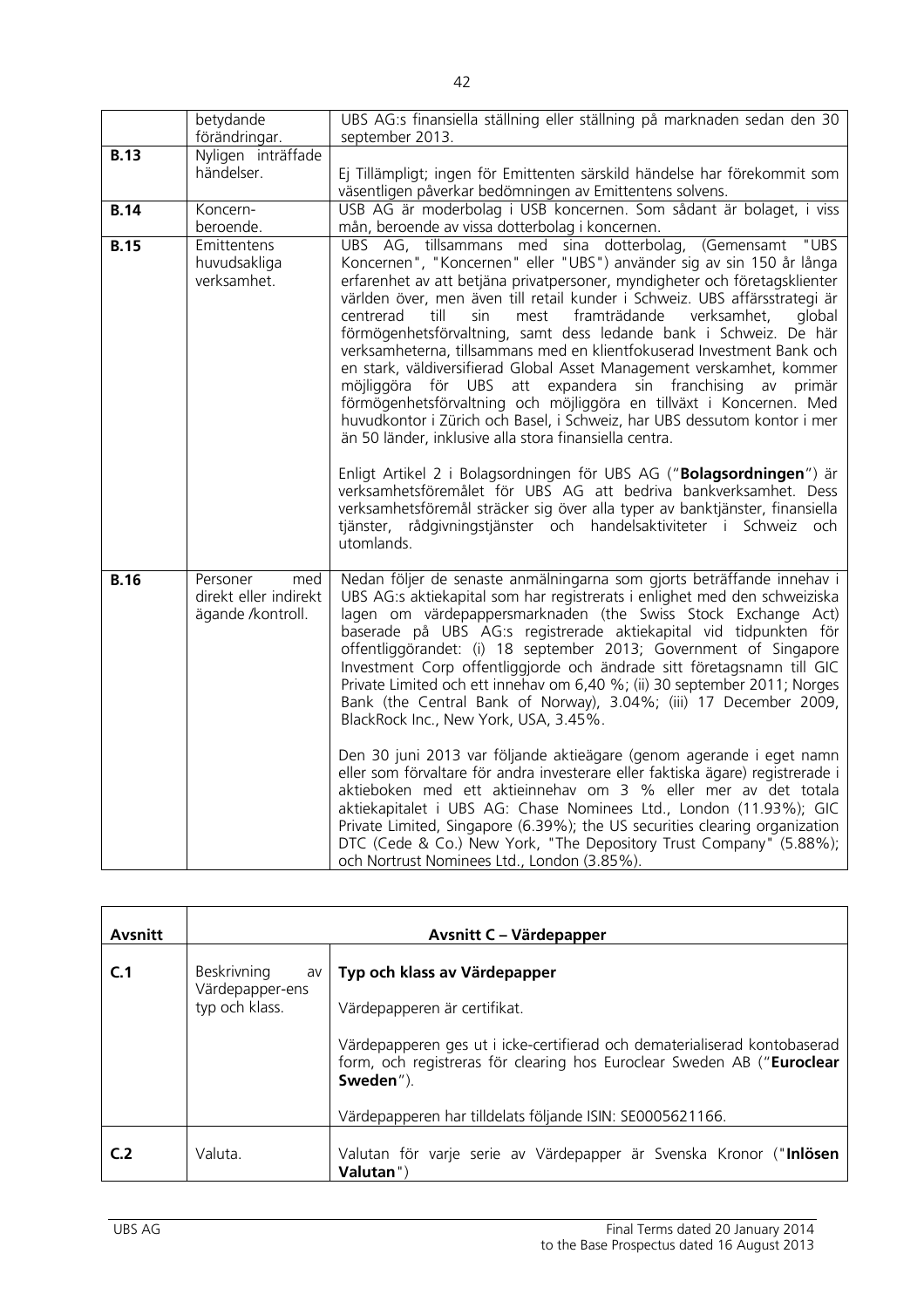| | | |
|---|---|---|
| | betydande förändringar. | UBS AG:s finansiella ställning eller ställning på marknaden sedan den 30 september 2013. |
| **B.13** | Nyligen inträffade händelser. | Ej Tillämpligt; ingen för Emittenten särskild händelse har förekommit som väsentligen påverkar bedömningen av Emittentens solvens. |
| **B.14** | Koncern-beroende. | USB AG är moderbolag i USB koncernen. Som sådant är bolaget, i viss mån, beroende av vissa dotterbolag i koncernen. |
| **B.15** | Emittentens huvudsakliga verksamhet. | UBS AG, tillsammans med sina dotterbolag, (Gemensamt "UBS Koncernen", "Koncernen" eller "UBS") använder sig av sin 150 år långa erfarenhet av att betjäna privatpersoner, myndigheter och företagsklienter världen över, men även till retail kunder i Schweiz. UBS affärsstrategi är centrerad till sin mest framträdande verksamhet, global förmögenhetsförvaltning, samt dess ledande bank i Schweiz. De här verksamheterna, tillsammans med en klientfokuserad Investment Bank och en stark, väldiversifierad Global Asset Management verskamhet, kommer möjliggöra för UBS att expandera sin franchising av primär förmögenhetsförvaltning och möjliggöra en tillväxt i Koncernen. Med huvudkontor i Zürich och Basel, i Schweiz, har UBS dessutom kontor i mer än 50 länder, inklusive alla stora finansiella centra.<br><br>Enligt Artikel 2 i Bolagsordningen för UBS AG ("**Bolagsordningen**") är verksamhetsföremålet för UBS AG att bedriva bankverksamhet. Dess verksamhetsföremål sträcker sig över alla typer av banktjänster, finansiella tjänster, rådgivningstjänster och handelsaktiviteter i Schweiz och utomlands. |
| **B.16** | Personer med direkt eller indirekt ägande /kontroll. | Nedan följer de senaste anmälningarna som gjorts beträffande innehav i UBS AG:s aktiekapital som har registrerats i enlighet med den schweiziska lagen om värdepappersmarknaden (the Swiss Stock Exchange Act) baserade på UBS AG:s registrerade aktiekapital vid tidpunkten för offentliggörandet: (i) 18 september 2013; Government of Singapore Investment Corp offentliggjorde och ändrade sitt företagsnamn till GIC Private Limited och ett innehav om 6,40 %; (ii) 30 september 2011; Norges Bank (the Central Bank of Norway), 3.04%; (iii) 17 December 2009, BlackRock Inc., New York, USA, 3.45%.<br><br>Den 30 juni 2013 var följande aktieägare (genom agerande i eget namn eller som förvaltare för andra investerare eller faktiska ägare) registrerade i aktieboken med ett aktieinnehav om 3 % eller mer av det totala aktiekapitalet i UBS AG: Chase Nominees Ltd., London (11.93%); GIC Private Limited, Singapore (6.39%); the US securities clearing organization DTC (Cede & Co.) New York, "The Depository Trust Company" (5.88%); och Nortrust Nominees Ltd., London (3.85%). |

| **Avsnitt** | **Avsnitt C – Värdepapper** | |
|---|---|---|
| **C.1** | Beskrivning av Värdepapper-ens typ och klass. | **Typ och klass av Värdepapper**<br><br>Värdepapperen är certifikat.<br><br>Värdepapperen ges ut i icke-certifierad och dematerialiserad kontobaserad form, och registreras för clearing hos Euroclear Sweden AB ("**Euroclear Sweden**").<br><br>Värdepapperen har tilldelats följande ISIN: SE0005621166. |
| **C.2** | Valuta. | Valutan för varje serie av Värdepapper är Svenska Kronor ("**Inlösen Valutan**") |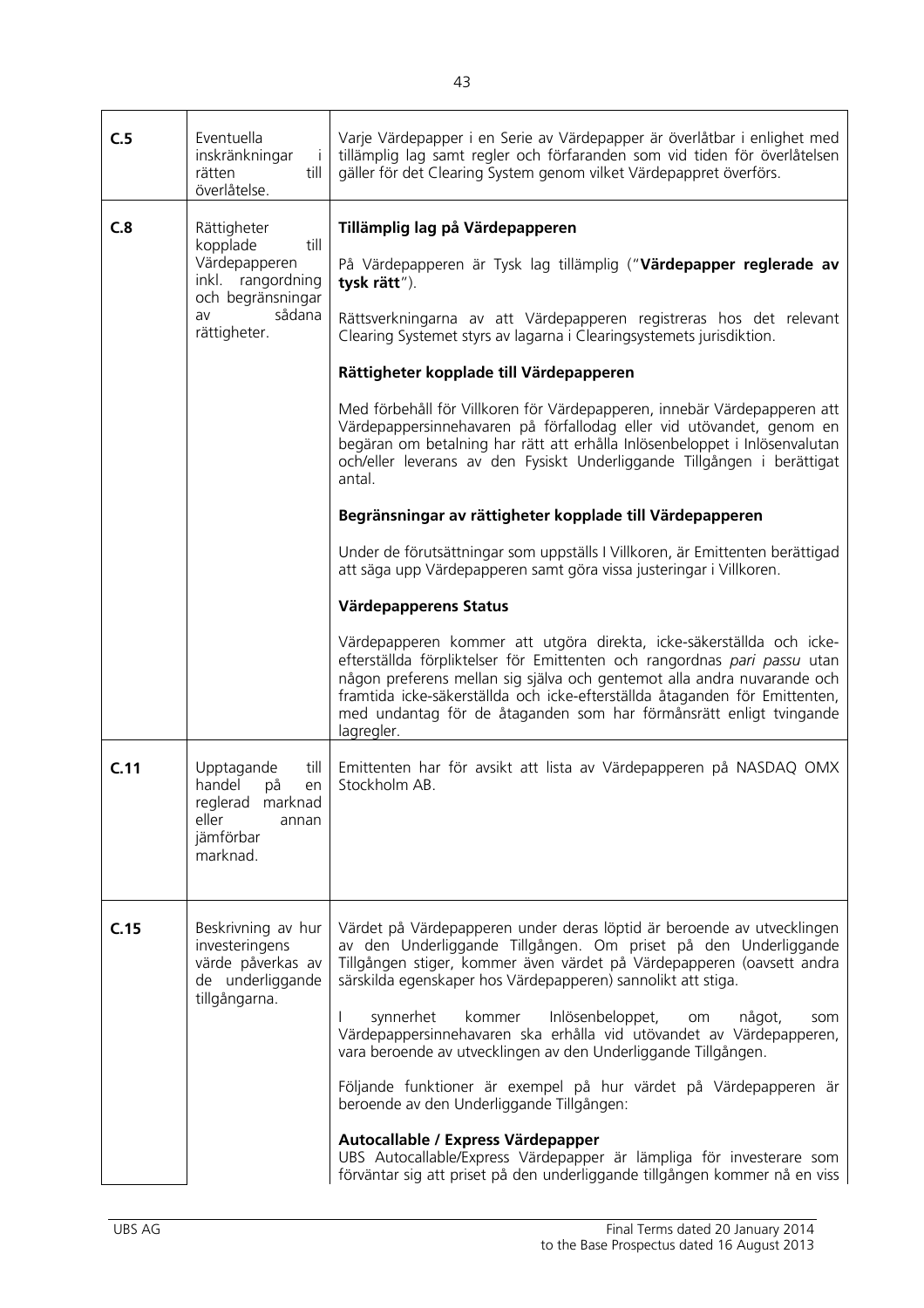| | | |
|---|---|---|
| **C.5** | Eventuella inskränkningar i rätten till överlåtelse. | Varje Värdepapper i en Serie av Värdepapper är överlåtbar i enlighet med tillämplig lag samt regler och förfaranden som vid tiden för överlåtelsen gäller för det Clearing System genom vilket Värdepappret överförs. |
| **C.8** | Rättigheter kopplade till Värdepapperen inkl. rangordning och begränsningar av sådana rättigheter. | **Tillämplig lag på Värdepapperen**<br><br>På Värdepapperen är Tysk lag tillämplig ("**Värdepapper reglerade av tysk rätt**").<br><br>Rättsverkningarna av att Värdepapperen registreras hos det relevant Clearing Systemet styrs av lagarna i Clearingsystemets jurisdiktion.<br><br>**Rättigheter kopplade till Värdepapperen**<br><br>Med förbehåll för Villkoren för Värdepapperen, innebär Värdepapperen att Värdepappersinnehavaren på förfallodag eller vid utövandet, genom en begäran om betalning har rätt att erhålla Inlösenbeloppet i Inlösenvalutan och/eller leverans av den Fysiskt Underliggande Tillgången i berättigat antal.<br><br>**Begränsningar av rättigheter kopplade till Värdepapperen**<br><br>Under de förutsättningar som uppställs I Villkoren, är Emittenten berättigad att säga upp Värdepapperen samt göra vissa justeringar i Villkoren.<br><br>**Värdepapperens Status**<br><br>Värdepapperen kommer att utgöra direkta, icke-säkerställda och icke-efterställda förpliktelser för Emittenten och rangordnas *pari passu* utan någon preferens mellan sig själva och gentemot alla andra nuvarande och framtida icke-säkerställda och icke-efterställda åtaganden för Emittenten, med undantag för de åtaganden som har förmånsrätt enligt tvingande lagregler. |
| **C.11** | Upptagande till handel på en reglerad marknad eller annan jämförbar marknad. | Emittenten har för avsikt att lista av Värdepapperen på NASDAQ OMX Stockholm AB. |
| **C.15** | Beskrivning av hur investeringens värde påverkas av de underliggande tillgångarna. | Värdet på Värdepapperen under deras löptid är beroende av utvecklingen av den Underliggande Tillgången. Om priset på den Underliggande Tillgången stiger, kommer även värdet på Värdepapperen (oavsett andra särskilda egenskaper hos Värdepapperen) sannolikt att stiga.<br><br>I synnerhet kommer Inlösenbeloppet, om något, som Värdepappersinnehavaren ska erhålla vid utövandet av Värdepapperen, vara beroende av utvecklingen av den Underliggande Tillgången.<br><br>Följande funktioner är exempel på hur värdet på Värdepapperen är beroende av den Underliggande Tillgången:<br><br>**Autocallable / Express Värdepapper**<br>UBS Autocallable/Express Värdepapper är lämpliga för investerare som förväntar sig att priset på den underliggande tillgången kommer nå en viss |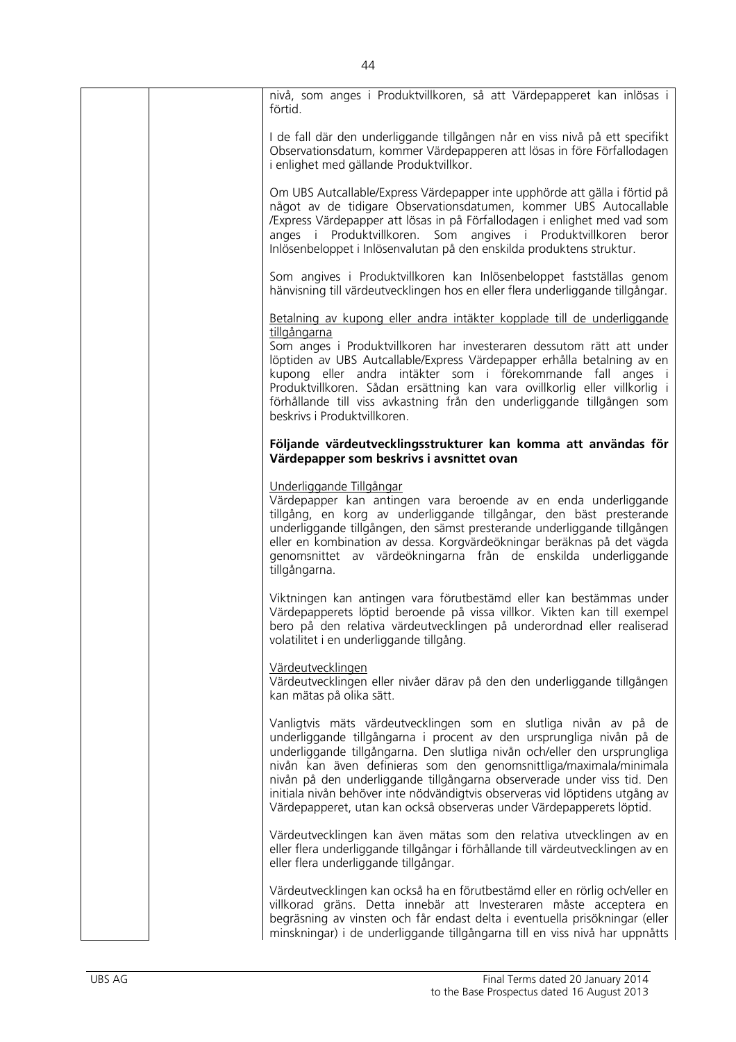nivå, som anges i Produktvillkoren, så att Värdepapperet kan inlösas i förtid.

I de fall där den underliggande tillgången når en viss nivå på ett specifikt Observationsdatum, kommer Värdepapperen att lösas in före Förfallodagen i enlighet med gällande Produktvillkor.

Om UBS Autcallable/Express Värdepapper inte upphörde att gälla i förtid på något av de tidigare Observationsdatumen, kommer UBS Autocallable /Express Värdepapper att lösas in på Förfallodagen i enlighet med vad som anges i Produktvillkoren. Som angives i Produktvillkoren beror Inlösenbeloppet i Inlösenvalutan på den enskilda produktens struktur.

Som angives i Produktvillkoren kan Inlösenbeloppet fastställas genom hänvisning till värdeutvecklingen hos en eller flera underliggande tillgångar.

Betalning av kupong eller andra intäkter kopplade till de underliggande tillgångarna
Som anges i Produktvillkoren har investeraren dessutom rätt att under löptiden av UBS Autcallable/Express Värdepapper erhålla betalning av en kupong eller andra intäkter som i förekommande fall anges i Produktvillkoren. Sådan ersättning kan vara ovillkorlig eller villkorlig i förhållande till viss avkastning från den underliggande tillgången som beskrivs i Produktvillkoren.

**Följande värdeutvecklingsstrukturer kan komma att användas för Värdepapper som beskrivs i avsnittet ovan**

Underliggande Tillgångar
Värdepapper kan antingen vara beroende av en enda underliggande tillgång, en korg av underliggande tillgångar, den bäst presterande underliggande tillgången, den sämst presterande underliggande tillgången eller en kombination av dessa. Korgvärdeökningar beräknas på det vägda genomsnittet av värdeökningarna från de enskilda underliggande tillgångarna.

Viktningen kan antingen vara förutbestämd eller kan bestämmas under Värdepapperets löptid beroende på vissa villkor. Vikten kan till exempel bero på den relativa värdeutvecklingen på underordnad eller realiserad volatilitet i en underliggande tillgång.

Värdeutvecklingen
Värdeutvecklingen eller nivåer därav på den den underliggande tillgången kan mätas på olika sätt.

Vanligtvis mäts värdeutvecklingen som en slutliga nivån av på de underliggande tillgångarna i procent av den ursprungliga nivån på de underliggande tillgångarna. Den slutliga nivån och/eller den ursprungliga nivån kan även definieras som den genomsnittliga/maximala/minimala nivån på den underliggande tillgångarna observerade under viss tid. Den initiala nivån behöver inte nödvändigtvis observeras vid löptidens utgång av Värdepapperet, utan kan också observeras under Värdepapperets löptid.

Värdeutvecklingen kan även mätas som den relativa utvecklingen av en eller flera underliggande tillgångar i förhållande till värdeutvecklingen av en eller flera underliggande tillgångar.

Värdeutvecklingen kan också ha en förutbestämd eller en rörlig och/eller en villkorad gräns. Detta innebär att Investeraren måste acceptera en begräsning av vinsten och får endast delta i eventuella prisökningar (eller minskningar) i de underliggande tillgångarna till en viss nivå har uppnåtts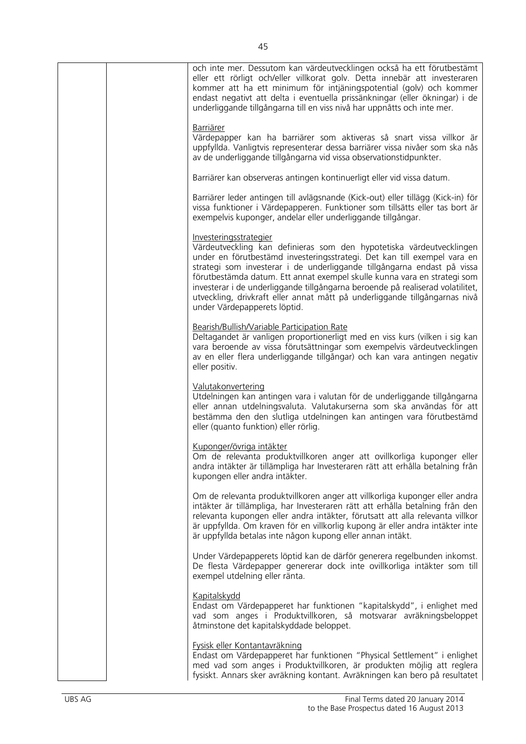och inte mer. Dessutom kan värdeutvecklingen också ha ett förutbestämt eller ett rörligt och/eller villkorat golv. Detta innebär att investeraren kommer att ha ett minimum för intjäningspotential (golv) och kommer endast negativt att delta i eventuella prissänkningar (eller ökningar) i de underliggande tillgångarna till en viss nivå har uppnåtts och inte mer.

Barriärer
Värdepapper kan ha barriärer som aktiveras så snart vissa villkor är uppfyllda. Vanligtvis representerar dessa barriärer vissa nivåer som ska nås av de underliggande tillgångarna vid vissa observationstidpunkter.

Barriärer kan observeras antingen kontinuerligt eller vid vissa datum.

Barriärer leder antingen till avlägsnande (Kick-out) eller tillägg (Kick-in) för vissa funktioner i Värdepapperen. Funktioner som tillsätts eller tas bort är exempelvis kuponger, andelar eller underliggande tillgångar.

Investeringsstrategier
Värdeutveckling kan definieras som den hypotetiska värdeutvecklingen under en förutbestämd investeringsstrategi. Det kan till exempel vara en strategi som investerar i de underliggande tillgångarna endast på vissa förutbestämda datum. Ett annat exempel skulle kunna vara en strategi som investerar i de underliggande tillgångarna beroende på realiserad volatilitet, utveckling, drivkraft eller annat mått på underliggande tillgångarnas nivå under Värdepapperets löptid.

Bearish/Bullish/Variable Participation Rate
Deltagandet är vanligen proportionerligt med en viss kurs (vilken i sig kan vara beroende av vissa förutsättningar som exempelvis värdeutvecklingen av en eller flera underliggande tillgångar) och kan vara antingen negativ eller positiv.

Valutakonvertering
Utdelningen kan antingen vara i valutan för de underliggande tillgångarna eller annan utdelningsvaluta. Valutakurserna som ska användas för att bestämma den den slutliga utdelningen kan antingen vara förutbestämd eller (quanto funktion) eller rörlig.

Kuponger/övriga intäkter
Om de relevanta produktvillkoren anger att ovillkorliga kuponger eller andra intäkter är tillämpliga har Investeraren rätt att erhålla betalning från kupongen eller andra intäkter.

Om de relevanta produktvillkoren anger att villkorliga kuponger eller andra intäkter är tillämpliga, har Investeraren rätt att erhålla betalning från den relevanta kupongen eller andra intäkter, förutsatt att alla relevanta villkor är uppfyllda. Om kraven för en villkorlig kupong är eller andra intäkter inte är uppfyllda betalas inte någon kupong eller annan intäkt.

Under Värdepapperets löptid kan de därför generera regelbunden inkomst. De flesta Värdepapper genererar dock inte ovillkorliga intäkter som till exempel utdelning eller ränta.

Kapitalskydd
Endast om Värdepapperet har funktionen "kapitalskydd", i enlighet med vad som anges i Produktvillkoren, så motsvarar avräkningsbeloppet åtminstone det kapitalskyddade beloppet.

Fysisk eller Kontantavräkning
Endast om Värdepapperet har funktionen "Physical Settlement" i enlighet med vad som anges i Produktvillkoren, är produkten möjlig att reglera fysiskt. Annars sker avräkning kontant. Avräkningen kan bero på resultatet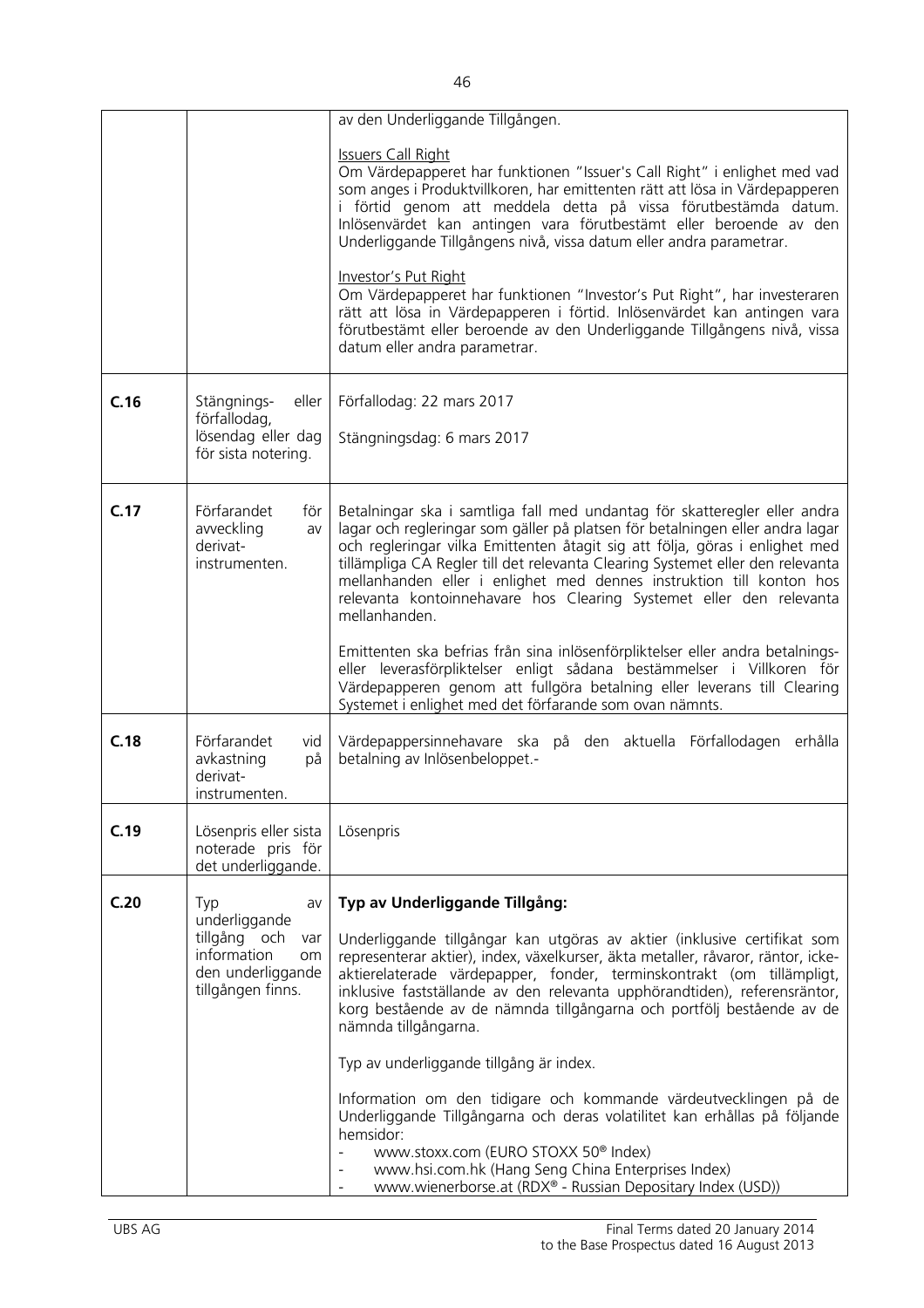| | | |
|---|---|---|
| | | av den Underliggande Tillgången.<br><br>Issuers Call Right<br>Om Värdepapperet har funktionen "Issuer's Call Right" i enlighet med vad som anges i Produktvillkoren, har emittenten rätt att lösa in Värdepapperen i förtid genom att meddela detta på vissa förutbestämda datum. Inlösenvärdet kan antingen vara förutbestämt eller beroende av den Underliggande Tillgångens nivå, vissa datum eller andra parametrar.<br><br>Investor's Put Right<br>Om Värdepapperet har funktionen "Investor's Put Right", har investeraren rätt att lösa in Värdepapperen i förtid. Inlösenvärdet kan antingen vara förutbestämt eller beroende av den Underliggande Tillgångens nivå, vissa datum eller andra parametrar. |
| **C.16** | Stängnings- eller förfallodag, lösendag eller dag för sista notering. | Förfallodag: 22 mars 2017<br><br>Stängningsdag: 6 mars 2017 |
| **C.17** | Förfarandet för avveckling av derivat-instrumenten. | Betalningar ska i samtliga fall med undantag för skatteregler eller andra lagar och regleringar som gäller på platsen för betalningen eller andra lagar och regleringar vilka Emittenten åtagit sig att följa, göras i enlighet med tillämpliga CA Regler till det relevanta Clearing Systemet eller den relevanta mellanhanden eller i enlighet med dennes instruktion till konton hos relevanta kontoinnehavare hos Clearing Systemet eller den relevanta mellanhanden.<br><br>Emittenten ska befrias från sina inlösenförpliktelser eller andra betalnings- eller leverasförpliktelser enligt sådana bestämmelser i Villkoren för Värdepapperen genom att fullgöra betalning eller leverans till Clearing Systemet i enlighet med det förfarande som ovan nämnts. |
| **C.18** | Förfarandet vid avkastning på derivat-instrumenten. | Värdepappersinnehavare ska på den aktuella Förfallodagen erhålla betalning av Inlösenbeloppet.- |
| **C.19** | Lösenpris eller sista noterade pris för det underliggande. | Lösenpris |
| **C.20** | Typ av underliggande tillgång och var information om den underliggande tillgången finns. | **Typ av Underliggande Tillgång:**<br><br>Underliggande tillgångar kan utgöras av aktier (inklusive certifikat som representerar aktier), index, växelkurser, äkta metaller, råvaror, räntor, icke-aktierelaterade värdepapper, fonder, terminskontrakt (om tillämpligt, inklusive fastställande av den relevanta upphörandtiden), referensräntor, korg bestående av de nämnda tillgångarna och portfölj bestående av de nämnda tillgångarna.<br><br>Typ av underliggande tillgång är index.<br><br>Information om den tidigare och kommande värdeutvecklingen på de Underliggande Tillgångarna och deras volatilitet kan erhållas på följande hemsidor:<br>- www.stoxx.com (EURO STOXX 50® Index)<br>- www.hsi.com.hk (Hang Seng China Enterprises Index)<br>- www.wienerborse.at (RDX® - Russian Depositary Index (USD)) |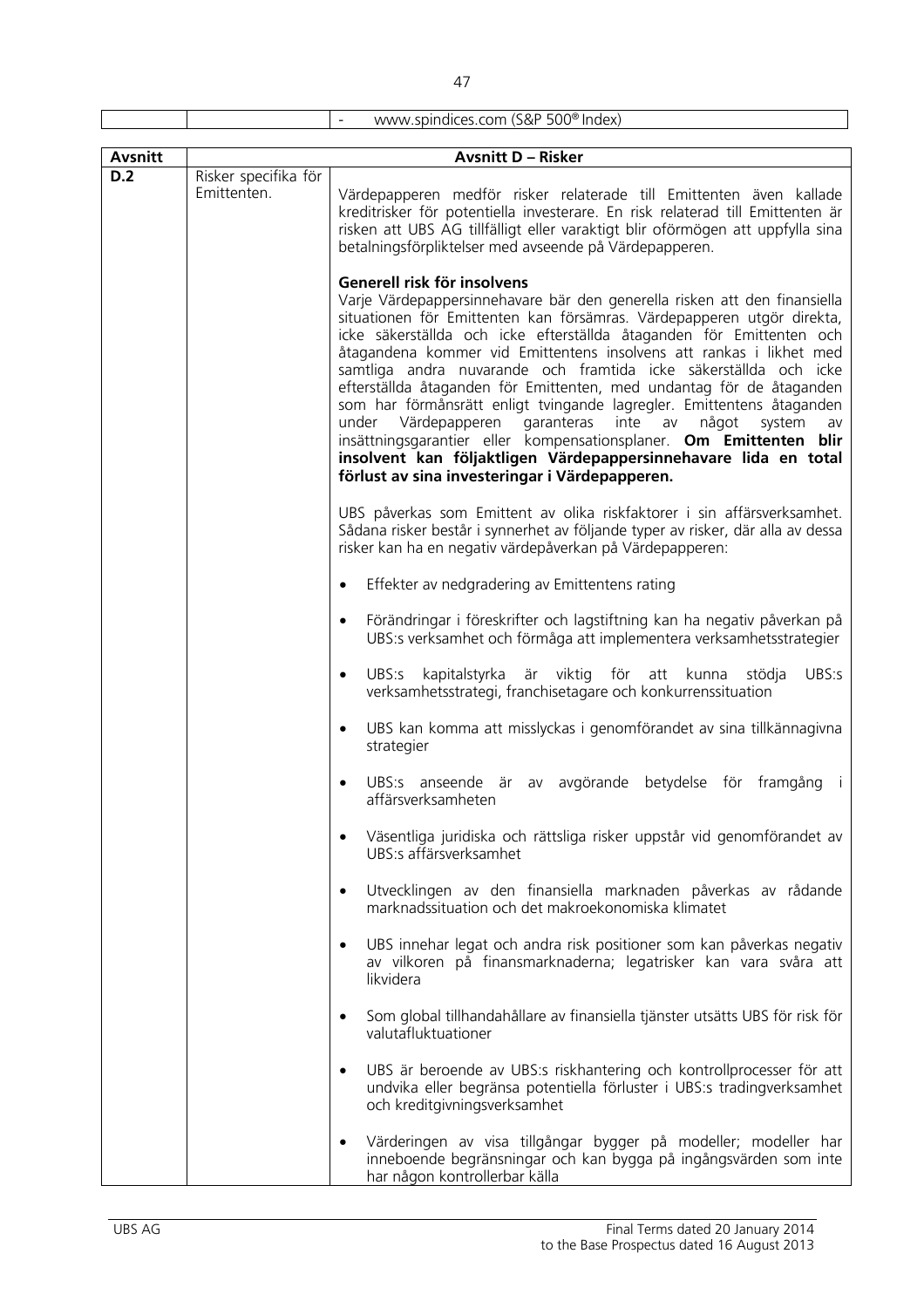| | | - www.spindices.com (S&P 500® Index) |
|---|---|---|

| Avsnitt | Avsnitt D – Risker | |
|---|---|---|
| D.2 | Risker specifika för Emittenten. | Värdepapperen medför risker relaterade till Emittenten även kallade kreditrisker för potentiella investerare. En risk relaterad till Emittenten är risken att UBS AG tillfälligt eller varaktigt blir oförmögen att uppfylla sina betalningsförpliktelser med avseende på Värdepapperen.<br><br>**Generell risk för insolvens**<br>Varje Värdepappersinnehavare bär den generella risken att den finansiella situationen för Emittenten kan försämras. Värdepapperen utgör direkta, icke säkerställda och icke efterställda åtaganden för Emittenten och åtagandena kommer vid Emittentens insolvens att rankas i likhet med samtliga andra nuvarande och framtida icke säkerställda och icke efterställda åtaganden för Emittenten, med undantag för de åtaganden som har förmånsrätt enligt tvingande lagregler. Emittentens åtaganden under Värdepapperen garanteras inte av något system av insättningsgarantier eller kompensationsplaner. **Om Emittenten blir insolvent kan följaktligen Värdepappersinnehavare lida en total förlust av sina investeringar i Värdepapperen.**<br><br>UBS påverkas som Emittent av olika riskfaktorer i sin affärsverksamhet. Sådana risker består i synnerhet av följande typer av risker, där alla av dessa risker kan ha en negativ värdepåverkan på Värdepapperen:<br><br>• Effekter av nedgradering av Emittentens rating<br><br>• Förändringar i föreskrifter och lagstiftning kan ha negativ påverkan på UBS:s verksamhet och förmåga att implementera verksamhetsstrategier<br><br>• UBS:s kapitalstyrka är viktig för att kunna stödja UBS:s verksamhetsstrategi, franchisetagare och konkurrenssituation<br><br>• UBS kan komma att misslyckas i genomförandet av sina tillkännagivna strategier<br><br>• UBS:s anseende är av avgörande betydelse för framgång i affärsverksamheten<br><br>• Väsentliga juridiska och rättsliga risker uppstår vid genomförandet av UBS:s affärsverksamhet<br><br>• Utvecklingen av den finansiella marknaden påverkas av rådande marknadssituation och det makroekonomiska klimatet<br><br>• UBS innehar legat och andra risk positioner som kan påverkas negativ av vilkoren på finansmarknaderna; legatrisker kan vara svåra att likvidera<br><br>• Som global tillhandahållare av finansiella tjänster utsätts UBS för risk för valutafluktuationer<br><br>• UBS är beroende av UBS:s riskhantering och kontrollprocesser för att undvika eller begränsa potentiella förluster i UBS:s tradingverksamhet och kreditgivningsverksamhet<br><br>• Värderingen av visa tillgångar bygger på modeller; modeller har inneboende begränsningar och kan bygga på ingångsvärden som inte har någon kontrollerbar källa |

UBS AG

Final Terms dated 20 January 2014 to the Base Prospectus dated 16 August 2013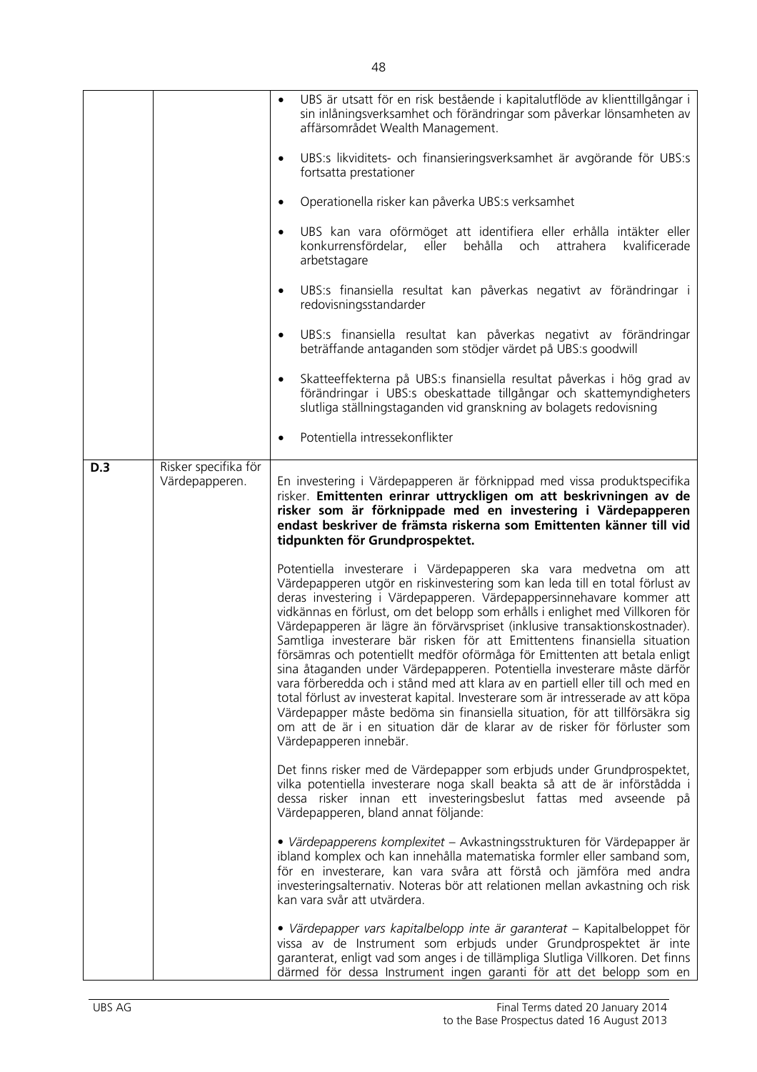| | | |
|---|---|---|
| | | • UBS är utsatt för en risk bestående i kapitalutflöde av klienttillgångar i sin inlåningsverksamhet och förändringar som påverkar lönsamheten av affärsområdet Wealth Management.<br><br>• UBS:s likviditets- och finansieringsverksamhet är avgörande för UBS:s fortsatta prestationer<br><br>• Operationella risker kan påverka UBS:s verksamhet<br><br>• UBS kan vara oförmöget att identifiera eller erhålla intäkter eller konkurrensfördelar, eller behålla och attrahera kvalificerade arbetstagare<br><br>• UBS:s finansiella resultat kan påverkas negativt av förändringar i redovisningsstandarder<br><br>• UBS:s finansiella resultat kan påverkas negativt av förändringar beträffande antaganden som stödjer värdet på UBS:s goodwill<br><br>• Skatteeffekterna på UBS:s finansiella resultat påverkas i hög grad av förändringar i UBS:s obeskattade tillgångar och skattemyndigheters slutliga ställningstaganden vid granskning av bolagets redovisning<br><br>• Potentiella intressekonflikter |
| **D.3** | Risker specifika för Värdepapperen. | En investering i Värdepapperen är förknippad med vissa produktspecifika risker. **Emittenten erinrar uttryckligen om att beskrivningen av de risker som är förknippade med en investering i Värdepapperen endast beskriver de främsta riskerna som Emittenten känner till vid tidpunkten för Grundprospektet.**<br><br>Potentiella investerare i Värdepapperen ska vara medvetna om att Värdepapperen utgör en riskinvestering som kan leda till en total förlust av deras investering i Värdepapperen. Värdepappersinnehavare kommer att vidkännas en förlust, om det belopp som erhålls i enlighet med Villkoren för Värdepapperen är lägre än förvärvspriset (inklusive transaktionskostnader). Samtliga investerare bär risken för att Emittentens finansiella situation försämras och potentiellt medför oförmåga för Emittenten att betala enligt sina åtaganden under Värdepapperen. Potentiella investerare måste därför vara förberedda och i stånd med att klara av en partiell eller till och med en total förlust av investerat kapital. Investerare som är intresserade av att köpa Värdepapper måste bedöma sin finansiella situation, för att tillförsäkra sig om att de är i en situation där de klarar av de risker för förluster som Värdepapperen innebär.<br><br>Det finns risker med de Värdepapper som erbjuds under Grundprospektet, vilka potentiella investerare noga skall beakta så att de är införstådda i dessa risker innan ett investeringsbeslut fattas med avseende på Värdepapperen, bland annat följande:<br><br>• *Värdepapperens komplexitet* – Avkastningsstrukturen för Värdepapper är ibland komplex och kan innehålla matematiska formler eller samband som, för en investerare, kan vara svåra att förstå och jämföra med andra investeringsalternativ. Noteras bör att relationen mellan avkastning och risk kan vara svår att utvärdera.<br><br>• *Värdepapper vars kapitalbelopp inte är garanterat* – Kapitalbeloppet för vissa av de Instrument som erbjuds under Grundprospektet är inte garanterat, enligt vad som anges i de tillämpliga Slutliga Villkoren. Det finns därmed för dessa Instrument ingen garanti för att det belopp som en |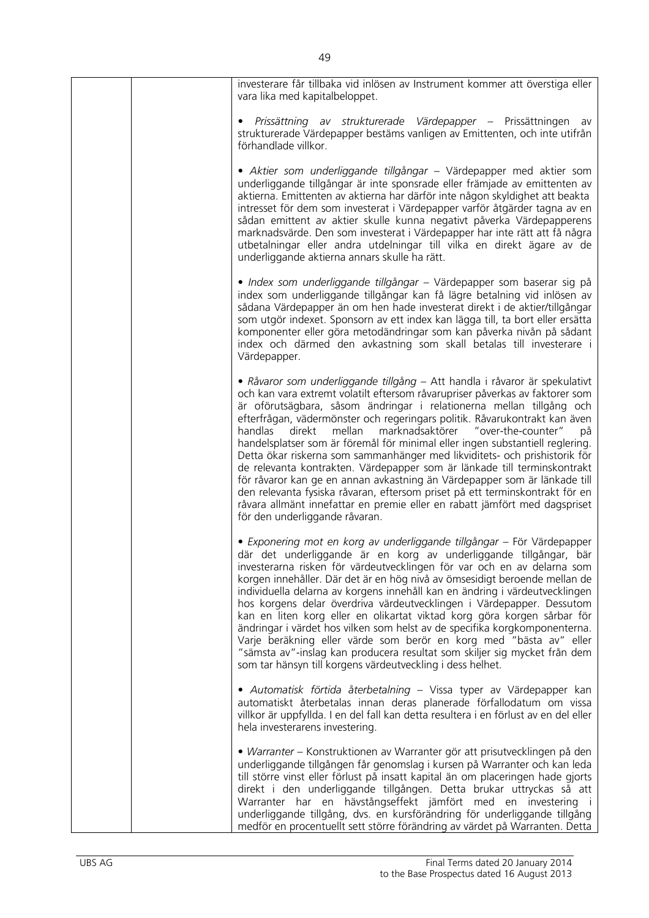| | | investerare får tillbaka vid inlösen av Instrument kommer att överstiga eller vara lika med kapitalbeloppet.<br><br>• *Prissättning av strukturerade Värdepapper* – Prissättningen av strukturerade Värdepapper bestäms vanligen av Emittenten, och inte utifrån förhandlade villkor.<br><br>• *Aktier som underliggande tillgångar* – Värdepapper med aktier som underliggande tillgångar är inte sponsrade eller främjade av emittenten av aktierna. Emittenten av aktierna har därför inte någon skyldighet att beakta intresset för dem som investerat i Värdepapper varför åtgärder tagna av en sådan emittent av aktier skulle kunna negativt påverka Värdepapperens marknadsvärde. Den som investerat i Värdepapper har inte rätt att få några utbetalningar eller andra utdelningar till vilka en direkt ägare av de underliggande aktierna annars skulle ha rätt.<br><br>• *Index som underliggande tillgångar* – Värdepapper som baserar sig på index som underliggande tillgångar kan få lägre betalning vid inlösen av sådana Värdepapper än om hen hade investerat direkt i de aktier/tillgångar som utgör indexet. Sponsorn av ett index kan lägga till, ta bort eller ersätta komponenter eller göra metodändringar som kan påverka nivån på sådant index och därmed den avkastning som skall betalas till investerare i Värdepapper.<br><br>• *Råvaror som underliggande tillgång* – Att handla i råvaror är spekulativt och kan vara extremt volatilt eftersom råvarupriser påverkas av faktorer som är oförutsägbara, såsom ändringar i relationerna mellan tillgång och efterfrågan, vädermönster och regeringars politik. Råvarukontrakt kan även handlas direkt mellan marknadsaktörer "over-the-counter" på handelsplatser som är föremål för minimal eller ingen substantiell reglering. Detta ökar riskerna som sammanhänger med likviditets- och prishistorik för de relevanta kontrakten. Värdepapper som är länkade till terminskontrakt för råvaror kan ge en annan avkastning än Värdepapper som är länkade till den relevanta fysiska råvaran, eftersom priset på ett terminskontrakt för en råvara allmänt innefattar en premie eller en rabatt jämfört med dagspriset för den underliggande råvaran.<br><br>• *Exponering mot en korg av underliggande tillgångar* – För Värdepapper där det underliggande är en korg av underliggande tillgångar, bär investerarna risken för värdeutvecklingen för var och en av delarna som korgen innehåller. Där det är en hög nivå av ömsesidigt beroende mellan de individuella delarna av korgens innehåll kan en ändring i värdeutvecklingen hos korgens delar överdriva värdeutvecklingen i Värdepapper. Dessutom kan en liten korg eller en olikartat viktad korg göra korgen sårbar för ändringar i värdet hos vilken som helst av de specifika korgkomponenterna. Varje beräkning eller värde som berör en korg med "bästa av" eller "sämsta av"-inslag kan producera resultat som skiljer sig mycket från dem som tar hänsyn till korgens värdeutveckling i dess helhet.<br><br>• *Automatisk förtida återbetalning* – Vissa typer av Värdepapper kan automatiskt återbetalas innan deras planerade förfallodatum om vissa villkor är uppfyllda. I en del fall kan detta resultera i en förlust av en del eller hela investerarens investering.<br><br>• *Warranter* – Konstruktionen av Warranter gör att prisutvecklingen på den underliggande tillgången får genomslag i kursen på Warranter och kan leda till större vinst eller förlust på insatt kapital än om placeringen hade gjorts direkt i den underliggande tillgången. Detta brukar uttryckas så att Warranter har en hävstångseffekt jämfört med en investering i underliggande tillgång, dvs. en kursförändring för underliggande tillgång medför en procentuellt sett större förändring av värdet på Warranten. Detta |
|---|---|---|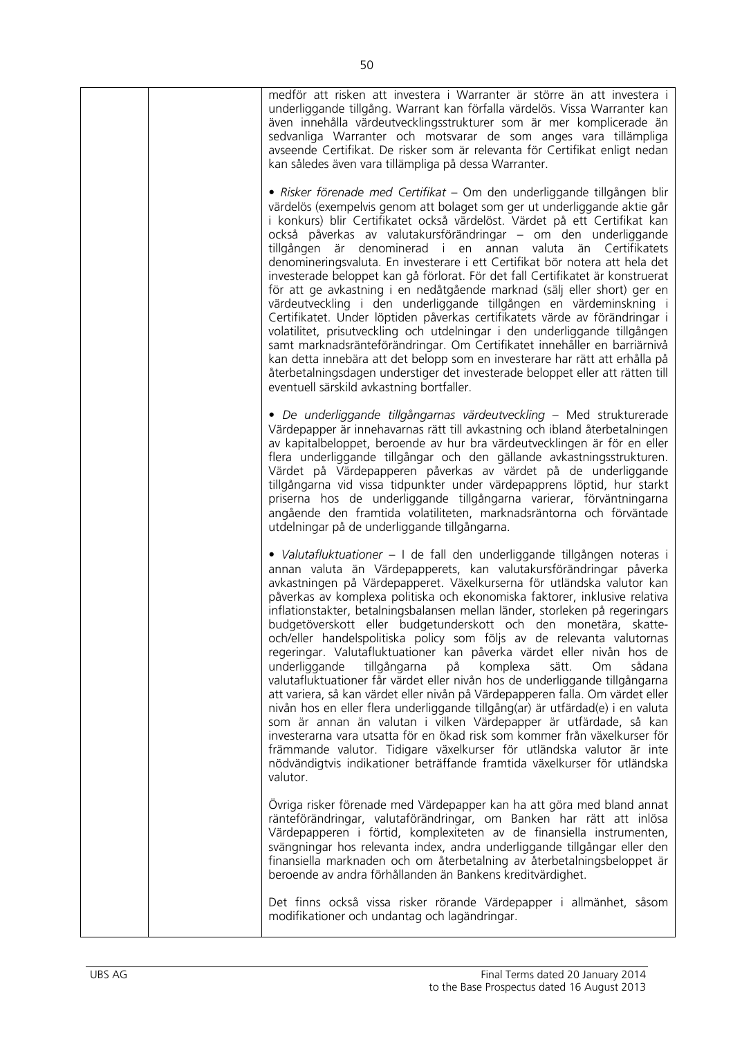| | | medför att risken att investera i Warranter är större än att investera i underliggande tillgång. Warrant kan förfalla värdelös. Vissa Warranter kan även innehålla värdeutvecklingsstrukturer som är mer komplicerade än sedvanliga Warranter och motsvarar de som anges vara tillämpliga avseende Certifikat. De risker som är relevanta för Certifikat enligt nedan kan således även vara tillämpliga på dessa Warranter.<br><br>• *Risker förenade med Certifikat* – Om den underliggande tillgången blir värdelös (exempelvis genom att bolaget som ger ut underliggande aktie går i konkurs) blir Certifikatet också värdelöst. Värdet på ett Certifikat kan också påverkas av valutakursförändringar – om den underliggande tillgången är denominerad i en annan valuta än Certifikatets denomineringsvaluta. En investerare i ett Certifikat bör notera att hela det investerade beloppet kan gå förlorat. För det fall Certifikatet är konstruerat för att ge avkastning i en nedåtgående marknad (sälj eller short) ger en värdeutveckling i den underliggande tillgången en värdeminskning i Certifikatet. Under löptiden påverkas certifikatets värde av förändringar i volatilitet, prisutveckling och utdelningar i den underliggande tillgången samt marknadsränteförändringar. Om Certifikatet innehåller en barriärnivå kan detta innebära att det belopp som en investerare har rätt att erhålla på återbetalningsdagen understiger det investerade beloppet eller att rätten till eventuell särskild avkastning bortfaller.<br><br>• *De underliggande tillgångarnas värdeutveckling* – Med strukturerade Värdepapper är innehavarnas rätt till avkastning och ibland återbetalningen av kapitalbeloppet, beroende av hur bra värdeutvecklingen är för en eller flera underliggande tillgångar och den gällande avkastningsstrukturen. Värdet på Värdepapperen påverkas av värdet på de underliggande tillgångarna vid vissa tidpunkter under värdepapprens löptid, hur starkt priserna hos de underliggande tillgångarna varierar, förväntningarna angående den framtida volatiliteten, marknadsräntorna och förväntade utdelningar på de underliggande tillgångarna.<br><br>• *Valutafluktuationer* – I de fall den underliggande tillgången noteras i annan valuta än Värdepapperets, kan valutakursförändringar påverka avkastningen på Värdepapperet. Växelkurserna för utländska valutor kan påverkas av komplexa politiska och ekonomiska faktorer, inklusive relativa inflationstakter, betalningsbalansen mellan länder, storleken på regeringars budgetöverskott eller budgetunderskott och den monetära, skatte- och/eller handelspolitiska policy som följs av de relevanta valutornas regeringar. Valutafluktuationer kan påverka värdet eller nivån hos de underliggande tillgångarna på komplexa sätt. Om sådana valutafluktuationer får värdet eller nivån hos de underliggande tillgångarna att variera, så kan värdet eller nivån på Värdepapperen falla. Om värdet eller nivån hos en eller flera underliggande tillgång(ar) är utfärdad(e) i en valuta som är annan än valutan i vilken Värdepapper är utfärdade, så kan investerarna vara utsatta för en ökad risk som kommer från växelkurser för främmande valutor. Tidigare växelkurser för utländska valutor är inte nödvändigtvis indikationer beträffande framtida växelkurser för utländska valutor.<br><br>Övriga risker förenade med Värdepapper kan ha att göra med bland annat ränteförändringar, valutaförändringar, om Banken har rätt att inlösa Värdepapperen i förtid, komplexiteten av de finansiella instrumenten, svängningar hos relevanta index, andra underliggande tillgångar eller den finansiella marknaden och om återbetalning av återbetalningsbeloppet är beroende av andra förhållanden än Bankens kreditvärdighet.<br><br>Det finns också vissa risker rörande Värdepapper i allmänhet, såsom modifikationer och undantag och lagändringar. |
|---|---|---|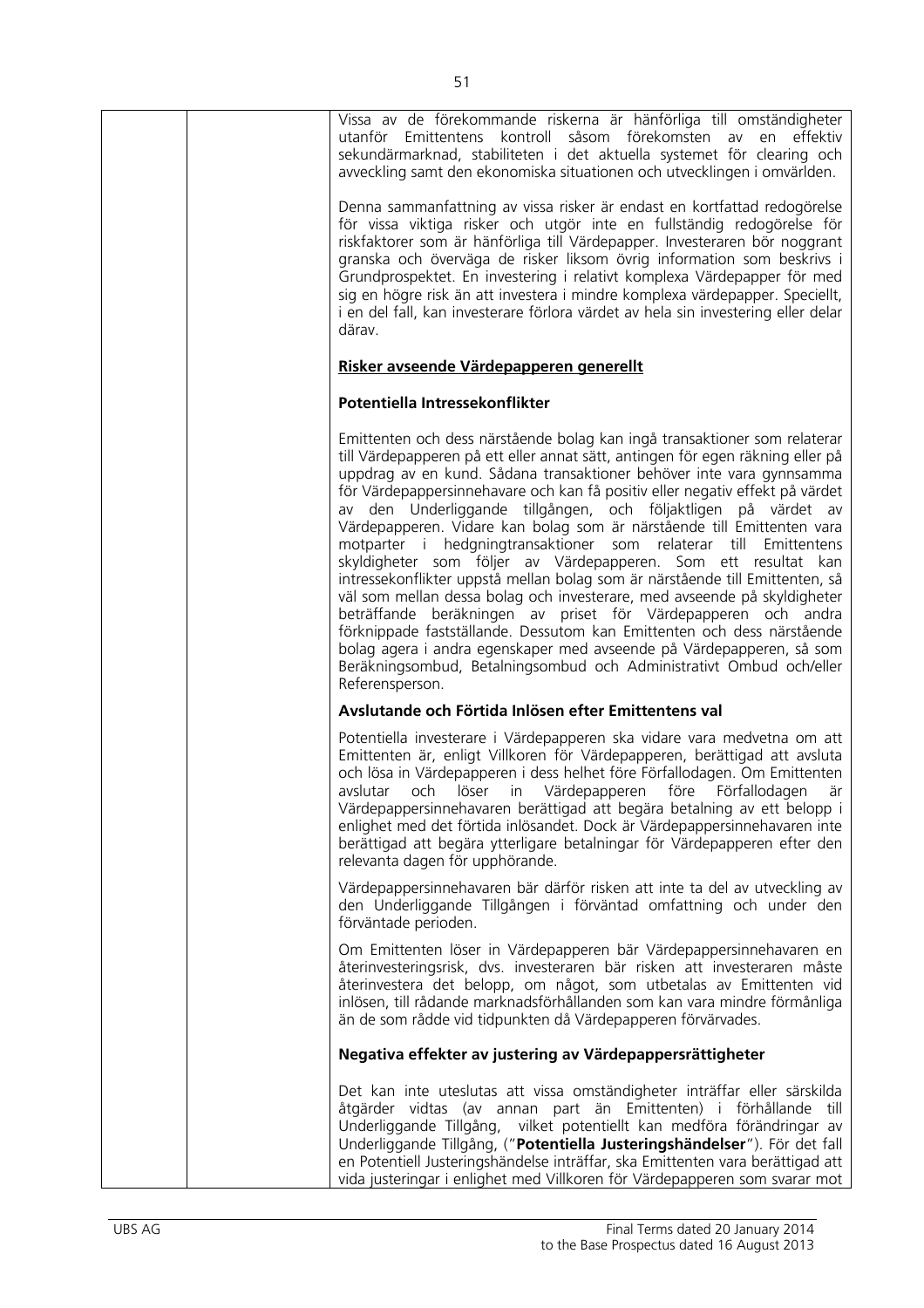| | | Vissa av de förekommande riskerna är hänförliga till omständigheter utanför Emittentens kontroll såsom förekomsten av en effektiv sekundärmarknad, stabiliteten i det aktuella systemet för clearing och avveckling samt den ekonomiska situationen och utvecklingen i omvärlden.<br><br>Denna sammanfattning av vissa risker är endast en kortfattad redogörelse för vissa viktiga risker och utgör inte en fullständig redogörelse för riskfaktorer som är hänförliga till Värdepapper. Investeraren bör noggrant granska och överväga de risker liksom övrig information som beskrivs i Grundprospektet. En investering i relativt komplexa Värdepapper för med sig en högre risk än att investera i mindre komplexa värdepapper. Speciellt, i en del fall, kan investerare förlora värdet av hela sin investering eller delar därav.<br><br>**<u>Risker avseende Värdepapperen generellt</u>**<br><br>**Potentiella Intressekonflikter**<br><br>Emittenten och dess närstående bolag kan ingå transaktioner som relaterar till Värdepapperen på ett eller annat sätt, antingen för egen räkning eller på uppdrag av en kund. Sådana transaktioner behöver inte vara gynnsamma för Värdepappersinnehavare och kan få positiv eller negativ effekt på värdet av den Underliggande tillgången, och följaktligen på värdet av Värdepapperen. Vidare kan bolag som är närstående till Emittenten vara motparter i hedgningtransaktioner som relaterar till Emittentens skyldigheter som följer av Värdepapperen. Som ett resultat kan intressekonflikter uppstå mellan bolag som är närstående till Emittenten, så väl som mellan dessa bolag och investerare, med avseende på skyldigheter beträffande beräkningen av priset för Värdepapperen och andra förknippade fastställande. Dessutom kan Emittenten och dess närstående bolag agera i andra egenskaper med avseende på Värdepapperen, så som Beräkningsombud, Betalningsombud och Administrativt Ombud och/eller Referensperson.<br><br>**Avslutande och Förtida Inlösen efter Emittentens val**<br><br>Potentiella investerare i Värdepapperen ska vidare vara medvetna om att Emittenten är, enligt Villkoren för Värdepapperen, berättigad att avsluta och lösa in Värdepapperen i dess helhet före Förfallodagen. Om Emittenten avslutar och löser in Värdepapperen före Förfallodagen är Värdepappersinnehavaren berättigad att begära betalning av ett belopp i enlighet med det förtida inlösandet. Dock är Värdepappersinnehavaren inte berättigad att begära ytterligare betalningar för Värdepapperen efter den relevanta dagen för upphörande.<br><br>Värdepappersinnehavaren bär därför risken att inte ta del av utveckling av den Underliggande Tillgången i förväntad omfattning och under den förväntade perioden.<br><br>Om Emittenten löser in Värdepapperen bär Värdepappersinnehavaren en återinvesteringsrisk, dvs. investeraren bär risken att investeraren måste återinvestera det belopp, om något, som utbetalas av Emittenten vid inlösen, till rådande marknadsförhållanden som kan vara mindre förmånliga än de som rådde vid tidpunkten då Värdepapperen förvärvades.<br><br>**Negativa effekter av justering av Värdepappersrättigheter**<br><br>Det kan inte uteslutas att vissa omständigheter inträffar eller särskilda åtgärder vidtas (av annan part än Emittenten) i förhållande till Underliggande Tillgång, vilket potentiellt kan medföra förändringar av Underliggande Tillgång, ("**Potentiella Justeringshändelser**"). För det fall en Potentiell Justeringshändelse inträffar, ska Emittenten vara berättigad att vida justeringar i enlighet med Villkoren för Värdepapperen som svarar mot |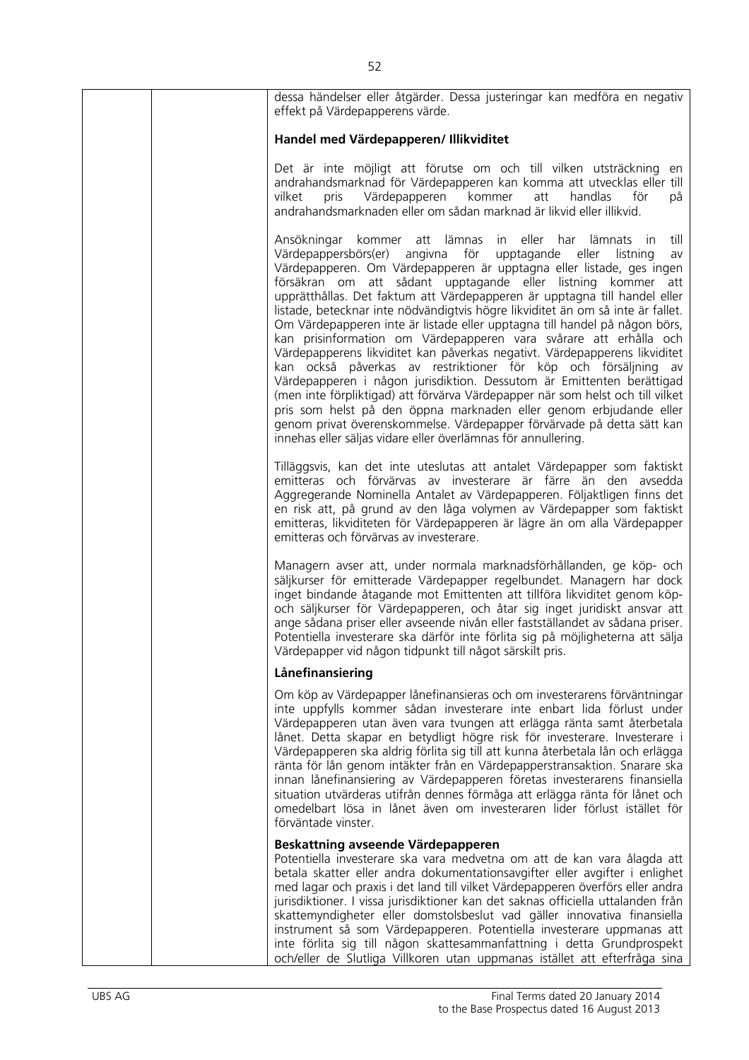dessa händelser eller åtgärder. Dessa justeringar kan medföra en negativ effekt på Värdepapperens värde.

**Handel med Värdepapperen/ Illikviditet**

Det är inte möjligt att förutse om och till vilken utsträckning en andrahandsmarknad för Värdepapperen kan komma att utvecklas eller till vilket pris Värdepapperen kommer att handlas för på andrahandsmarknaden eller om sådan marknad är likvid eller illikvid.

Ansökningar kommer att lämnas in eller har lämnats in till Värdepappersbörs(er) angivna för upptagande eller listning av Värdepapperen. Om Värdepapperen är upptagna eller listade, ges ingen försäkran om att sådant upptagande eller listning kommer att upprätthållas. Det faktum att Värdepapperen är upptagna till handel eller listade, betecknar inte nödvändigtvis högre likviditet än om så inte är fallet. Om Värdepapperen inte är listade eller upptagna till handel på någon börs, kan prisinformation om Värdepapperen vara svårare att erhålla och Värdepapperens likviditet kan påverkas negativt. Värdepapperens likviditet kan också påverkas av restriktioner för köp och försäljning av Värdepapperen i någon jurisdiktion. Dessutom är Emittenten berättigad (men inte förpliktigad) att förvärva Värdepapper när som helst och till vilket pris som helst på den öppna marknaden eller genom erbjudande eller genom privat överenskommelse. Värdepapper förvärvade på detta sätt kan innehas eller säljas vidare eller överlämnas för annullering.

Tilläggsvis, kan det inte uteslutas att antalet Värdepapper som faktiskt emitteras och förvärvas av investerare är färre än den avsedda Aggregerande Nominella Antalet av Värdepapperen. Följaktligen finns det en risk att, på grund av den låga volymen av Värdepapper som faktiskt emitteras, likviditeten för Värdepapperen är lägre än om alla Värdepapper emitteras och förvärvas av investerare.

Managern avser att, under normala marknadsförhållanden, ge köp- och säljkurser för emitterade Värdepapper regelbundet. Managern har dock inget bindande åtagande mot Emittenten att tillföra likviditet genom köp- och säljkurser för Värdepapperen, och åtar sig inget juridiskt ansvar att ange sådana priser eller avseende nivån eller fastställandet av sådana priser. Potentiella investerare ska därför inte förlita sig på möjligheterna att sälja Värdepapper vid någon tidpunkt till något särskilt pris.

**Lånefinansiering**

Om köp av Värdepapper lånefinansieras och om investerarens förväntningar inte uppfylls kommer sådan investerare inte enbart lida förlust under Värdepapperen utan även vara tvungen att erlägga ränta samt återbetala lånet. Detta skapar en betydligt högre risk för investerare. Investerare i Värdepapperen ska aldrig förlita sig till att kunna återbetala lån och erlägga ränta för lån genom intäkter från en Värdepapperstransaktion. Snarare ska innan lånefinansiering av Värdepapperen företas investerarens finansiella situation utvärderas utifrån dennes förmåga att erlägga ränta för lånet och omedelbart lösa in lånet även om investeraren lider förlust istället för förväntade vinster.

**Beskattning avseende Värdepapperen**

Potentiella investerare ska vara medvetna om att de kan vara ålagda att betala skatter eller andra dokumentationsavgifter eller avgifter i enlighet med lagar och praxis i det land till vilket Värdepapperen överförs eller andra jurisdiktioner. I vissa jurisdiktioner kan det saknas officiella uttalanden från skattemyndigheter eller domstolsbeslut vad gäller innovativa finansiella instrument så som Värdepapperen. Potentiella investerare uppmanas att inte förlita sig till någon skattesammanfattning i detta Grundprospekt och/eller de Slutliga Villkoren utan uppmanas istället att efterfråga sina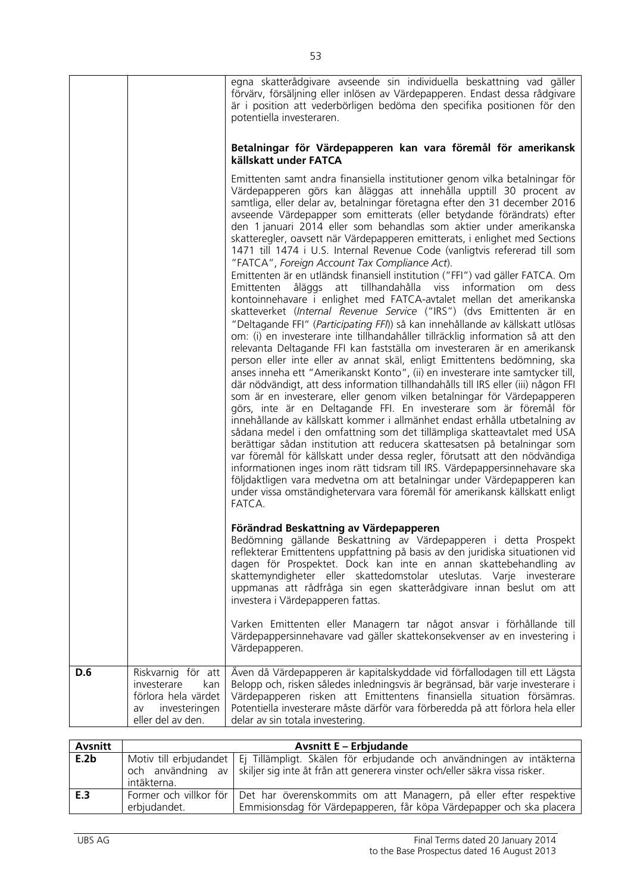| | | |
|---|---|---|
| | | egna skatterådgivare avseende sin individuella beskattning vad gäller förvärv, försäljning eller inlösen av Värdepapperen. Endast dessa rådgivare är i position att vederbörligen bedöma den specifika positionen för den potentiella investeraren.<br><br>**Betalningar för Värdepapperen kan vara föremål för amerikansk källskatt under FATCA**<br><br>Emittenten samt andra finansiella institutioner genom vilka betalningar för Värdepapperen görs kan åläggas att innehålla upptill 30 procent av samtliga, eller delar av, betalningar företagna efter den 31 december 2016 avseende Värdepapper som emitterats (eller betydande förändrats) efter den 1 januari 2014 eller som behandlas som aktier under amerikanska skatteregler, oavsett när Värdepapperen emitterats, i enlighet med Sections 1471 till 1474 i U.S. Internal Revenue Code (vanligtvis refererad till som "FATCA", *Foreign Account Tax Compliance Act*).<br>Emittenten är en utländsk finansiell institution ("FFI") vad gäller FATCA. Om Emittenten åläggs att tillhandahålla viss information om dess kontoinnehavare i enlighet med FATCA-avtalet mellan det amerikanska skatteverket (*Internal Revenue Service* ("IRS") (dvs Emittenten är en "Deltagande FFI" (*Participating FFI*)) så kan innehållande av källskatt utlösas om: (i) en investerare inte tillhandahåller tillräcklig information så att den relevanta Deltagande FFI kan fastställa om investeraren är en amerikansk person eller inte eller av annat skäl, enligt Emittentens bedömning, ska anses inneha ett "Amerikanskt Konto", (ii) en investerare inte samtycker till, där nödvändigt, att dess information tillhandahålls till IRS eller (iii) någon FFI som är en investerare, eller genom vilken betalningar för Värdepapperen görs, inte är en Deltagande FFI. En investerare som är föremål för innehållande av källskatt kommer i allmänhet endast erhålla utbetalning av sådana medel i den omfattning som det tillämpliga skatteavtalet med USA berättigar sådan institution att reducera skattesatsen på betalningar som var föremål för källskatt under dessa regler, förutsatt att den nödvändiga informationen inges inom rätt tidsram till IRS. Värdepappersinnehavare ska följdaktligen vara medvetna om att betalningar under Värdepapperen kan under vissa omständighetervara vara föremål för amerikansk källskatt enligt FATCA.<br><br>**Förändrad Beskattning av Värdepapperen**<br>Bedömning gällande Beskattning av Värdepapperen i detta Prospekt reflekterar Emittentens uppfattning på basis av den juridiska situationen vid dagen för Prospektet. Dock kan inte en annan skattebehandling av skattemyndigheter eller skattedomstolar uteslutas. Varje investerare uppmanas att rådfråga sin egen skatterådgivare innan beslut om att investera i Värdepapperen fattas.<br><br>Varken Emittenten eller Managern tar något ansvar i förhållande till Värdepappersinnehavare vad gäller skattekonsekvenser av en investering i Värdepapperen. |
| **D.6** | Riskvarnig för att investerare kan förlora hela värdet av investeringen eller del av den. | Även då Värdepapperen är kapitalskyddade vid förfallodagen till ett Lägsta Belopp och, risken således inledningsvis är begränsad, bär varje investerare i Värdepapperen risken att Emittentens finansiella situation försämras. Potentiella investerare måste därför vara förberedda på att förlora hela eller delar av sin totala investering. |

| **Avsnitt** | **Avsnitt E – Erbjudande** | |
|---|---|---|
| **E.2b** | Motiv till erbjudandet och användning av intäkterna. | Ej Tillämpligt. Skälen för erbjudande och användningen av intäkterna skiljer sig inte åt från att generera vinster och/eller säkra vissa risker. |
| **E.3** | Former och villkor för erbjudandet. | Det har överenskommits om att Managern, på eller efter respektive Emmisionsdag för Värdepapperen, får köpa Värdepapper och ska placera |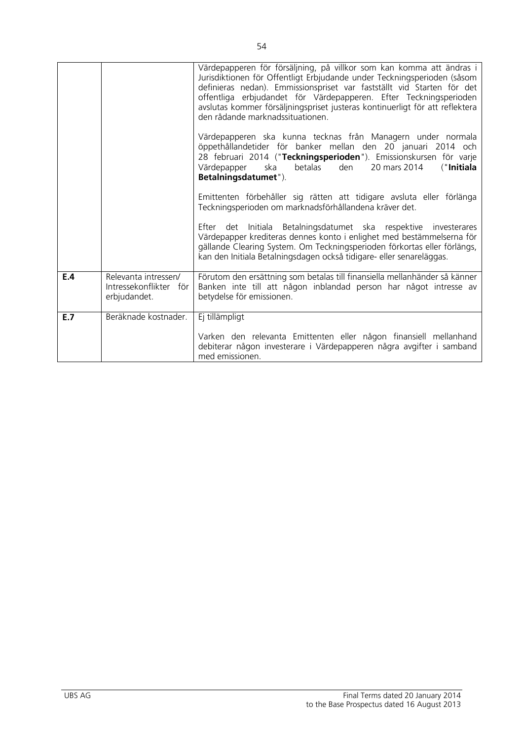| | | |
|---|---|---|
| | | Värdepapperen för försäljning, på villkor som kan komma att ändras i Jurisdiktionen för Offentligt Erbjudande under Teckningsperioden (såsom definieras nedan). Emmissionspriset var fastställt vid Starten för det offentliga erbjudandet för Värdepapperen. Efter Teckningsperioden avslutas kommer försäljningspriset justeras kontinuerligt för att reflektera den rådande marknadssituationen.<br><br>Värdepapperen ska kunna tecknas från Managern under normala öppethållandetider för banker mellan den 20 januari 2014 och 28 februari 2014 ("**Teckningsperioden**"). Emissionskursen för varje Värdepapper ska betalas den 20 mars 2014 ("**Initiala Betalningsdatumet**").<br><br>Emittenten förbehåller sig rätten att tidigare avsluta eller förlänga Teckningsperioden om marknadsförhållandena kräver det.<br><br>Efter det Initiala Betalningsdatumet ska respektive investerares Värdepapper krediteras dennes konto i enlighet med bestämmelserna för gällande Clearing System. Om Teckningsperioden förkortas eller förlängs, kan den Initiala Betalningsdagen också tidigare- eller senareläggas. |
| **E.4** | Relevanta intressen/ Intressekonflikter för erbjudandet. | Förutom den ersättning som betalas till finansiella mellanhänder så känner Banken inte till att någon inblandad person har något intresse av betydelse för emissionen. |
| **E.7** | Beräknade kostnader. | Ej tillämpligt<br><br>Varken den relevanta Emittenten eller någon finansiell mellanhand debiterar någon investerare i Värdepapperen några avgifter i samband med emissionen. |